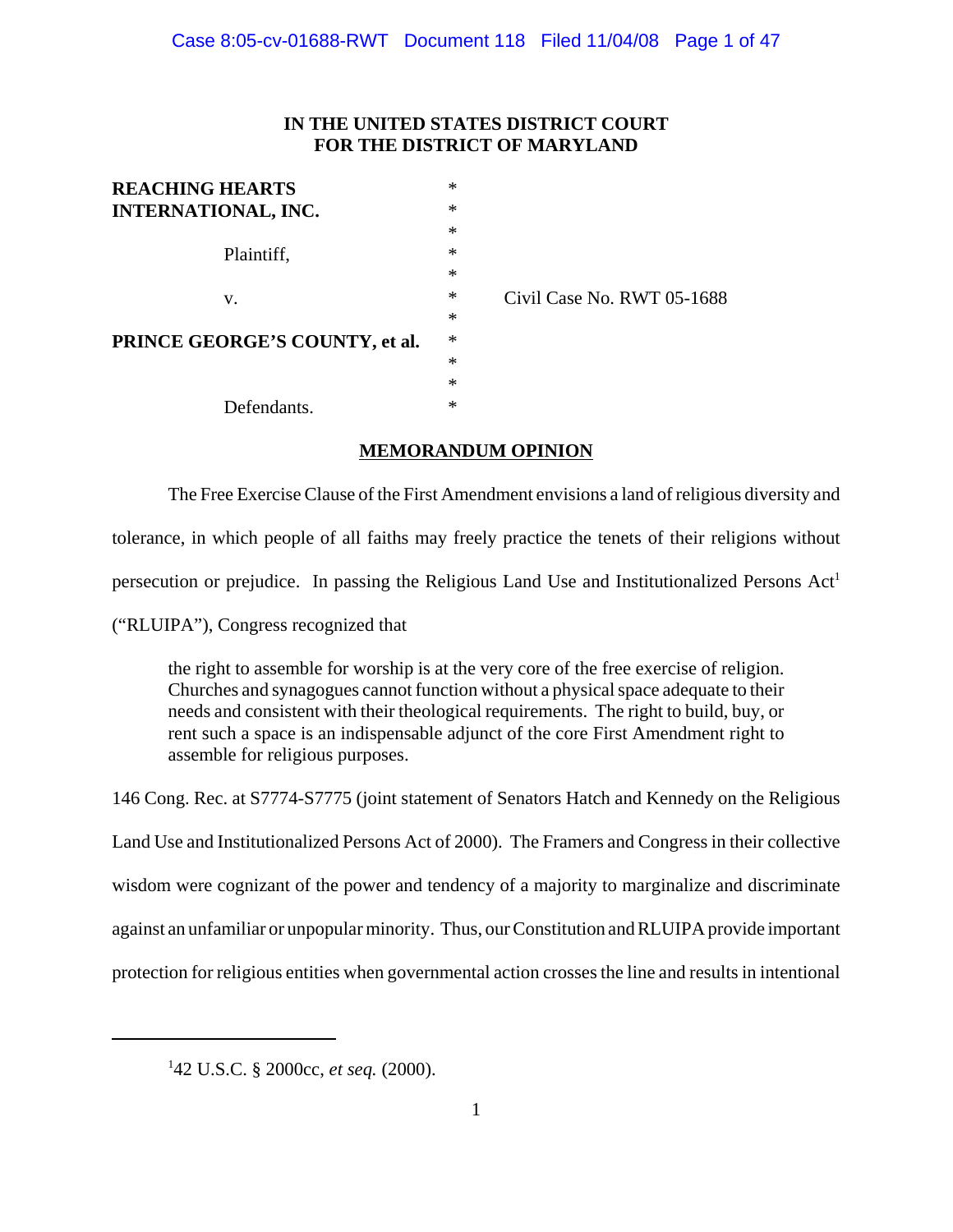**IN THE UNITED STATES DISTRICT COURT**
**FOR THE DISTRICT OF MARYLAND**

| | | |
|---|---|---|
| **REACHING HEARTS INTERNATIONAL, INC.** | * | |
| | * | |
| Plaintiff, | * | |
| | * | |
| v. | * | Civil Case No. RWT 05-1688 |
| | * | |
| **PRINCE GEORGE'S COUNTY, et al.** | * | |
| | * | |
| | * | |
| Defendants. | * | |

## MEMORANDUM OPINION

The Free Exercise Clause of the First Amendment envisions a land of religious diversity and tolerance, in which people of all faiths may freely practice the tenets of their religions without persecution or prejudice. In passing the Religious Land Use and Institutionalized Persons Act[1] ("RLUIPA"), Congress recognized that

> the right to assemble for worship is at the very core of the free exercise of religion. Churches and synagogues cannot function without a physical space adequate to their needs and consistent with their theological requirements. The right to build, buy, or rent such a space is an indispensable adjunct of the core First Amendment right to assemble for religious purposes.

146 Cong. Rec. at S7774-S7775 (joint statement of Senators Hatch and Kennedy on the Religious Land Use and Institutionalized Persons Act of 2000). The Framers and Congress in their collective wisdom were cognizant of the power and tendency of a majority to marginalize and discriminate against an unfamiliar or unpopular minority. Thus, our Constitution and RLUIPA provide important protection for religious entities when governmental action crosses the line and results in intentional

---

[1] 42 U.S.C. § 2000cc, *et seq.* (2000).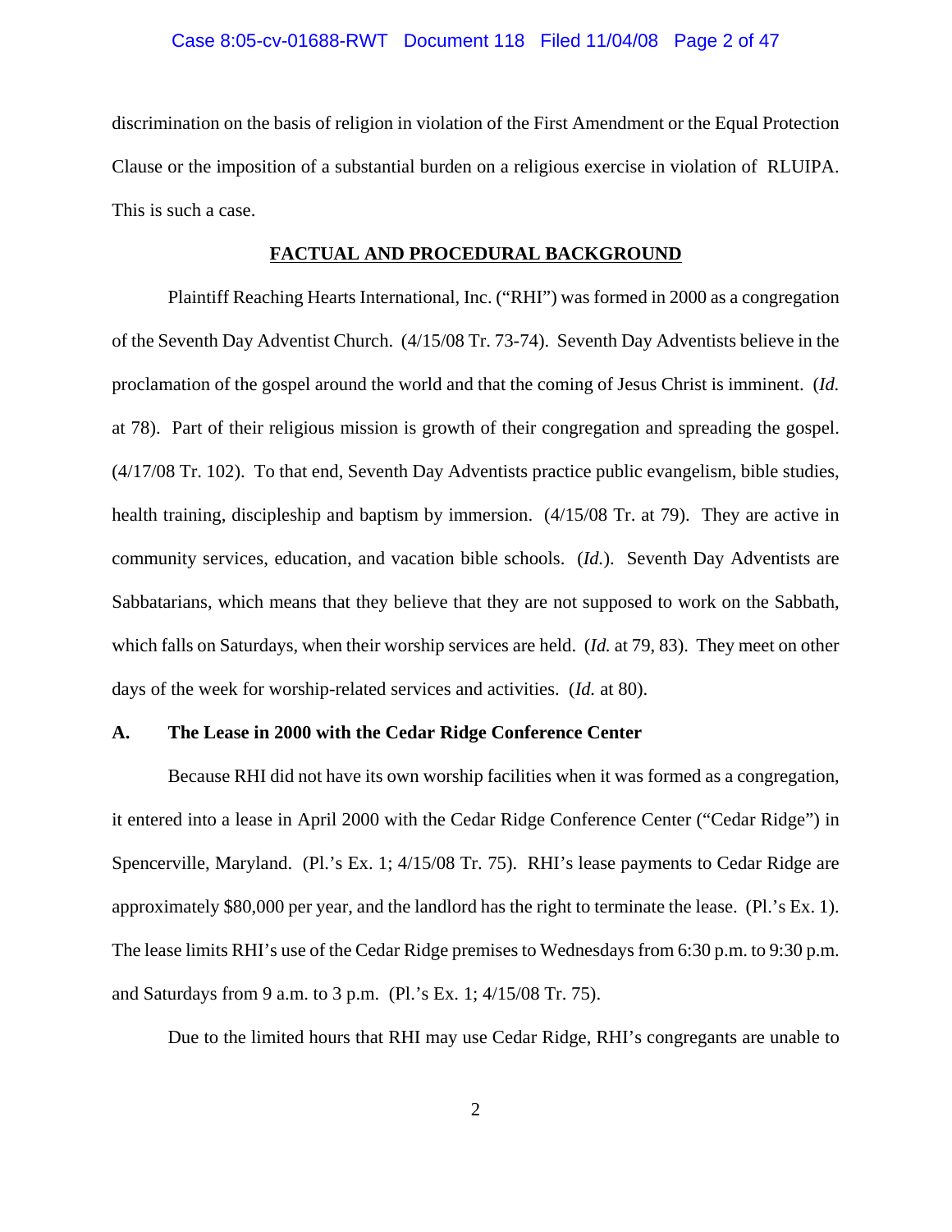discrimination on the basis of religion in violation of the First Amendment or the Equal Protection Clause or the imposition of a substantial burden on a religious exercise in violation of RLUIPA. This is such a case.

## FACTUAL AND PROCEDURAL BACKGROUND

Plaintiff Reaching Hearts International, Inc. ("RHI") was formed in 2000 as a congregation of the Seventh Day Adventist Church. (4/15/08 Tr. 73-74). Seventh Day Adventists believe in the proclamation of the gospel around the world and that the coming of Jesus Christ is imminent. (*Id.* at 78). Part of their religious mission is growth of their congregation and spreading the gospel. (4/17/08 Tr. 102). To that end, Seventh Day Adventists practice public evangelism, bible studies, health training, discipleship and baptism by immersion. (4/15/08 Tr. at 79). They are active in community services, education, and vacation bible schools. (*Id.*). Seventh Day Adventists are Sabbatarians, which means that they believe that they are not supposed to work on the Sabbath, which falls on Saturdays, when their worship services are held. (*Id.* at 79, 83). They meet on other days of the week for worship-related services and activities. (*Id.* at 80).

### A. The Lease in 2000 with the Cedar Ridge Conference Center

Because RHI did not have its own worship facilities when it was formed as a congregation, it entered into a lease in April 2000 with the Cedar Ridge Conference Center ("Cedar Ridge") in Spencerville, Maryland. (Pl.'s Ex. 1; 4/15/08 Tr. 75). RHI's lease payments to Cedar Ridge are approximately $80,000 per year, and the landlord has the right to terminate the lease. (Pl.'s Ex. 1). The lease limits RHI's use of the Cedar Ridge premises to Wednesdays from 6:30 p.m. to 9:30 p.m. and Saturdays from 9 a.m. to 3 p.m. (Pl.'s Ex. 1; 4/15/08 Tr. 75).

Due to the limited hours that RHI may use Cedar Ridge, RHI's congregants are unable to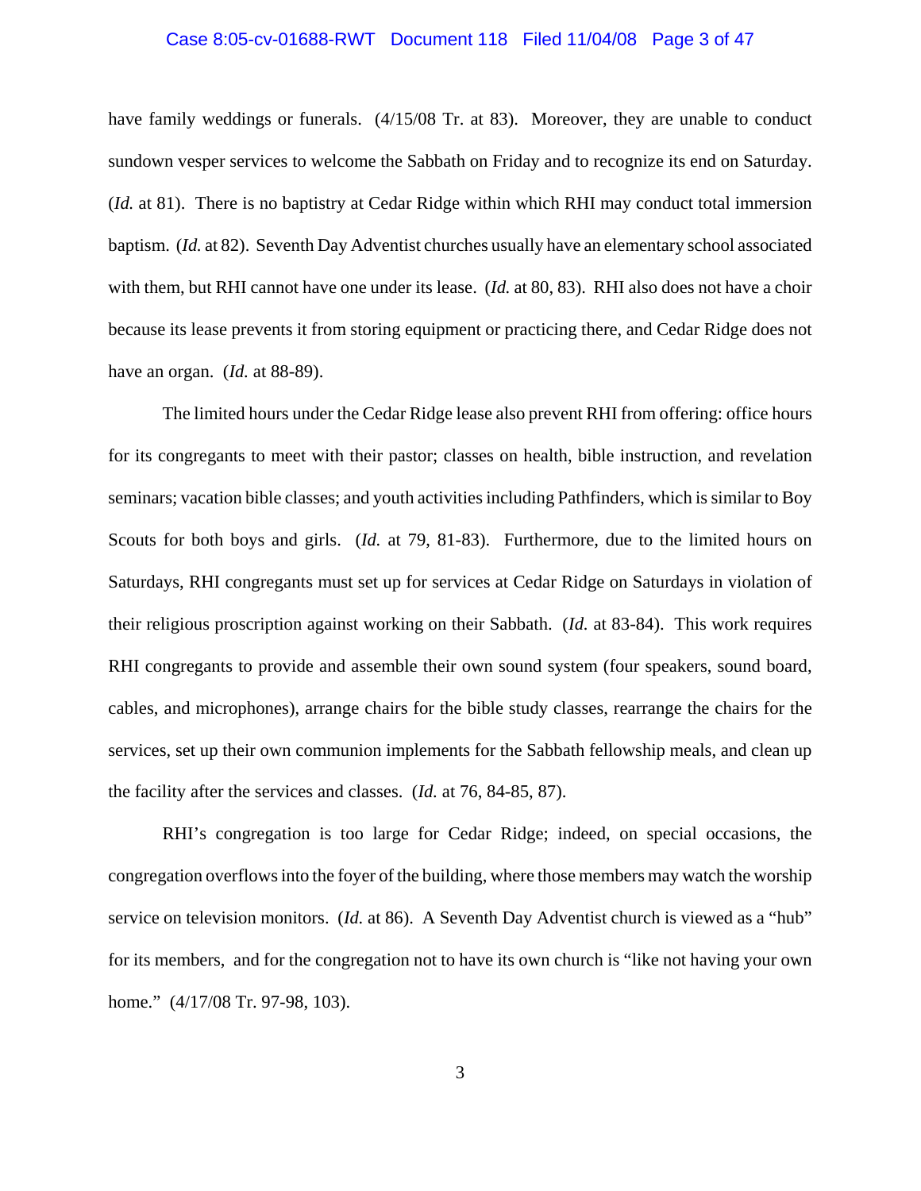have family weddings or funerals. (4/15/08 Tr. at 83). Moreover, they are unable to conduct sundown vesper services to welcome the Sabbath on Friday and to recognize its end on Saturday. (*Id.* at 81). There is no baptistry at Cedar Ridge within which RHI may conduct total immersion baptism. (*Id.* at 82). Seventh Day Adventist churches usually have an elementary school associated with them, but RHI cannot have one under its lease. (*Id.* at 80, 83). RHI also does not have a choir because its lease prevents it from storing equipment or practicing there, and Cedar Ridge does not have an organ. (*Id.* at 88-89).

The limited hours under the Cedar Ridge lease also prevent RHI from offering: office hours for its congregants to meet with their pastor; classes on health, bible instruction, and revelation seminars; vacation bible classes; and youth activities including Pathfinders, which is similar to Boy Scouts for both boys and girls. (*Id.* at 79, 81-83). Furthermore, due to the limited hours on Saturdays, RHI congregants must set up for services at Cedar Ridge on Saturdays in violation of their religious proscription against working on their Sabbath. (*Id.* at 83-84). This work requires RHI congregants to provide and assemble their own sound system (four speakers, sound board, cables, and microphones), arrange chairs for the bible study classes, rearrange the chairs for the services, set up their own communion implements for the Sabbath fellowship meals, and clean up the facility after the services and classes. (*Id.* at 76, 84-85, 87).

RHI's congregation is too large for Cedar Ridge; indeed, on special occasions, the congregation overflows into the foyer of the building, where those members may watch the worship service on television monitors. (*Id.* at 86). A Seventh Day Adventist church is viewed as a "hub" for its members, and for the congregation not to have its own church is "like not having your own home." (4/17/08 Tr. 97-98, 103).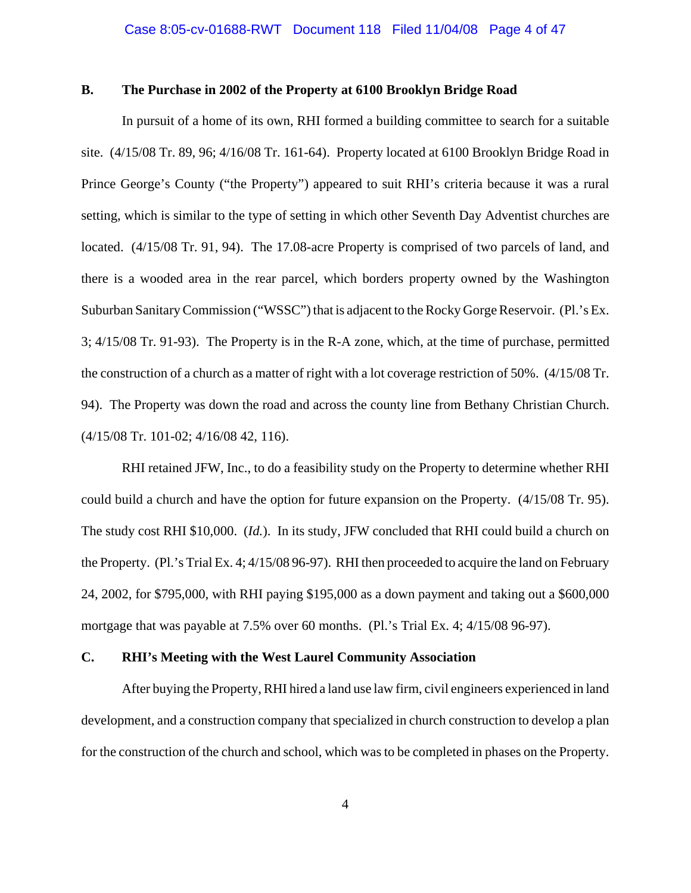### B. The Purchase in 2002 of the Property at 6100 Brooklyn Bridge Road

In pursuit of a home of its own, RHI formed a building committee to search for a suitable site. (4/15/08 Tr. 89, 96; 4/16/08 Tr. 161-64). Property located at 6100 Brooklyn Bridge Road in Prince George's County ("the Property") appeared to suit RHI's criteria because it was a rural setting, which is similar to the type of setting in which other Seventh Day Adventist churches are located. (4/15/08 Tr. 91, 94). The 17.08-acre Property is comprised of two parcels of land, and there is a wooded area in the rear parcel, which borders property owned by the Washington Suburban Sanitary Commission ("WSSC") that is adjacent to the Rocky Gorge Reservoir. (Pl.'s Ex. 3; 4/15/08 Tr. 91-93). The Property is in the R-A zone, which, at the time of purchase, permitted the construction of a church as a matter of right with a lot coverage restriction of 50%. (4/15/08 Tr. 94). The Property was down the road and across the county line from Bethany Christian Church. (4/15/08 Tr. 101-02; 4/16/08 42, 116).

RHI retained JFW, Inc., to do a feasibility study on the Property to determine whether RHI could build a church and have the option for future expansion on the Property. (4/15/08 Tr. 95). The study cost RHI $10,000. (*Id.*). In its study, JFW concluded that RHI could build a church on the Property. (Pl.'s Trial Ex. 4; 4/15/08 96-97). RHI then proceeded to acquire the land on February 24, 2002, for $795,000, with RHI paying $195,000 as a down payment and taking out a $600,000 mortgage that was payable at 7.5% over 60 months. (Pl.'s Trial Ex. 4; 4/15/08 96-97).

### C. RHI's Meeting with the West Laurel Community Association

After buying the Property, RHI hired a land use law firm, civil engineers experienced in land development, and a construction company that specialized in church construction to develop a plan for the construction of the church and school, which was to be completed in phases on the Property.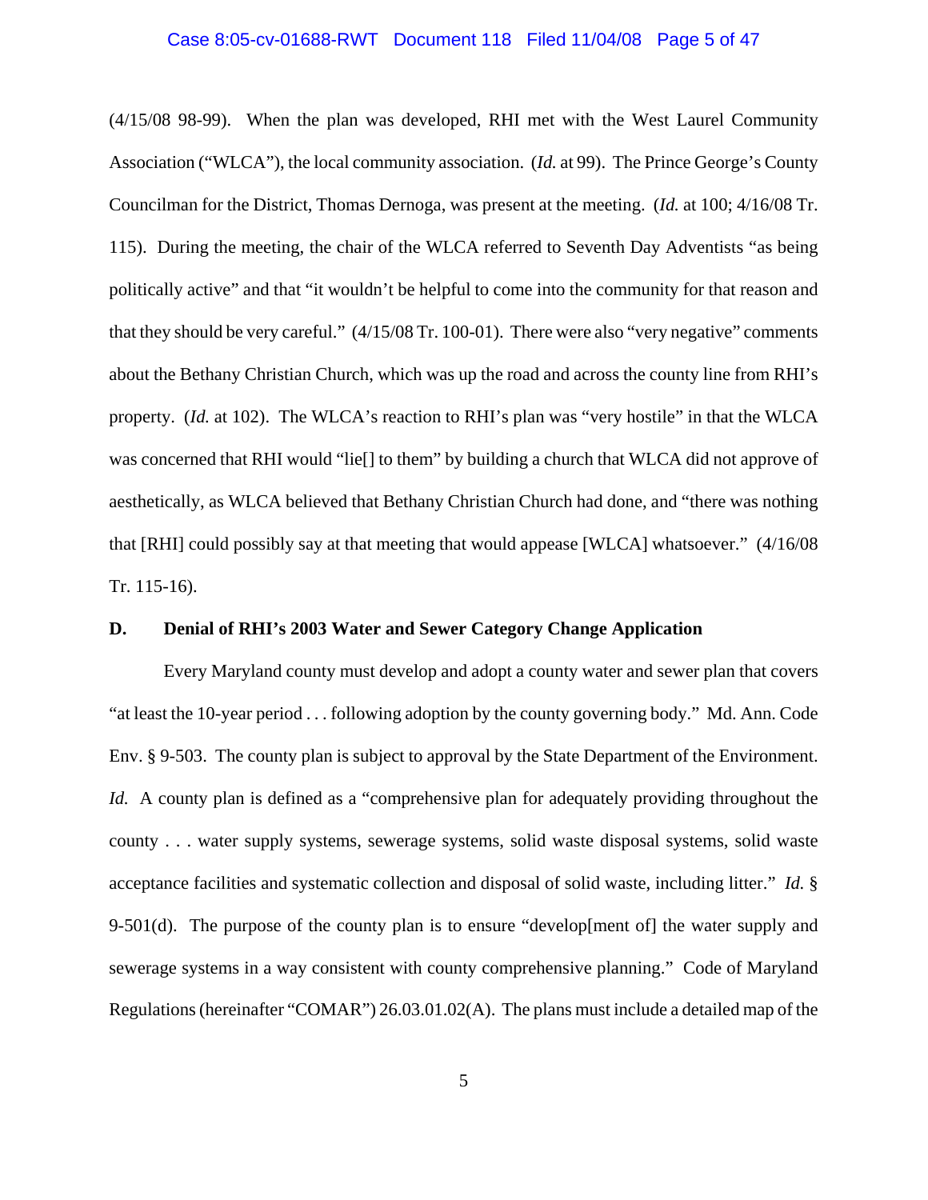(4/15/08 98-99). When the plan was developed, RHI met with the West Laurel Community Association ("WLCA"), the local community association. (*Id.* at 99). The Prince George's County Councilman for the District, Thomas Dernoga, was present at the meeting. (*Id.* at 100; 4/16/08 Tr. 115). During the meeting, the chair of the WLCA referred to Seventh Day Adventists "as being politically active" and that "it wouldn't be helpful to come into the community for that reason and that they should be very careful." (4/15/08 Tr. 100-01). There were also "very negative" comments about the Bethany Christian Church, which was up the road and across the county line from RHI's property. (*Id.* at 102). The WLCA's reaction to RHI's plan was "very hostile" in that the WLCA was concerned that RHI would "lie[] to them" by building a church that WLCA did not approve of aesthetically, as WLCA believed that Bethany Christian Church had done, and "there was nothing that [RHI] could possibly say at that meeting that would appease [WLCA] whatsoever." (4/16/08 Tr. 115-16).

**D. Denial of RHI's 2003 Water and Sewer Category Change Application**

Every Maryland county must develop and adopt a county water and sewer plan that covers "at least the 10-year period . . . following adoption by the county governing body." Md. Ann. Code Env. § 9-503. The county plan is subject to approval by the State Department of the Environment. *Id.* A county plan is defined as a "comprehensive plan for adequately providing throughout the county . . . water supply systems, sewerage systems, solid waste disposal systems, solid waste acceptance facilities and systematic collection and disposal of solid waste, including litter." *Id.* § 9-501(d). The purpose of the county plan is to ensure "develop[ment of] the water supply and sewerage systems in a way consistent with county comprehensive planning." Code of Maryland Regulations (hereinafter "COMAR") 26.03.01.02(A). The plans must include a detailed map of the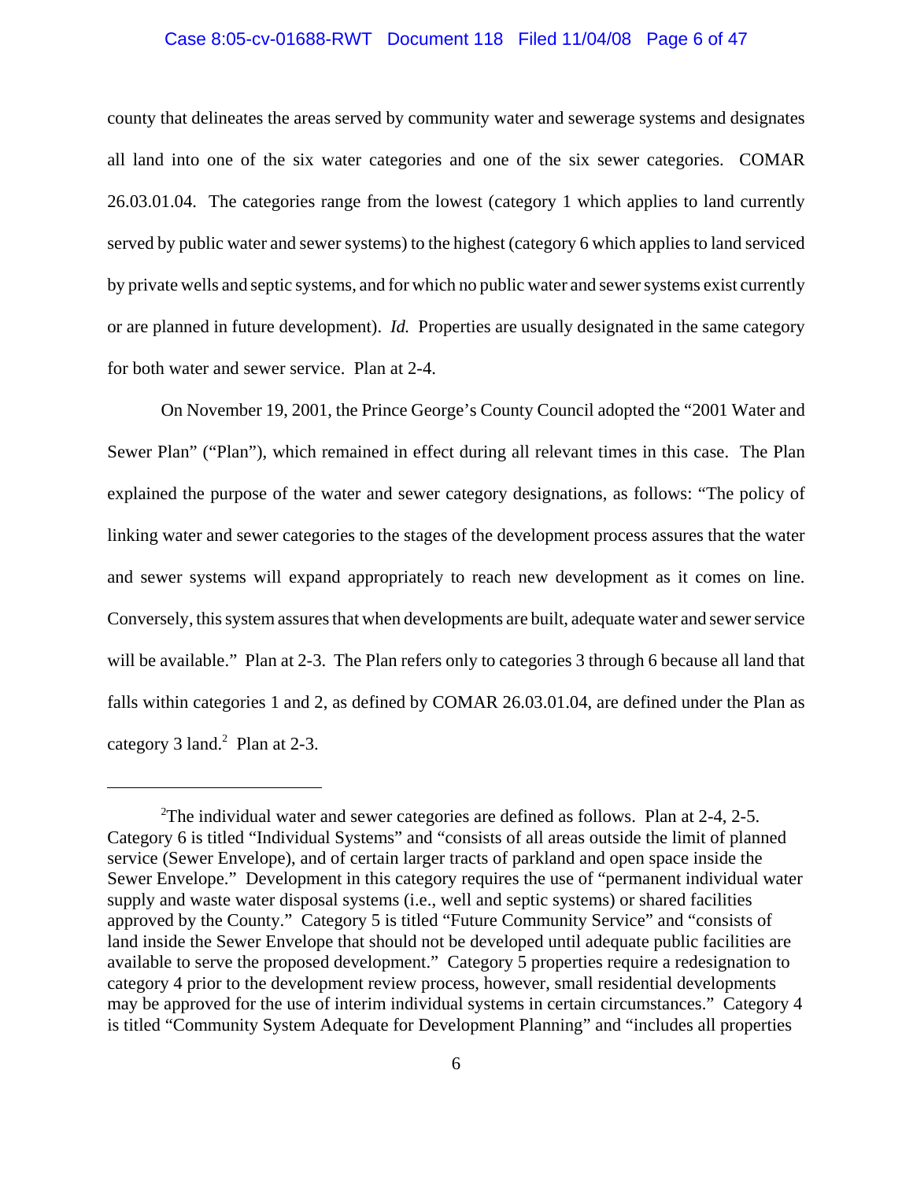county that delineates the areas served by community water and sewerage systems and designates all land into one of the six water categories and one of the six sewer categories. COMAR 26.03.01.04. The categories range from the lowest (category 1 which applies to land currently served by public water and sewer systems) to the highest (category 6 which applies to land serviced by private wells and septic systems, and for which no public water and sewer systems exist currently or are planned in future development). *Id.* Properties are usually designated in the same category for both water and sewer service. Plan at 2-4.

On November 19, 2001, the Prince George's County Council adopted the "2001 Water and Sewer Plan" ("Plan"), which remained in effect during all relevant times in this case. The Plan explained the purpose of the water and sewer category designations, as follows: "The policy of linking water and sewer categories to the stages of the development process assures that the water and sewer systems will expand appropriately to reach new development as it comes on line. Conversely, this system assures that when developments are built, adequate water and sewer service will be available." Plan at 2-3. The Plan refers only to categories 3 through 6 because all land that falls within categories 1 and 2, as defined by COMAR 26.03.01.04, are defined under the Plan as category 3 land.[2] Plan at 2-3.

---

[2]The individual water and sewer categories are defined as follows. Plan at 2-4, 2-5. Category 6 is titled "Individual Systems" and "consists of all areas outside the limit of planned service (Sewer Envelope), and of certain larger tracts of parkland and open space inside the Sewer Envelope." Development in this category requires the use of "permanent individual water supply and waste water disposal systems (i.e., well and septic systems) or shared facilities approved by the County." Category 5 is titled "Future Community Service" and "consists of land inside the Sewer Envelope that should not be developed until adequate public facilities are available to serve the proposed development." Category 5 properties require a redesignation to category 4 prior to the development review process, however, small residential developments may be approved for the use of interim individual systems in certain circumstances." Category 4 is titled "Community System Adequate for Development Planning" and "includes all properties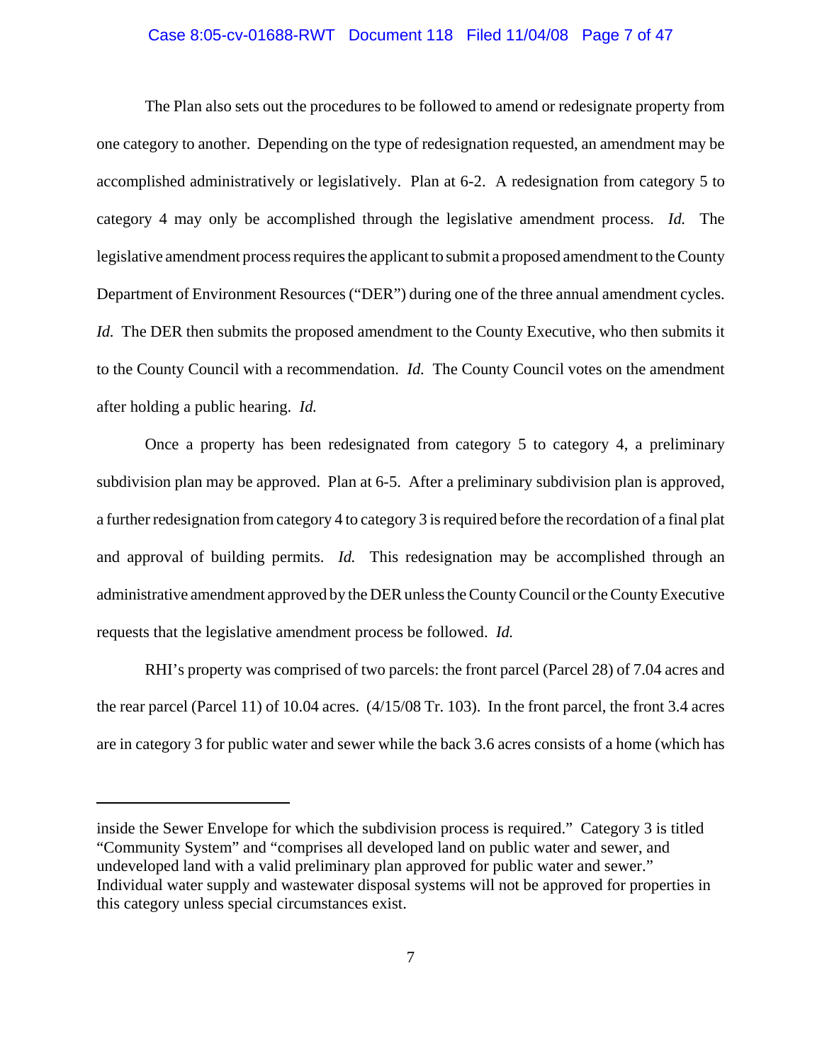The Plan also sets out the procedures to be followed to amend or redesignate property from one category to another. Depending on the type of redesignation requested, an amendment may be accomplished administratively or legislatively. Plan at 6-2. A redesignation from category 5 to category 4 may only be accomplished through the legislative amendment process. *Id.* The legislative amendment process requires the applicant to submit a proposed amendment to the County Department of Environment Resources ("DER") during one of the three annual amendment cycles. *Id.* The DER then submits the proposed amendment to the County Executive, who then submits it to the County Council with a recommendation. *Id.* The County Council votes on the amendment after holding a public hearing. *Id.*

Once a property has been redesignated from category 5 to category 4, a preliminary subdivision plan may be approved. Plan at 6-5. After a preliminary subdivision plan is approved, a further redesignation from category 4 to category 3 is required before the recordation of a final plat and approval of building permits. *Id.* This redesignation may be accomplished through an administrative amendment approved by the DER unless the County Council or the County Executive requests that the legislative amendment process be followed. *Id.*

RHI's property was comprised of two parcels: the front parcel (Parcel 28) of 7.04 acres and the rear parcel (Parcel 11) of 10.04 acres. (4/15/08 Tr. 103). In the front parcel, the front 3.4 acres are in category 3 for public water and sewer while the back 3.6 acres consists of a home (which has

---

inside the Sewer Envelope for which the subdivision process is required." Category 3 is titled "Community System" and "comprises all developed land on public water and sewer, and undeveloped land with a valid preliminary plan approved for public water and sewer." Individual water supply and wastewater disposal systems will not be approved for properties in this category unless special circumstances exist.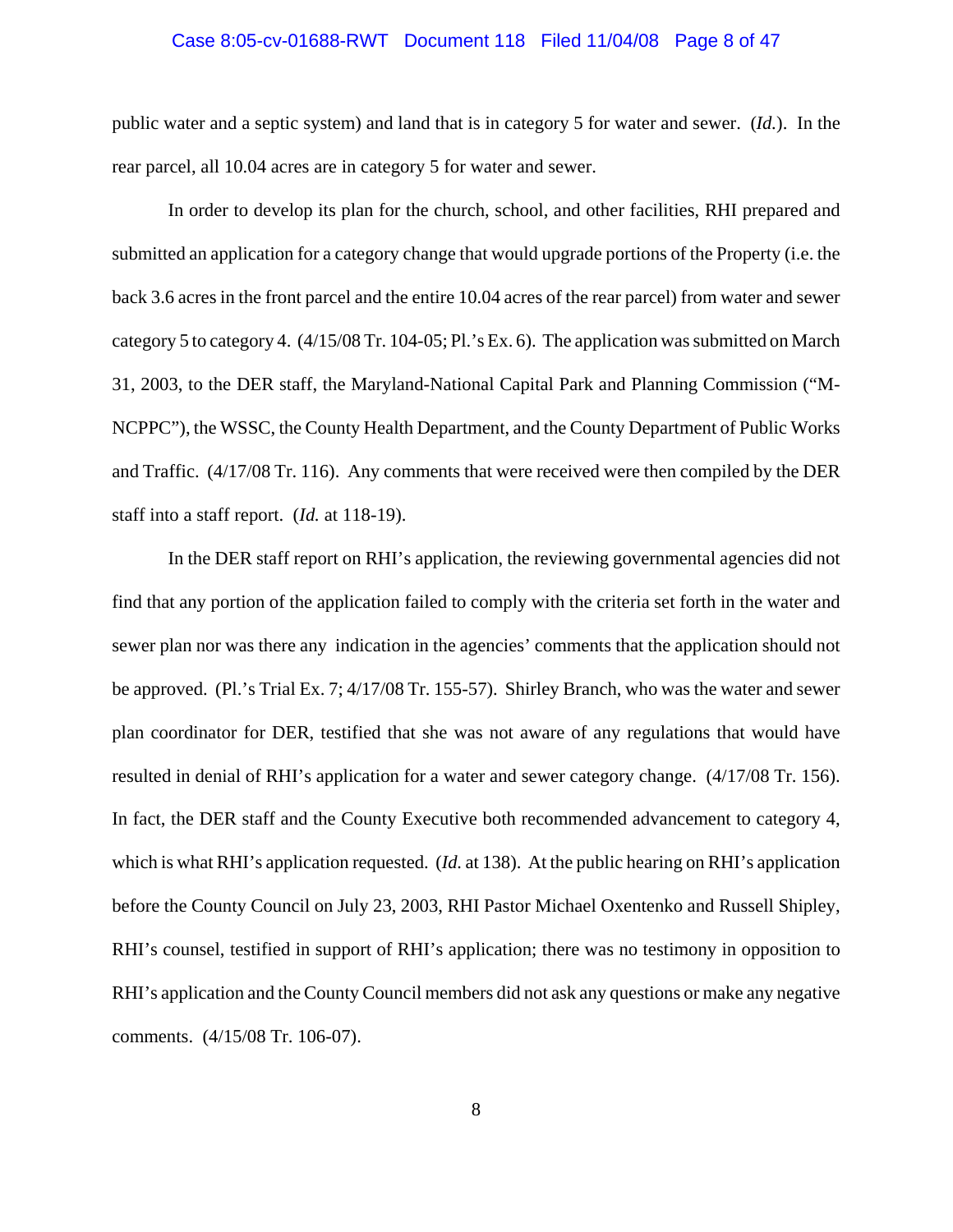public water and a septic system) and land that is in category 5 for water and sewer. (*Id.*). In the rear parcel, all 10.04 acres are in category 5 for water and sewer.

In order to develop its plan for the church, school, and other facilities, RHI prepared and submitted an application for a category change that would upgrade portions of the Property (i.e. the back 3.6 acres in the front parcel and the entire 10.04 acres of the rear parcel) from water and sewer category 5 to category 4. (4/15/08 Tr. 104-05; Pl.'s Ex. 6). The application was submitted on March 31, 2003, to the DER staff, the Maryland-National Capital Park and Planning Commission ("M-NCPPC"), the WSSC, the County Health Department, and the County Department of Public Works and Traffic. (4/17/08 Tr. 116). Any comments that were received were then compiled by the DER staff into a staff report. (*Id.* at 118-19).

In the DER staff report on RHI's application, the reviewing governmental agencies did not find that any portion of the application failed to comply with the criteria set forth in the water and sewer plan nor was there any indication in the agencies' comments that the application should not be approved. (Pl.'s Trial Ex. 7; 4/17/08 Tr. 155-57). Shirley Branch, who was the water and sewer plan coordinator for DER, testified that she was not aware of any regulations that would have resulted in denial of RHI's application for a water and sewer category change. (4/17/08 Tr. 156). In fact, the DER staff and the County Executive both recommended advancement to category 4, which is what RHI's application requested. (*Id.* at 138). At the public hearing on RHI's application before the County Council on July 23, 2003, RHI Pastor Michael Oxentenko and Russell Shipley, RHI's counsel, testified in support of RHI's application; there was no testimony in opposition to RHI's application and the County Council members did not ask any questions or make any negative comments. (4/15/08 Tr. 106-07).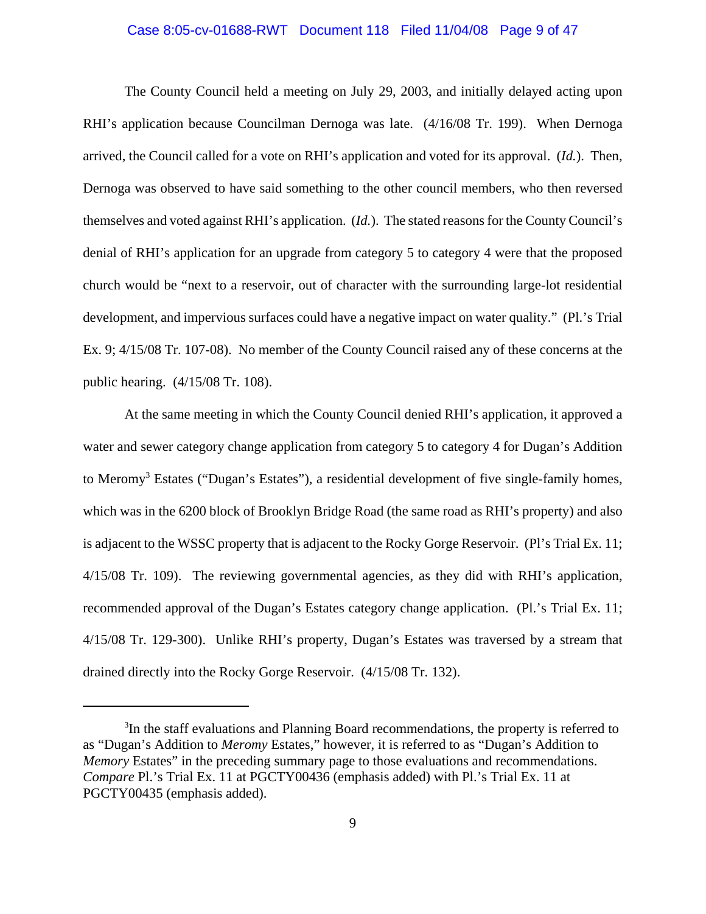The County Council held a meeting on July 29, 2003, and initially delayed acting upon RHI's application because Councilman Dernoga was late. (4/16/08 Tr. 199). When Dernoga arrived, the Council called for a vote on RHI's application and voted for its approval. (*Id.*). Then, Dernoga was observed to have said something to the other council members, who then reversed themselves and voted against RHI's application. (*Id.*). The stated reasons for the County Council's denial of RHI's application for an upgrade from category 5 to category 4 were that the proposed church would be "next to a reservoir, out of character with the surrounding large-lot residential development, and impervious surfaces could have a negative impact on water quality." (Pl.'s Trial Ex. 9; 4/15/08 Tr. 107-08). No member of the County Council raised any of these concerns at the public hearing. (4/15/08 Tr. 108).

At the same meeting in which the County Council denied RHI's application, it approved a water and sewer category change application from category 5 to category 4 for Dugan's Addition to Meromy[3] Estates ("Dugan's Estates"), a residential development of five single-family homes, which was in the 6200 block of Brooklyn Bridge Road (the same road as RHI's property) and also is adjacent to the WSSC property that is adjacent to the Rocky Gorge Reservoir. (Pl's Trial Ex. 11; 4/15/08 Tr. 109). The reviewing governmental agencies, as they did with RHI's application, recommended approval of the Dugan's Estates category change application. (Pl.'s Trial Ex. 11; 4/15/08 Tr. 129-300). Unlike RHI's property, Dugan's Estates was traversed by a stream that drained directly into the Rocky Gorge Reservoir. (4/15/08 Tr. 132).

---

[3] In the staff evaluations and Planning Board recommendations, the property is referred to as "Dugan's Addition to *Meromy* Estates," however, it is referred to as "Dugan's Addition to *Memory* Estates" in the preceding summary page to those evaluations and recommendations. *Compare* Pl.'s Trial Ex. 11 at PGCTY00436 (emphasis added) with Pl.'s Trial Ex. 11 at PGCTY00435 (emphasis added).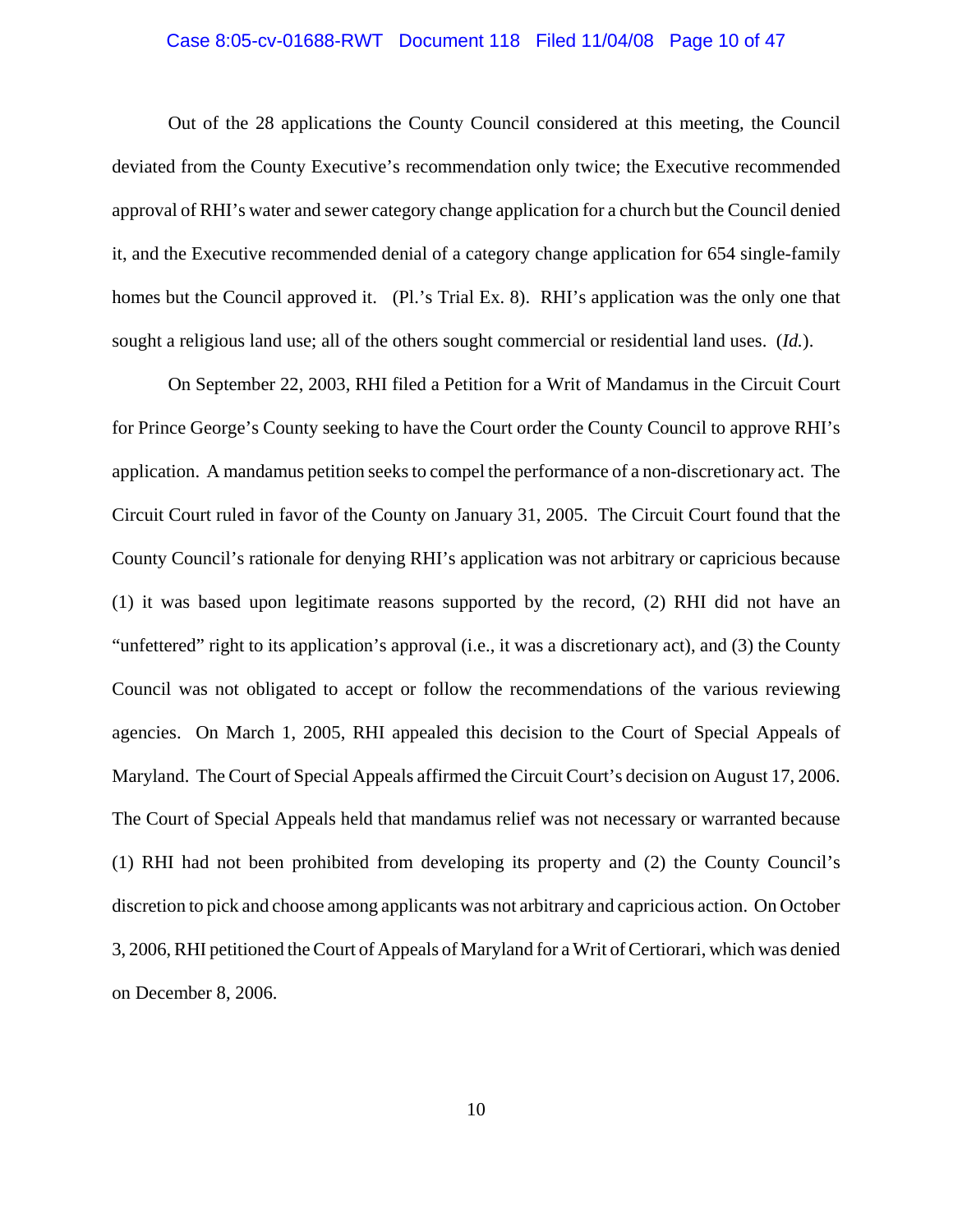Out of the 28 applications the County Council considered at this meeting, the Council deviated from the County Executive's recommendation only twice; the Executive recommended approval of RHI's water and sewer category change application for a church but the Council denied it, and the Executive recommended denial of a category change application for 654 single-family homes but the Council approved it. (Pl.'s Trial Ex. 8). RHI's application was the only one that sought a religious land use; all of the others sought commercial or residential land uses. (*Id.*).

On September 22, 2003, RHI filed a Petition for a Writ of Mandamus in the Circuit Court for Prince George's County seeking to have the Court order the County Council to approve RHI's application. A mandamus petition seeks to compel the performance of a non-discretionary act. The Circuit Court ruled in favor of the County on January 31, 2005. The Circuit Court found that the County Council's rationale for denying RHI's application was not arbitrary or capricious because (1) it was based upon legitimate reasons supported by the record, (2) RHI did not have an "unfettered" right to its application's approval (i.e., it was a discretionary act), and (3) the County Council was not obligated to accept or follow the recommendations of the various reviewing agencies. On March 1, 2005, RHI appealed this decision to the Court of Special Appeals of Maryland. The Court of Special Appeals affirmed the Circuit Court's decision on August 17, 2006. The Court of Special Appeals held that mandamus relief was not necessary or warranted because (1) RHI had not been prohibited from developing its property and (2) the County Council's discretion to pick and choose among applicants was not arbitrary and capricious action. On October 3, 2006, RHI petitioned the Court of Appeals of Maryland for a Writ of Certiorari, which was denied on December 8, 2006.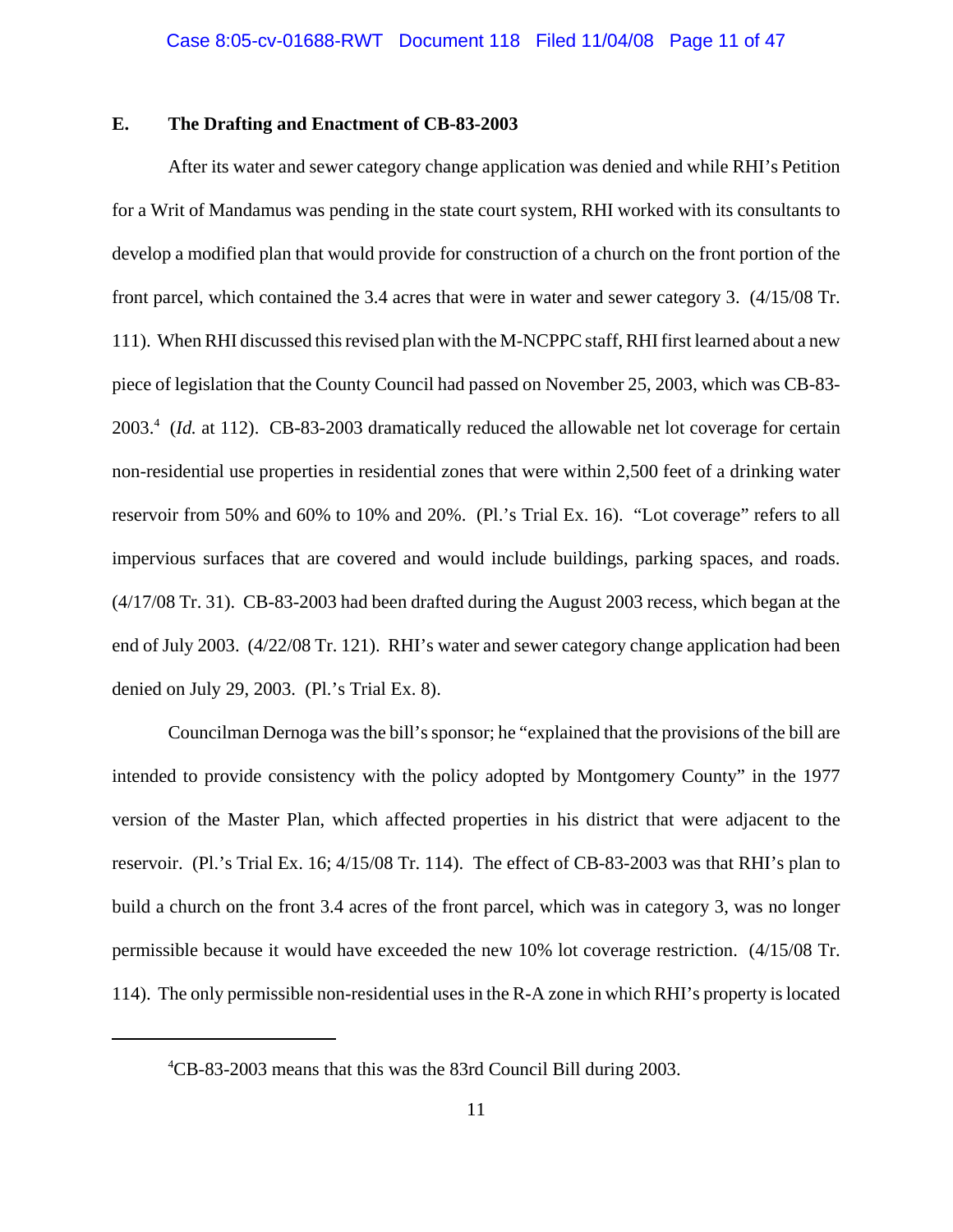## E. The Drafting and Enactment of CB-83-2003

After its water and sewer category change application was denied and while RHI's Petition for a Writ of Mandamus was pending in the state court system, RHI worked with its consultants to develop a modified plan that would provide for construction of a church on the front portion of the front parcel, which contained the 3.4 acres that were in water and sewer category 3. (4/15/08 Tr. 111). When RHI discussed this revised plan with the M-NCPPC staff, RHI first learned about a new piece of legislation that the County Council had passed on November 25, 2003, which was CB-83-2003.[4] (*Id.* at 112). CB-83-2003 dramatically reduced the allowable net lot coverage for certain non-residential use properties in residential zones that were within 2,500 feet of a drinking water reservoir from 50% and 60% to 10% and 20%. (Pl.'s Trial Ex. 16). "Lot coverage" refers to all impervious surfaces that are covered and would include buildings, parking spaces, and roads. (4/17/08 Tr. 31). CB-83-2003 had been drafted during the August 2003 recess, which began at the end of July 2003. (4/22/08 Tr. 121). RHI's water and sewer category change application had been denied on July 29, 2003. (Pl.'s Trial Ex. 8).

Councilman Dernoga was the bill's sponsor; he "explained that the provisions of the bill are intended to provide consistency with the policy adopted by Montgomery County" in the 1977 version of the Master Plan, which affected properties in his district that were adjacent to the reservoir. (Pl.'s Trial Ex. 16; 4/15/08 Tr. 114). The effect of CB-83-2003 was that RHI's plan to build a church on the front 3.4 acres of the front parcel, which was in category 3, was no longer permissible because it would have exceeded the new 10% lot coverage restriction. (4/15/08 Tr. 114). The only permissible non-residential uses in the R-A zone in which RHI's property is located

---

[4] CB-83-2003 means that this was the 83rd Council Bill during 2003.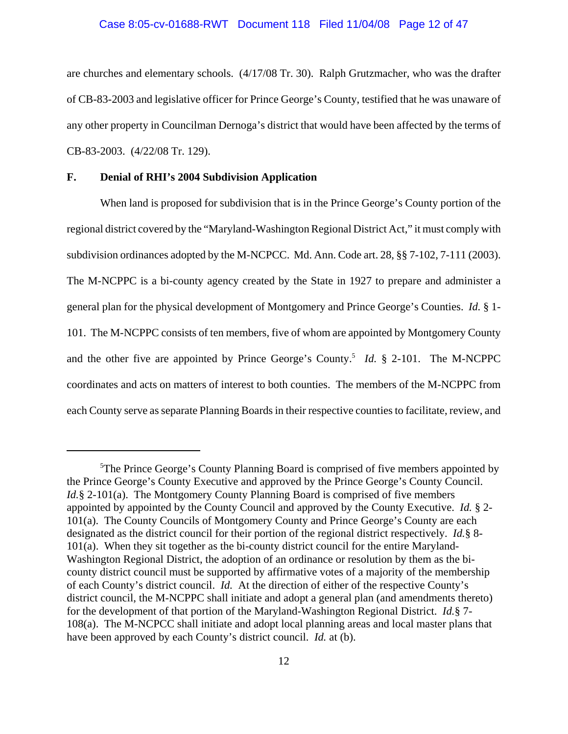are churches and elementary schools. (4/17/08 Tr. 30). Ralph Grutzmacher, who was the drafter of CB-83-2003 and legislative officer for Prince George's County, testified that he was unaware of any other property in Councilman Dernoga's district that would have been affected by the terms of CB-83-2003. (4/22/08 Tr. 129).

**F. Denial of RHI's 2004 Subdivision Application**

When land is proposed for subdivision that is in the Prince George's County portion of the regional district covered by the "Maryland-Washington Regional District Act," it must comply with subdivision ordinances adopted by the M-NCPCC. Md. Ann. Code art. 28, §§ 7-102, 7-111 (2003). The M-NCPPC is a bi-county agency created by the State in 1927 to prepare and administer a general plan for the physical development of Montgomery and Prince George's Counties. *Id.* § 1-101. The M-NCPPC consists of ten members, five of whom are appointed by Montgomery County and the other five are appointed by Prince George's County.[5] *Id.* § 2-101. The M-NCPPC coordinates and acts on matters of interest to both counties. The members of the M-NCPPC from each County serve as separate Planning Boards in their respective counties to facilitate, review, and

---

[5]The Prince George's County Planning Board is comprised of five members appointed by the Prince George's County Executive and approved by the Prince George's County Council. *Id.*§ 2-101(a). The Montgomery County Planning Board is comprised of five members appointed by appointed by the County Council and approved by the County Executive. *Id.* § 2-101(a). The County Councils of Montgomery County and Prince George's County are each designated as the district council for their portion of the regional district respectively. *Id.*§ 8-101(a). When they sit together as the bi-county district council for the entire Maryland-Washington Regional District, the adoption of an ordinance or resolution by them as the bi-county district council must be supported by affirmative votes of a majority of the membership of each County's district council. *Id.* At the direction of either of the respective County's district council, the M-NCPPC shall initiate and adopt a general plan (and amendments thereto) for the development of that portion of the Maryland-Washington Regional District. *Id.*§ 7-108(a). The M-NCPCC shall initiate and adopt local planning areas and local master plans that have been approved by each County's district council. *Id.* at (b).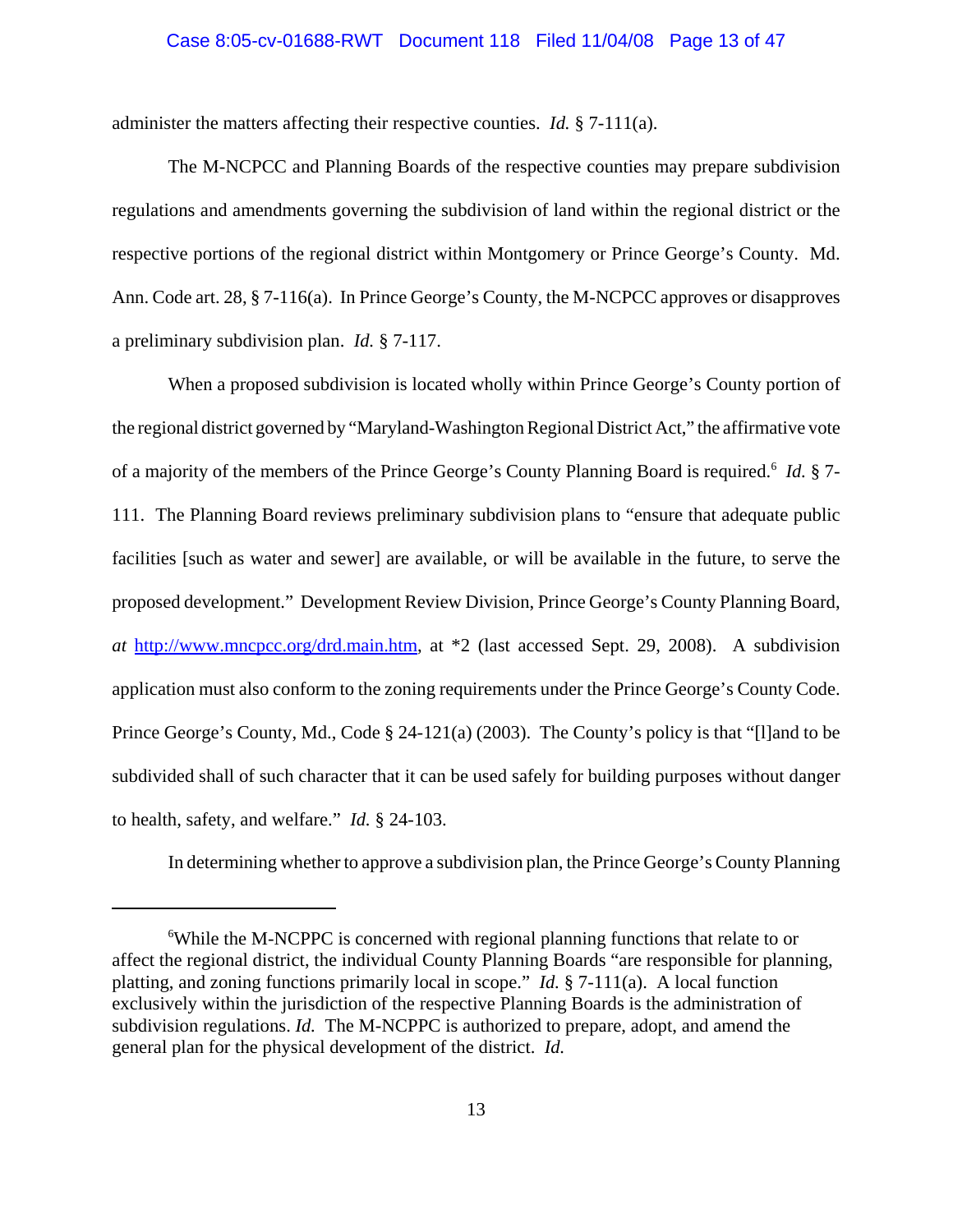administer the matters affecting their respective counties. *Id.* § 7-111(a).

The M-NCPCC and Planning Boards of the respective counties may prepare subdivision regulations and amendments governing the subdivision of land within the regional district or the respective portions of the regional district within Montgomery or Prince George's County. Md. Ann. Code art. 28, § 7-116(a). In Prince George's County, the M-NCPCC approves or disapproves a preliminary subdivision plan. *Id.* § 7-117.

When a proposed subdivision is located wholly within Prince George's County portion of the regional district governed by "Maryland-Washington Regional District Act," the affirmative vote of a majority of the members of the Prince George's County Planning Board is required.[6] *Id.* § 7-111. The Planning Board reviews preliminary subdivision plans to "ensure that adequate public facilities [such as water and sewer] are available, or will be available in the future, to serve the proposed development." Development Review Division, Prince George's County Planning Board, *at* http://www.mncpcc.org/drd.main.htm, at *2 (last accessed Sept. 29, 2008). A subdivision application must also conform to the zoning requirements under the Prince George's County Code. Prince George's County, Md., Code § 24-121(a) (2003). The County's policy is that "[l]and to be subdivided shall of such character that it can be used safely for building purposes without danger to health, safety, and welfare." *Id.* § 24-103.

In determining whether to approve a subdivision plan, the Prince George's County Planning

---

[6]While the M-NCPPC is concerned with regional planning functions that relate to or affect the regional district, the individual County Planning Boards "are responsible for planning, platting, and zoning functions primarily local in scope." *Id.* § 7-111(a). A local function exclusively within the jurisdiction of the respective Planning Boards is the administration of subdivision regulations. *Id.* The M-NCPPC is authorized to prepare, adopt, and amend the general plan for the physical development of the district. *Id.*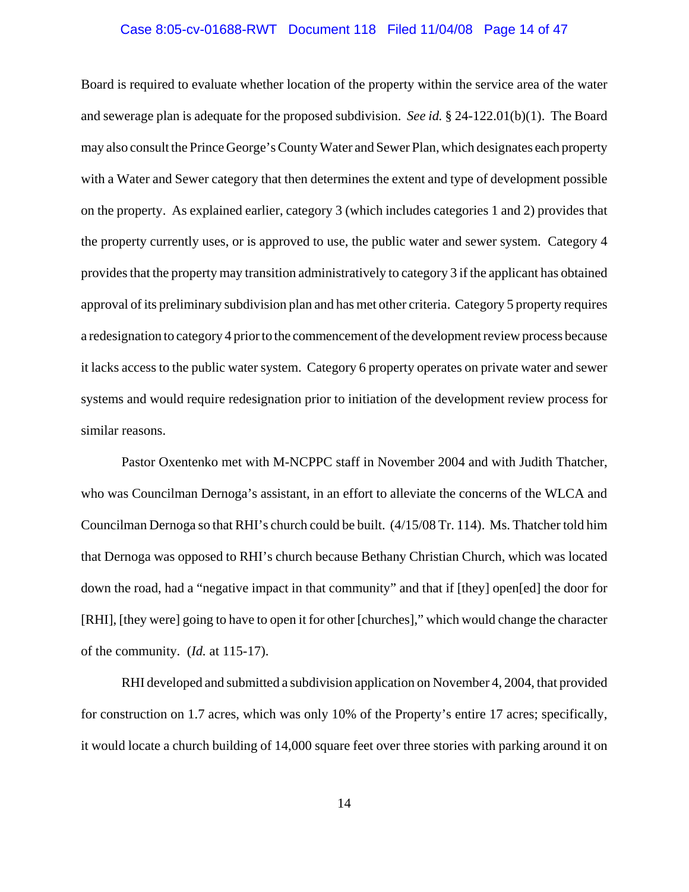Board is required to evaluate whether location of the property within the service area of the water and sewerage plan is adequate for the proposed subdivision. *See id.* § 24-122.01(b)(1). The Board may also consult the Prince George's County Water and Sewer Plan, which designates each property with a Water and Sewer category that then determines the extent and type of development possible on the property. As explained earlier, category 3 (which includes categories 1 and 2) provides that the property currently uses, or is approved to use, the public water and sewer system. Category 4 provides that the property may transition administratively to category 3 if the applicant has obtained approval of its preliminary subdivision plan and has met other criteria. Category 5 property requires a redesignation to category 4 prior to the commencement of the development review process because it lacks access to the public water system. Category 6 property operates on private water and sewer systems and would require redesignation prior to initiation of the development review process for similar reasons.

Pastor Oxentenko met with M-NCPPC staff in November 2004 and with Judith Thatcher, who was Councilman Dernoga's assistant, in an effort to alleviate the concerns of the WLCA and Councilman Dernoga so that RHI's church could be built. (4/15/08 Tr. 114). Ms. Thatcher told him that Dernoga was opposed to RHI's church because Bethany Christian Church, which was located down the road, had a "negative impact in that community" and that if [they] open[ed] the door for [RHI], [they were] going to have to open it for other [churches]," which would change the character of the community. (*Id.* at 115-17).

RHI developed and submitted a subdivision application on November 4, 2004, that provided for construction on 1.7 acres, which was only 10% of the Property's entire 17 acres; specifically, it would locate a church building of 14,000 square feet over three stories with parking around it on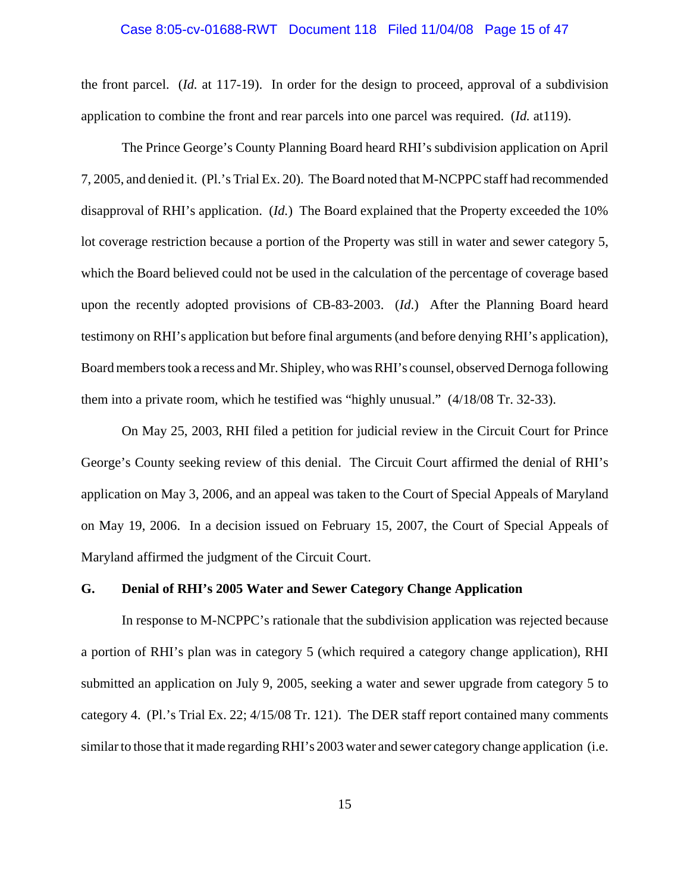the front parcel. (*Id.* at 117-19). In order for the design to proceed, approval of a subdivision application to combine the front and rear parcels into one parcel was required. (*Id.* at119).

The Prince George's County Planning Board heard RHI's subdivision application on April 7, 2005, and denied it. (Pl.'s Trial Ex. 20). The Board noted that M-NCPPC staff had recommended disapproval of RHI's application. (*Id.*) The Board explained that the Property exceeded the 10% lot coverage restriction because a portion of the Property was still in water and sewer category 5, which the Board believed could not be used in the calculation of the percentage of coverage based upon the recently adopted provisions of CB-83-2003. (*Id.*) After the Planning Board heard testimony on RHI's application but before final arguments (and before denying RHI's application), Board members took a recess and Mr. Shipley, who was RHI's counsel, observed Dernoga following them into a private room, which he testified was "highly unusual." (4/18/08 Tr. 32-33).

On May 25, 2003, RHI filed a petition for judicial review in the Circuit Court for Prince George's County seeking review of this denial. The Circuit Court affirmed the denial of RHI's application on May 3, 2006, and an appeal was taken to the Court of Special Appeals of Maryland on May 19, 2006. In a decision issued on February 15, 2007, the Court of Special Appeals of Maryland affirmed the judgment of the Circuit Court.

**G. Denial of RHI's 2005 Water and Sewer Category Change Application**

In response to M-NCPPC's rationale that the subdivision application was rejected because a portion of RHI's plan was in category 5 (which required a category change application), RHI submitted an application on July 9, 2005, seeking a water and sewer upgrade from category 5 to category 4. (Pl.'s Trial Ex. 22; 4/15/08 Tr. 121). The DER staff report contained many comments similar to those that it made regarding RHI's 2003 water and sewer category change application (i.e.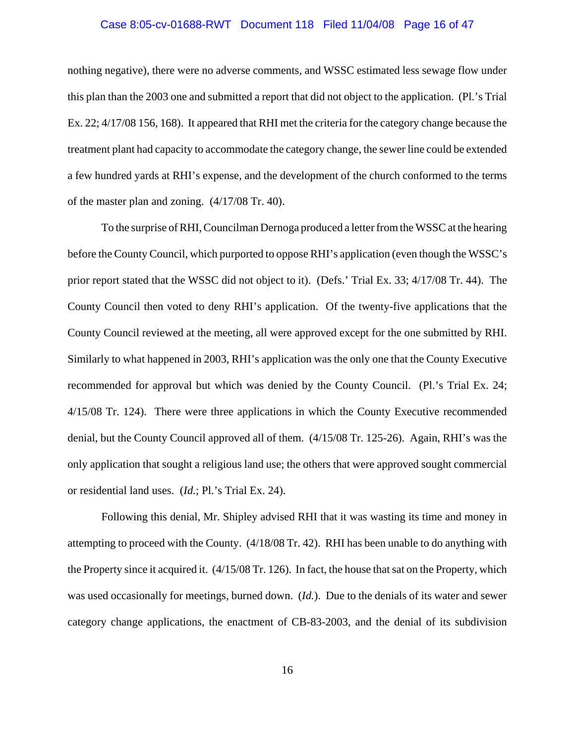nothing negative), there were no adverse comments, and WSSC estimated less sewage flow under this plan than the 2003 one and submitted a report that did not object to the application. (Pl.'s Trial Ex. 22; 4/17/08 156, 168). It appeared that RHI met the criteria for the category change because the treatment plant had capacity to accommodate the category change, the sewer line could be extended a few hundred yards at RHI's expense, and the development of the church conformed to the terms of the master plan and zoning. (4/17/08 Tr. 40).

To the surprise of RHI, Councilman Dernoga produced a letter from the WSSC at the hearing before the County Council, which purported to oppose RHI's application (even though the WSSC's prior report stated that the WSSC did not object to it). (Defs.' Trial Ex. 33; 4/17/08 Tr. 44). The County Council then voted to deny RHI's application. Of the twenty-five applications that the County Council reviewed at the meeting, all were approved except for the one submitted by RHI. Similarly to what happened in 2003, RHI's application was the only one that the County Executive recommended for approval but which was denied by the County Council. (Pl.'s Trial Ex. 24; 4/15/08 Tr. 124). There were three applications in which the County Executive recommended denial, but the County Council approved all of them. (4/15/08 Tr. 125-26). Again, RHI's was the only application that sought a religious land use; the others that were approved sought commercial or residential land uses. (*Id.*; Pl.'s Trial Ex. 24).

Following this denial, Mr. Shipley advised RHI that it was wasting its time and money in attempting to proceed with the County. (4/18/08 Tr. 42). RHI has been unable to do anything with the Property since it acquired it. (4/15/08 Tr. 126). In fact, the house that sat on the Property, which was used occasionally for meetings, burned down. (*Id.*). Due to the denials of its water and sewer category change applications, the enactment of CB-83-2003, and the denial of its subdivision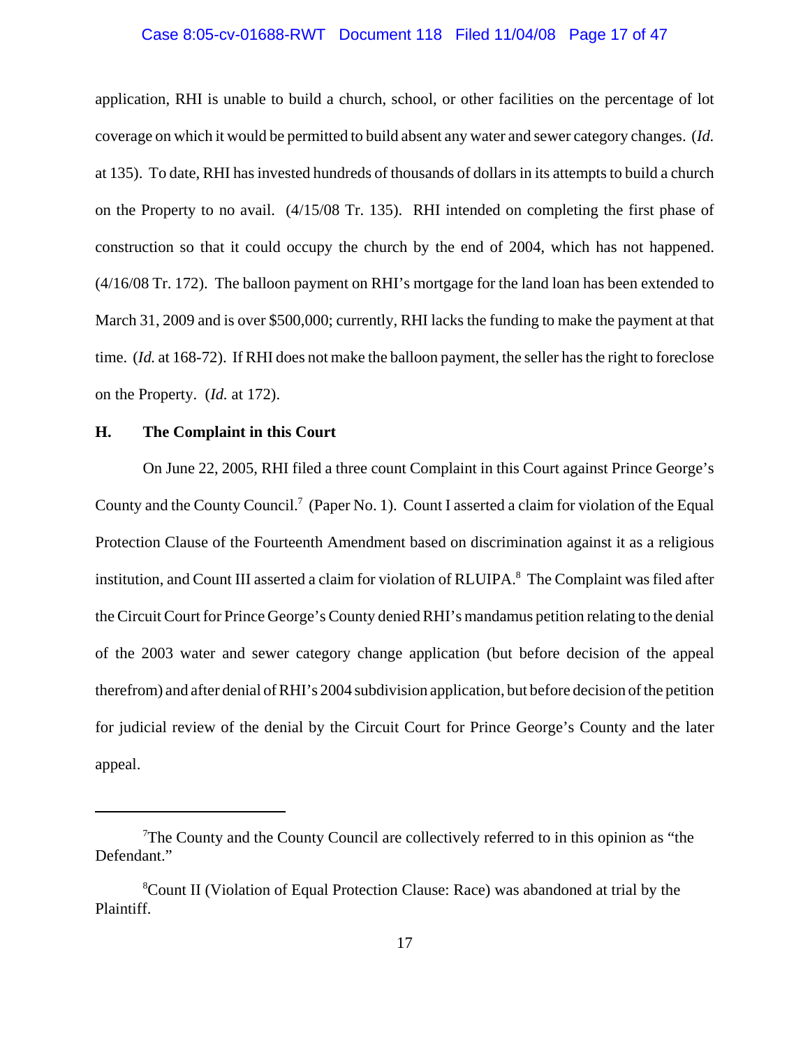application, RHI is unable to build a church, school, or other facilities on the percentage of lot coverage on which it would be permitted to build absent any water and sewer category changes. (*Id.* at 135). To date, RHI has invested hundreds of thousands of dollars in its attempts to build a church on the Property to no avail. (4/15/08 Tr. 135). RHI intended on completing the first phase of construction so that it could occupy the church by the end of 2004, which has not happened. (4/16/08 Tr. 172). The balloon payment on RHI's mortgage for the land loan has been extended to March 31, 2009 and is over $500,000; currently, RHI lacks the funding to make the payment at that time. (*Id.* at 168-72). If RHI does not make the balloon payment, the seller has the right to foreclose on the Property. (*Id.* at 172).

**H. The Complaint in this Court**

On June 22, 2005, RHI filed a three count Complaint in this Court against Prince George's County and the County Council.[7] (Paper No. 1). Count I asserted a claim for violation of the Equal Protection Clause of the Fourteenth Amendment based on discrimination against it as a religious institution, and Count III asserted a claim for violation of RLUIPA.[8] The Complaint was filed after the Circuit Court for Prince George's County denied RHI's mandamus petition relating to the denial of the 2003 water and sewer category change application (but before decision of the appeal therefrom) and after denial of RHI's 2004 subdivision application, but before decision of the petition for judicial review of the denial by the Circuit Court for Prince George's County and the later appeal.

---

[7]The County and the County Council are collectively referred to in this opinion as "the Defendant."

[8]Count II (Violation of Equal Protection Clause: Race) was abandoned at trial by the Plaintiff.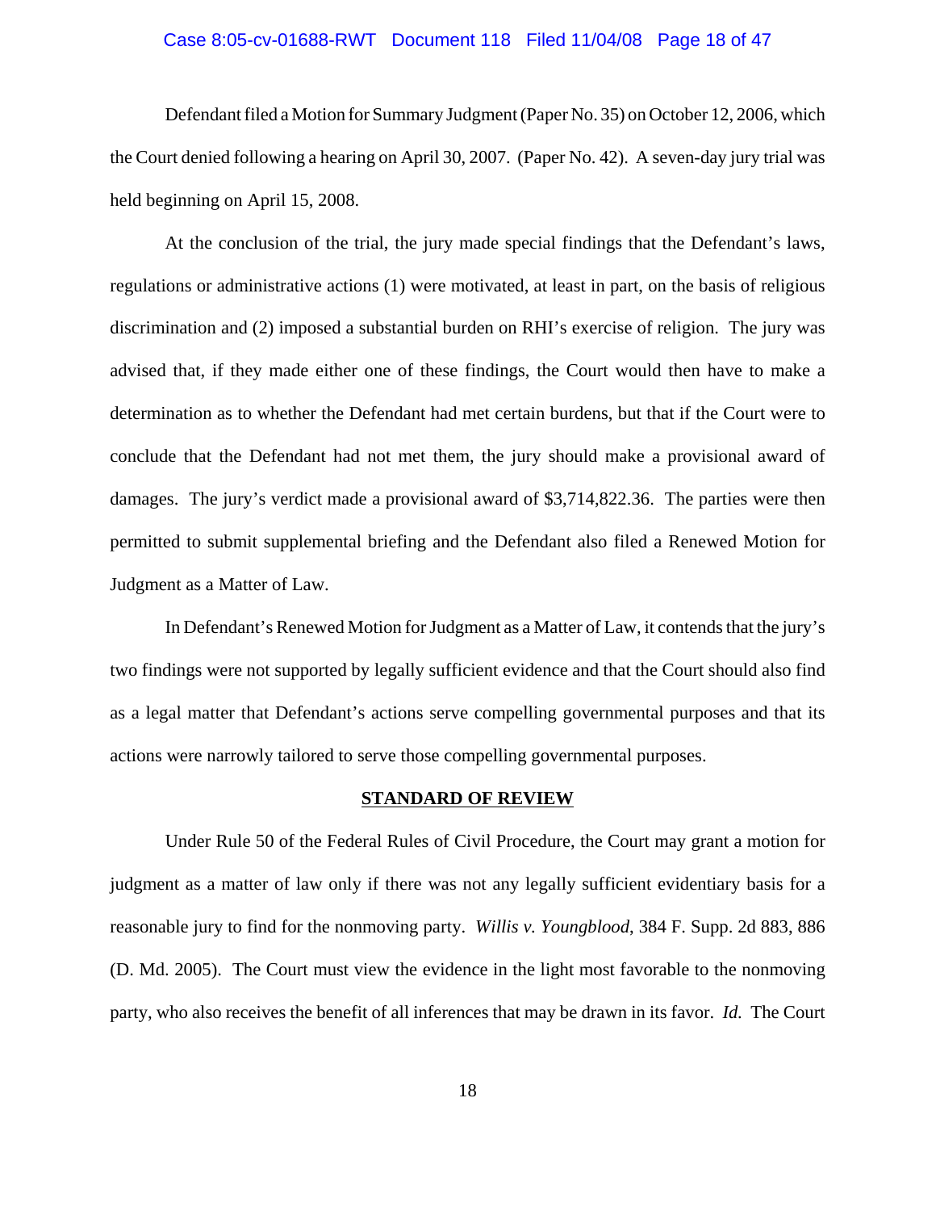Defendant filed a Motion for Summary Judgment (Paper No. 35) on October 12, 2006, which the Court denied following a hearing on April 30, 2007. (Paper No. 42). A seven-day jury trial was held beginning on April 15, 2008.

At the conclusion of the trial, the jury made special findings that the Defendant's laws, regulations or administrative actions (1) were motivated, at least in part, on the basis of religious discrimination and (2) imposed a substantial burden on RHI's exercise of religion. The jury was advised that, if they made either one of these findings, the Court would then have to make a determination as to whether the Defendant had met certain burdens, but that if the Court were to conclude that the Defendant had not met them, the jury should make a provisional award of damages. The jury's verdict made a provisional award of $3,714,822.36. The parties were then permitted to submit supplemental briefing and the Defendant also filed a Renewed Motion for Judgment as a Matter of Law.

In Defendant's Renewed Motion for Judgment as a Matter of Law, it contends that the jury's two findings were not supported by legally sufficient evidence and that the Court should also find as a legal matter that Defendant's actions serve compelling governmental purposes and that its actions were narrowly tailored to serve those compelling governmental purposes.

## STANDARD OF REVIEW

Under Rule 50 of the Federal Rules of Civil Procedure, the Court may grant a motion for judgment as a matter of law only if there was not any legally sufficient evidentiary basis for a reasonable jury to find for the nonmoving party. *Willis v. Youngblood*, 384 F. Supp. 2d 883, 886 (D. Md. 2005). The Court must view the evidence in the light most favorable to the nonmoving party, who also receives the benefit of all inferences that may be drawn in its favor. *Id.* The Court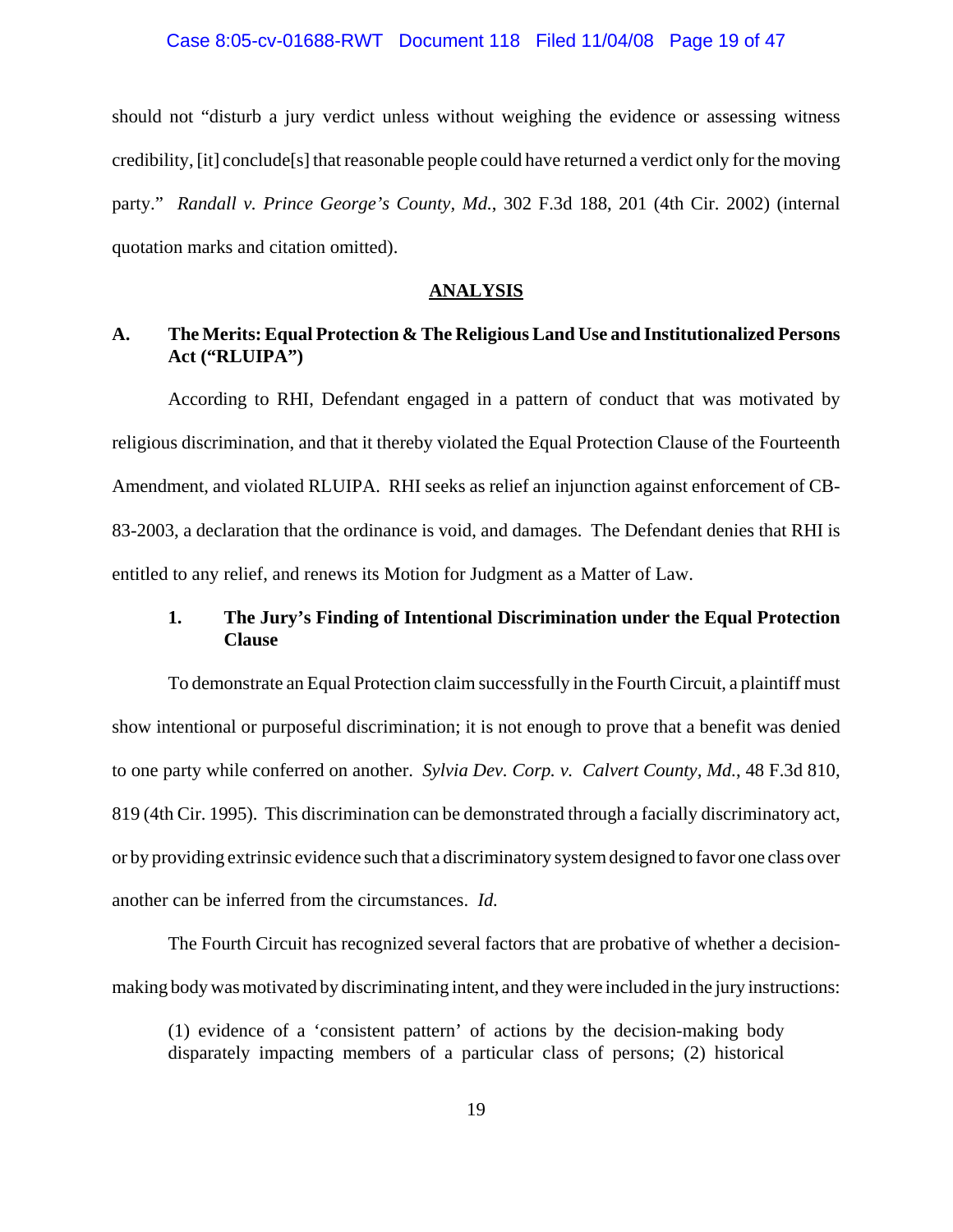should not "disturb a jury verdict unless without weighing the evidence or assessing witness credibility, [it] conclude[s] that reasonable people could have returned a verdict only for the moving party." *Randall v. Prince George's County, Md.*, 302 F.3d 188, 201 (4th Cir. 2002) (internal quotation marks and citation omitted).

## ANALYSIS

### A. The Merits: Equal Protection & The Religious Land Use and Institutionalized Persons Act ("RLUIPA")

According to RHI, Defendant engaged in a pattern of conduct that was motivated by religious discrimination, and that it thereby violated the Equal Protection Clause of the Fourteenth Amendment, and violated RLUIPA. RHI seeks as relief an injunction against enforcement of CB-83-2003, a declaration that the ordinance is void, and damages. The Defendant denies that RHI is entitled to any relief, and renews its Motion for Judgment as a Matter of Law.

#### 1. The Jury's Finding of Intentional Discrimination under the Equal Protection Clause

To demonstrate an Equal Protection claim successfully in the Fourth Circuit, a plaintiff must show intentional or purposeful discrimination; it is not enough to prove that a benefit was denied to one party while conferred on another. *Sylvia Dev. Corp. v. Calvert County, Md.*, 48 F.3d 810, 819 (4th Cir. 1995). This discrimination can be demonstrated through a facially discriminatory act, or by providing extrinsic evidence such that a discriminatory system designed to favor one class over another can be inferred from the circumstances. *Id.*

The Fourth Circuit has recognized several factors that are probative of whether a decision-making body was motivated by discriminating intent, and they were included in the jury instructions:

> (1) evidence of a 'consistent pattern' of actions by the decision-making body disparately impacting members of a particular class of persons; (2) historical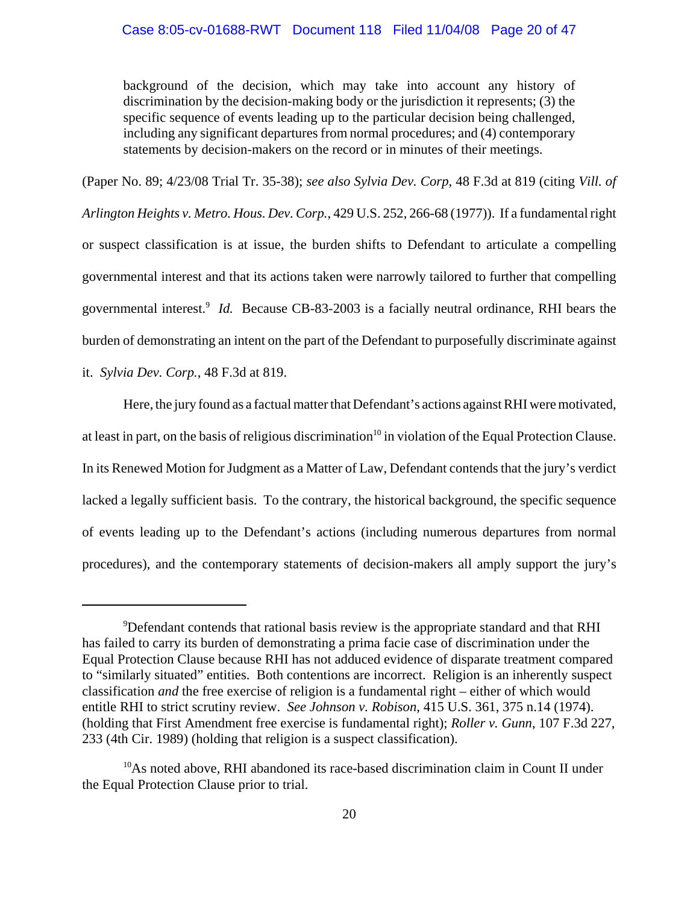> background of the decision, which may take into account any history of discrimination by the decision-making body or the jurisdiction it represents; (3) the specific sequence of events leading up to the particular decision being challenged, including any significant departures from normal procedures; and (4) contemporary statements by decision-makers on the record or in minutes of their meetings.

(Paper No. 89; 4/23/08 Trial Tr. 35-38); *see also Sylvia Dev. Corp*, 48 F.3d at 819 (citing *Vill. of Arlington Heights v. Metro. Hous. Dev. Corp.*, 429 U.S. 252, 266-68 (1977)). If a fundamental right or suspect classification is at issue, the burden shifts to Defendant to articulate a compelling governmental interest and that its actions taken were narrowly tailored to further that compelling governmental interest.[9] *Id.* Because CB-83-2003 is a facially neutral ordinance, RHI bears the burden of demonstrating an intent on the part of the Defendant to purposefully discriminate against it. *Sylvia Dev. Corp.*, 48 F.3d at 819.

Here, the jury found as a factual matter that Defendant's actions against RHI were motivated, at least in part, on the basis of religious discrimination[10] in violation of the Equal Protection Clause. In its Renewed Motion for Judgment as a Matter of Law, Defendant contends that the jury's verdict lacked a legally sufficient basis. To the contrary, the historical background, the specific sequence of events leading up to the Defendant's actions (including numerous departures from normal procedures), and the contemporary statements of decision-makers all amply support the jury's

---

[9] Defendant contends that rational basis review is the appropriate standard and that RHI has failed to carry its burden of demonstrating a prima facie case of discrimination under the Equal Protection Clause because RHI has not adduced evidence of disparate treatment compared to "similarly situated" entities. Both contentions are incorrect. Religion is an inherently suspect classification *and* the free exercise of religion is a fundamental right – either of which would entitle RHI to strict scrutiny review. *See Johnson v. Robison*, 415 U.S. 361, 375 n.14 (1974). (holding that First Amendment free exercise is fundamental right); *Roller v. Gunn*, 107 F.3d 227, 233 (4th Cir. 1989) (holding that religion is a suspect classification).

[10] As noted above, RHI abandoned its race-based discrimination claim in Count II under the Equal Protection Clause prior to trial.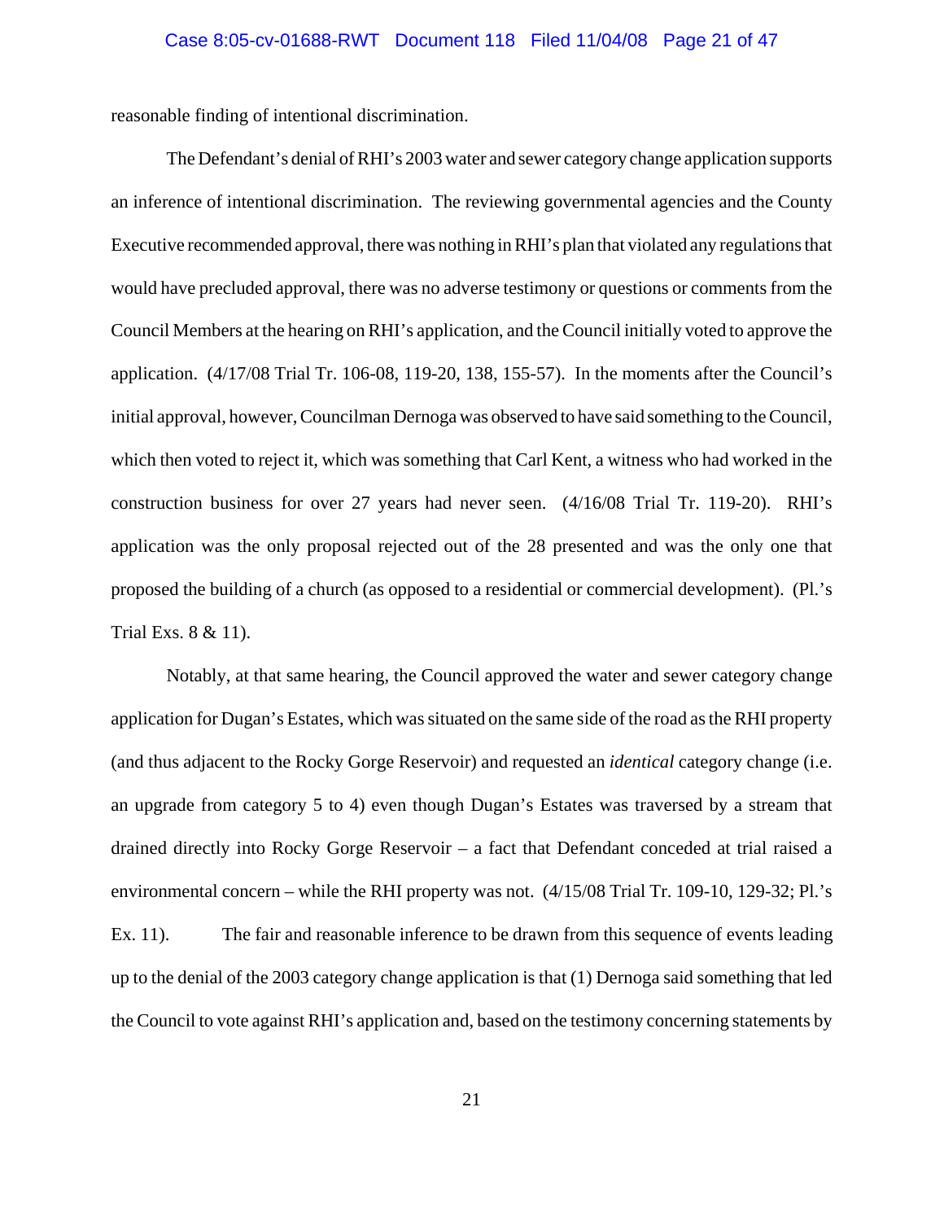reasonable finding of intentional discrimination.

The Defendant's denial of RHI's 2003 water and sewer category change application supports an inference of intentional discrimination. The reviewing governmental agencies and the County Executive recommended approval, there was nothing in RHI's plan that violated any regulations that would have precluded approval, there was no adverse testimony or questions or comments from the Council Members at the hearing on RHI's application, and the Council initially voted to approve the application. (4/17/08 Trial Tr. 106-08, 119-20, 138, 155-57). In the moments after the Council's initial approval, however, Councilman Dernoga was observed to have said something to the Council, which then voted to reject it, which was something that Carl Kent, a witness who had worked in the construction business for over 27 years had never seen. (4/16/08 Trial Tr. 119-20). RHI's application was the only proposal rejected out of the 28 presented and was the only one that proposed the building of a church (as opposed to a residential or commercial development). (Pl.'s Trial Exs. 8 & 11).

Notably, at that same hearing, the Council approved the water and sewer category change application for Dugan's Estates, which was situated on the same side of the road as the RHI property (and thus adjacent to the Rocky Gorge Reservoir) and requested an *identical* category change (i.e. an upgrade from category 5 to 4) even though Dugan's Estates was traversed by a stream that drained directly into Rocky Gorge Reservoir – a fact that Defendant conceded at trial raised a environmental concern – while the RHI property was not. (4/15/08 Trial Tr. 109-10, 129-32; Pl.'s Ex. 11). The fair and reasonable inference to be drawn from this sequence of events leading up to the denial of the 2003 category change application is that (1) Dernoga said something that led the Council to vote against RHI's application and, based on the testimony concerning statements by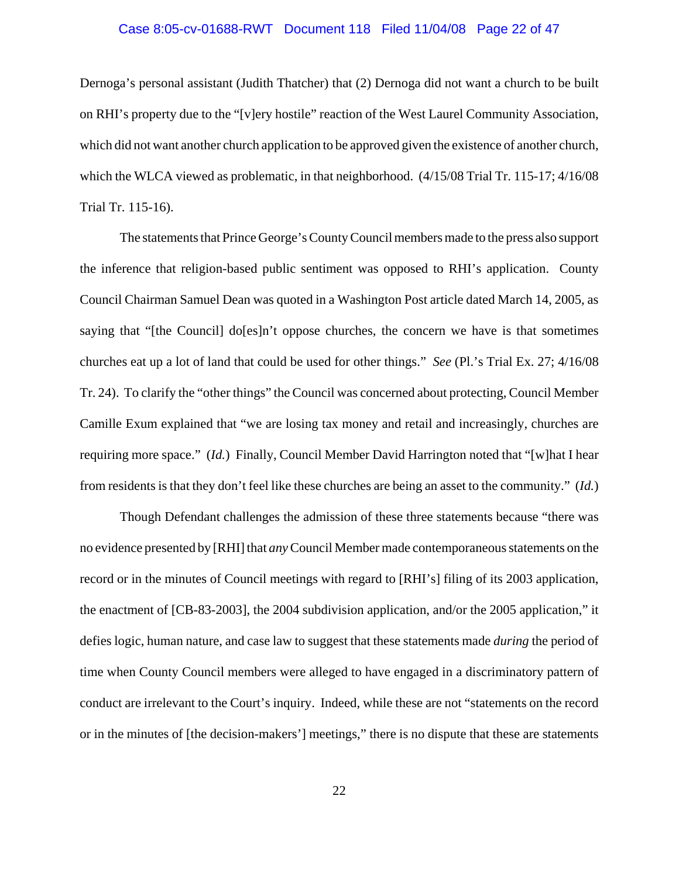Dernoga's personal assistant (Judith Thatcher) that (2) Dernoga did not want a church to be built on RHI's property due to the "[v]ery hostile" reaction of the West Laurel Community Association, which did not want another church application to be approved given the existence of another church, which the WLCA viewed as problematic, in that neighborhood. (4/15/08 Trial Tr. 115-17; 4/16/08 Trial Tr. 115-16).

The statements that Prince George's County Council members made to the press also support the inference that religion-based public sentiment was opposed to RHI's application. County Council Chairman Samuel Dean was quoted in a Washington Post article dated March 14, 2005, as saying that "[the Council] do[es]n't oppose churches, the concern we have is that sometimes churches eat up a lot of land that could be used for other things." *See* (Pl.'s Trial Ex. 27; 4/16/08 Tr. 24). To clarify the "other things" the Council was concerned about protecting, Council Member Camille Exum explained that "we are losing tax money and retail and increasingly, churches are requiring more space." (*Id.*) Finally, Council Member David Harrington noted that "[w]hat I hear from residents is that they don't feel like these churches are being an asset to the community." (*Id.*)

Though Defendant challenges the admission of these three statements because "there was no evidence presented by [RHI] that *any* Council Member made contemporaneous statements on the record or in the minutes of Council meetings with regard to [RHI's] filing of its 2003 application, the enactment of [CB-83-2003], the 2004 subdivision application, and/or the 2005 application," it defies logic, human nature, and case law to suggest that these statements made *during* the period of time when County Council members were alleged to have engaged in a discriminatory pattern of conduct are irrelevant to the Court's inquiry. Indeed, while these are not "statements on the record or in the minutes of [the decision-makers'] meetings," there is no dispute that these are statements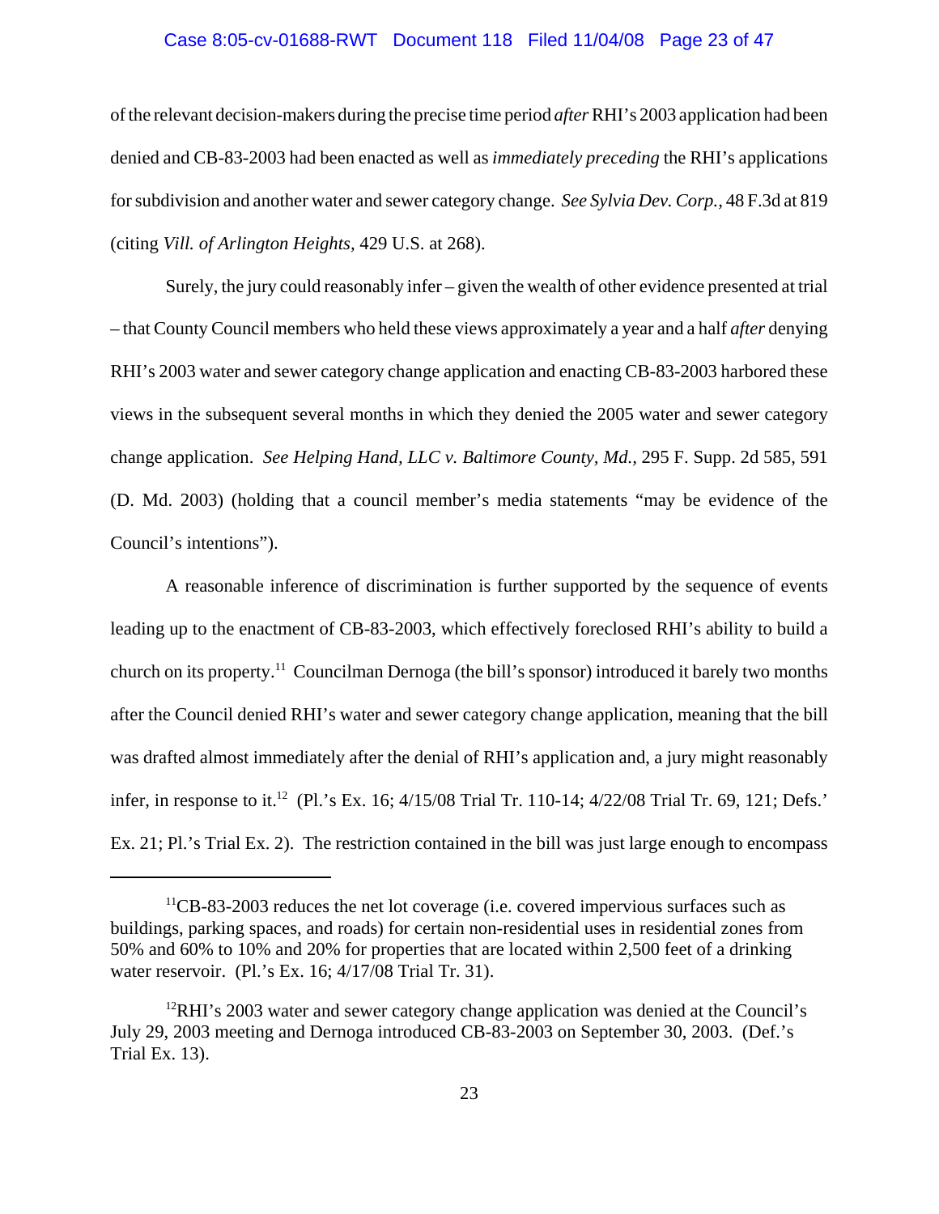of the relevant decision-makers during the precise time period *after* RHI's 2003 application had been denied and CB-83-2003 had been enacted as well as *immediately preceding* the RHI's applications for subdivision and another water and sewer category change. *See Sylvia Dev. Corp.*, 48 F.3d at 819 (citing *Vill. of Arlington Heights*, 429 U.S. at 268).

Surely, the jury could reasonably infer – given the wealth of other evidence presented at trial – that County Council members who held these views approximately a year and a half *after* denying RHI's 2003 water and sewer category change application and enacting CB-83-2003 harbored these views in the subsequent several months in which they denied the 2005 water and sewer category change application. *See Helping Hand, LLC v. Baltimore County, Md.*, 295 F. Supp. 2d 585, 591 (D. Md. 2003) (holding that a council member's media statements "may be evidence of the Council's intentions").

A reasonable inference of discrimination is further supported by the sequence of events leading up to the enactment of CB-83-2003, which effectively foreclosed RHI's ability to build a church on its property.[11] Councilman Dernoga (the bill's sponsor) introduced it barely two months after the Council denied RHI's water and sewer category change application, meaning that the bill was drafted almost immediately after the denial of RHI's application and, a jury might reasonably infer, in response to it.[12] (Pl.'s Ex. 16; 4/15/08 Trial Tr. 110-14; 4/22/08 Trial Tr. 69, 121; Defs.' Ex. 21; Pl.'s Trial Ex. 2). The restriction contained in the bill was just large enough to encompass

---

[11] CB-83-2003 reduces the net lot coverage (i.e. covered impervious surfaces such as buildings, parking spaces, and roads) for certain non-residential uses in residential zones from 50% and 60% to 10% and 20% for properties that are located within 2,500 feet of a drinking water reservoir. (Pl.'s Ex. 16; 4/17/08 Trial Tr. 31).

[12] RHI's 2003 water and sewer category change application was denied at the Council's July 29, 2003 meeting and Dernoga introduced CB-83-2003 on September 30, 2003. (Def.'s Trial Ex. 13).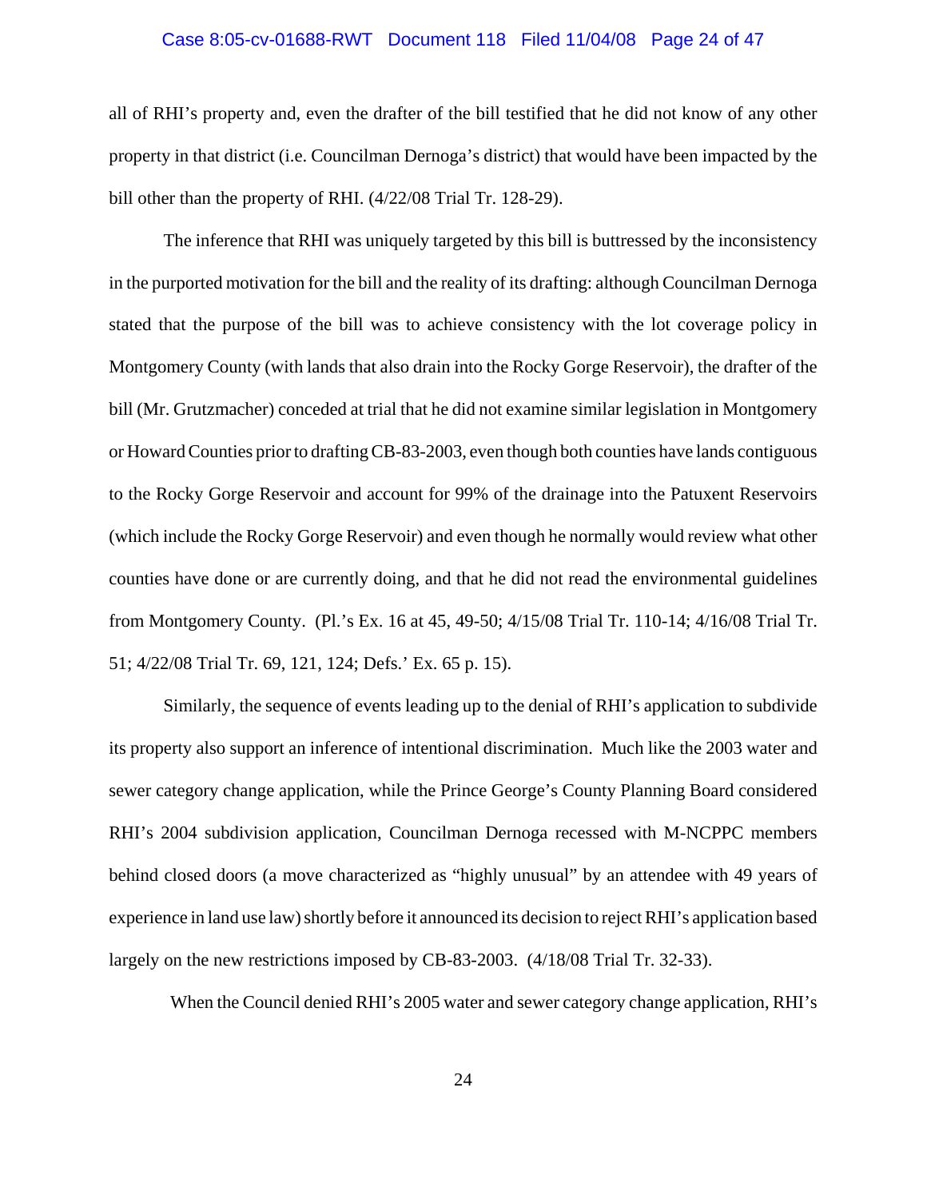all of RHI's property and, even the drafter of the bill testified that he did not know of any other property in that district (i.e. Councilman Dernoga's district) that would have been impacted by the bill other than the property of RHI. (4/22/08 Trial Tr. 128-29).

The inference that RHI was uniquely targeted by this bill is buttressed by the inconsistency in the purported motivation for the bill and the reality of its drafting: although Councilman Dernoga stated that the purpose of the bill was to achieve consistency with the lot coverage policy in Montgomery County (with lands that also drain into the Rocky Gorge Reservoir), the drafter of the bill (Mr. Grutzmacher) conceded at trial that he did not examine similar legislation in Montgomery or Howard Counties prior to drafting CB-83-2003, even though both counties have lands contiguous to the Rocky Gorge Reservoir and account for 99% of the drainage into the Patuxent Reservoirs (which include the Rocky Gorge Reservoir) and even though he normally would review what other counties have done or are currently doing, and that he did not read the environmental guidelines from Montgomery County. (Pl.'s Ex. 16 at 45, 49-50; 4/15/08 Trial Tr. 110-14; 4/16/08 Trial Tr. 51; 4/22/08 Trial Tr. 69, 121, 124; Defs.' Ex. 65 p. 15).

Similarly, the sequence of events leading up to the denial of RHI's application to subdivide its property also support an inference of intentional discrimination. Much like the 2003 water and sewer category change application, while the Prince George's County Planning Board considered RHI's 2004 subdivision application, Councilman Dernoga recessed with M-NCPPC members behind closed doors (a move characterized as "highly unusual" by an attendee with 49 years of experience in land use law) shortly before it announced its decision to reject RHI's application based largely on the new restrictions imposed by CB-83-2003. (4/18/08 Trial Tr. 32-33).

When the Council denied RHI's 2005 water and sewer category change application, RHI's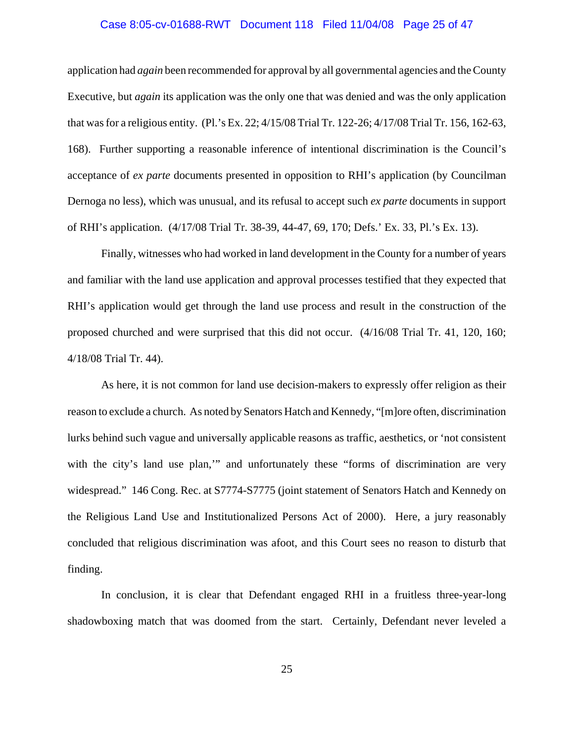application had *again* been recommended for approval by all governmental agencies and the County Executive, but *again* its application was the only one that was denied and was the only application that was for a religious entity. (Pl.'s Ex. 22; 4/15/08 Trial Tr. 122-26; 4/17/08 Trial Tr. 156, 162-63, 168). Further supporting a reasonable inference of intentional discrimination is the Council's acceptance of *ex parte* documents presented in opposition to RHI's application (by Councilman Dernoga no less), which was unusual, and its refusal to accept such *ex parte* documents in support of RHI's application. (4/17/08 Trial Tr. 38-39, 44-47, 69, 170; Defs.' Ex. 33, Pl.'s Ex. 13).

Finally, witnesses who had worked in land development in the County for a number of years and familiar with the land use application and approval processes testified that they expected that RHI's application would get through the land use process and result in the construction of the proposed churched and were surprised that this did not occur. (4/16/08 Trial Tr. 41, 120, 160; 4/18/08 Trial Tr. 44).

As here, it is not common for land use decision-makers to expressly offer religion as their reason to exclude a church. As noted by Senators Hatch and Kennedy, "[m]ore often, discrimination lurks behind such vague and universally applicable reasons as traffic, aesthetics, or 'not consistent with the city's land use plan,'" and unfortunately these "forms of discrimination are very widespread." 146 Cong. Rec. at S7774-S7775 (joint statement of Senators Hatch and Kennedy on the Religious Land Use and Institutionalized Persons Act of 2000). Here, a jury reasonably concluded that religious discrimination was afoot, and this Court sees no reason to disturb that finding.

In conclusion, it is clear that Defendant engaged RHI in a fruitless three-year-long shadowboxing match that was doomed from the start. Certainly, Defendant never leveled a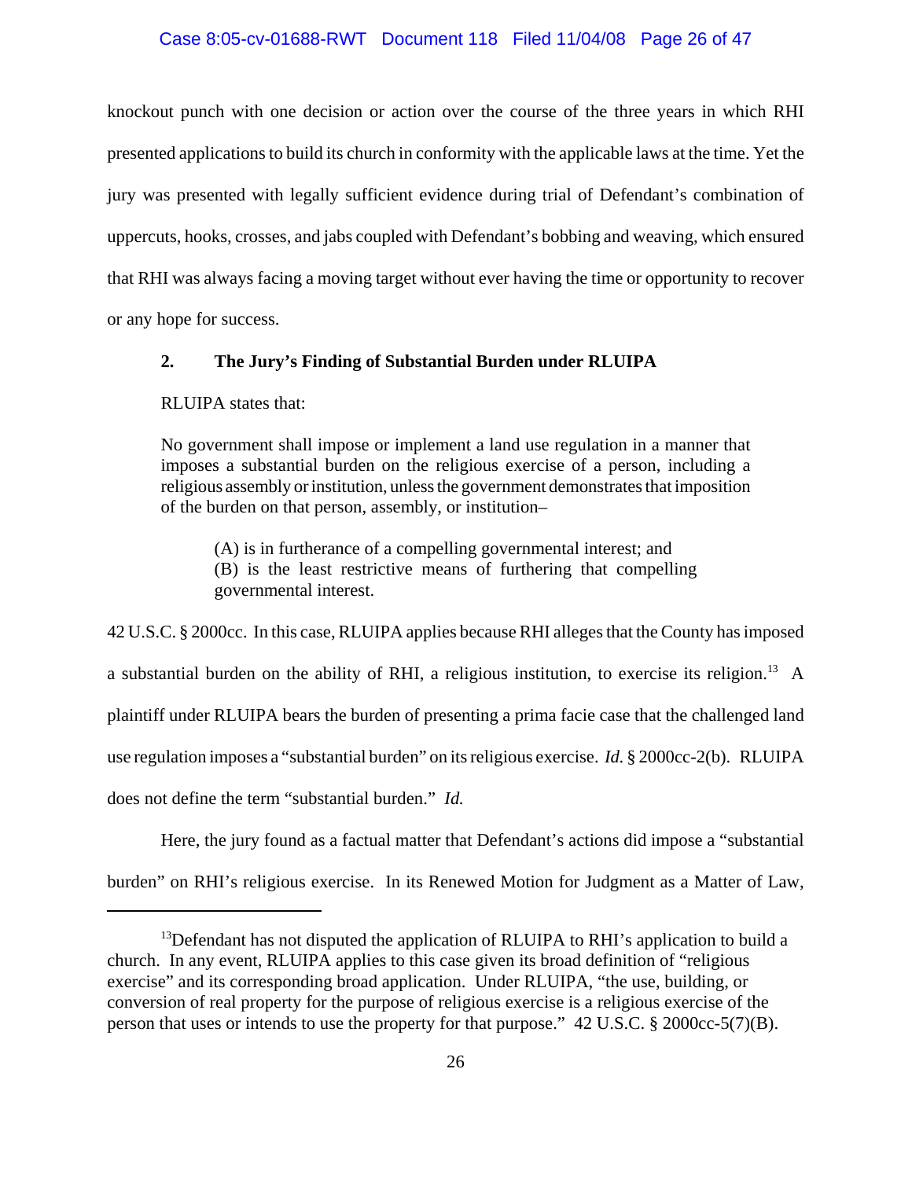knockout punch with one decision or action over the course of the three years in which RHI presented applications to build its church in conformity with the applicable laws at the time. Yet the jury was presented with legally sufficient evidence during trial of Defendant's combination of uppercuts, hooks, crosses, and jabs coupled with Defendant's bobbing and weaving, which ensured that RHI was always facing a moving target without ever having the time or opportunity to recover or any hope for success.

**2. The Jury's Finding of Substantial Burden under RLUIPA**

RLUIPA states that:

> No government shall impose or implement a land use regulation in a manner that imposes a substantial burden on the religious exercise of a person, including a religious assembly or institution, unless the government demonstrates that imposition of the burden on that person, assembly, or institution–
>
> > (A) is in furtherance of a compelling governmental interest; and
> > (B) is the least restrictive means of furthering that compelling governmental interest.

42 U.S.C. § 2000cc. In this case, RLUIPA applies because RHI alleges that the County has imposed a substantial burden on the ability of RHI, a religious institution, to exercise its religion.[13] A plaintiff under RLUIPA bears the burden of presenting a prima facie case that the challenged land use regulation imposes a "substantial burden" on its religious exercise. *Id.* § 2000cc-2(b). RLUIPA does not define the term "substantial burden." *Id.*

Here, the jury found as a factual matter that Defendant's actions did impose a "substantial burden" on RHI's religious exercise. In its Renewed Motion for Judgment as a Matter of Law,

---

[13]Defendant has not disputed the application of RLUIPA to RHI's application to build a church. In any event, RLUIPA applies to this case given its broad definition of "religious exercise" and its corresponding broad application. Under RLUIPA, "the use, building, or conversion of real property for the purpose of religious exercise is a religious exercise of the person that uses or intends to use the property for that purpose." 42 U.S.C. § 2000cc-5(7)(B).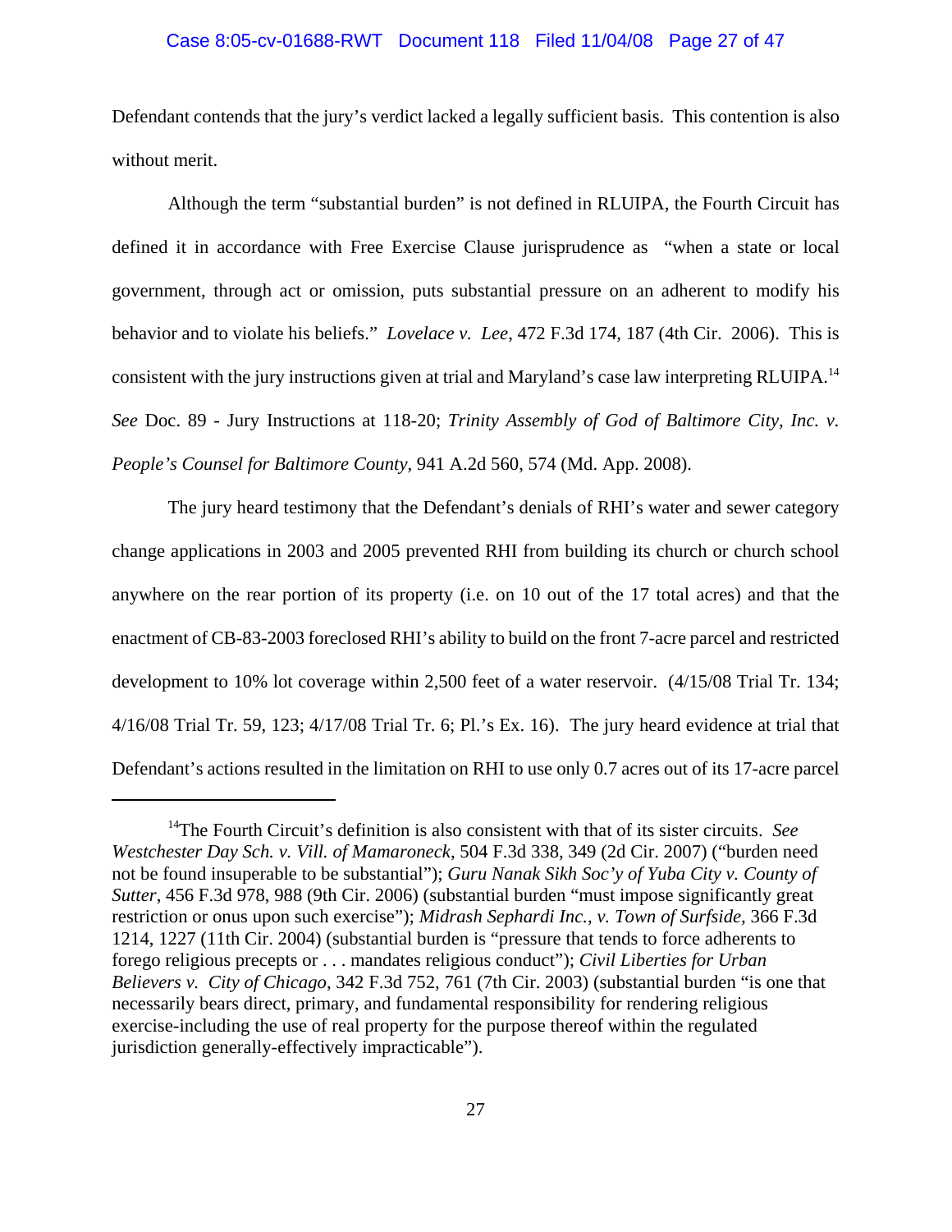Defendant contends that the jury's verdict lacked a legally sufficient basis. This contention is also without merit.

Although the term "substantial burden" is not defined in RLUIPA, the Fourth Circuit has defined it in accordance with Free Exercise Clause jurisprudence as "when a state or local government, through act or omission, puts substantial pressure on an adherent to modify his behavior and to violate his beliefs." *Lovelace v. Lee*, 472 F.3d 174, 187 (4th Cir. 2006). This is consistent with the jury instructions given at trial and Maryland's case law interpreting RLUIPA.[14] *See* Doc. 89 - Jury Instructions at 118-20; *Trinity Assembly of God of Baltimore City, Inc. v. People's Counsel for Baltimore County*, 941 A.2d 560, 574 (Md. App. 2008).

The jury heard testimony that the Defendant's denials of RHI's water and sewer category change applications in 2003 and 2005 prevented RHI from building its church or church school anywhere on the rear portion of its property (i.e. on 10 out of the 17 total acres) and that the enactment of CB-83-2003 foreclosed RHI's ability to build on the front 7-acre parcel and restricted development to 10% lot coverage within 2,500 feet of a water reservoir. (4/15/08 Trial Tr. 134; 4/16/08 Trial Tr. 59, 123; 4/17/08 Trial Tr. 6; Pl.'s Ex. 16). The jury heard evidence at trial that Defendant's actions resulted in the limitation on RHI to use only 0.7 acres out of its 17-acre parcel

---

[14] The Fourth Circuit's definition is also consistent with that of its sister circuits. *See Westchester Day Sch. v. Vill. of Mamaroneck*, 504 F.3d 338, 349 (2d Cir. 2007) ("burden need not be found insuperable to be substantial"); *Guru Nanak Sikh Soc'y of Yuba City v. County of Sutter*, 456 F.3d 978, 988 (9th Cir. 2006) (substantial burden "must impose significantly great restriction or onus upon such exercise"); *Midrash Sephardi Inc., v. Town of Surfside*, 366 F.3d 1214, 1227 (11th Cir. 2004) (substantial burden is "pressure that tends to force adherents to forego religious precepts or . . . mandates religious conduct"); *Civil Liberties for Urban Believers v. City of Chicago*, 342 F.3d 752, 761 (7th Cir. 2003) (substantial burden "is one that necessarily bears direct, primary, and fundamental responsibility for rendering religious exercise-including the use of real property for the purpose thereof within the regulated jurisdiction generally-effectively impracticable").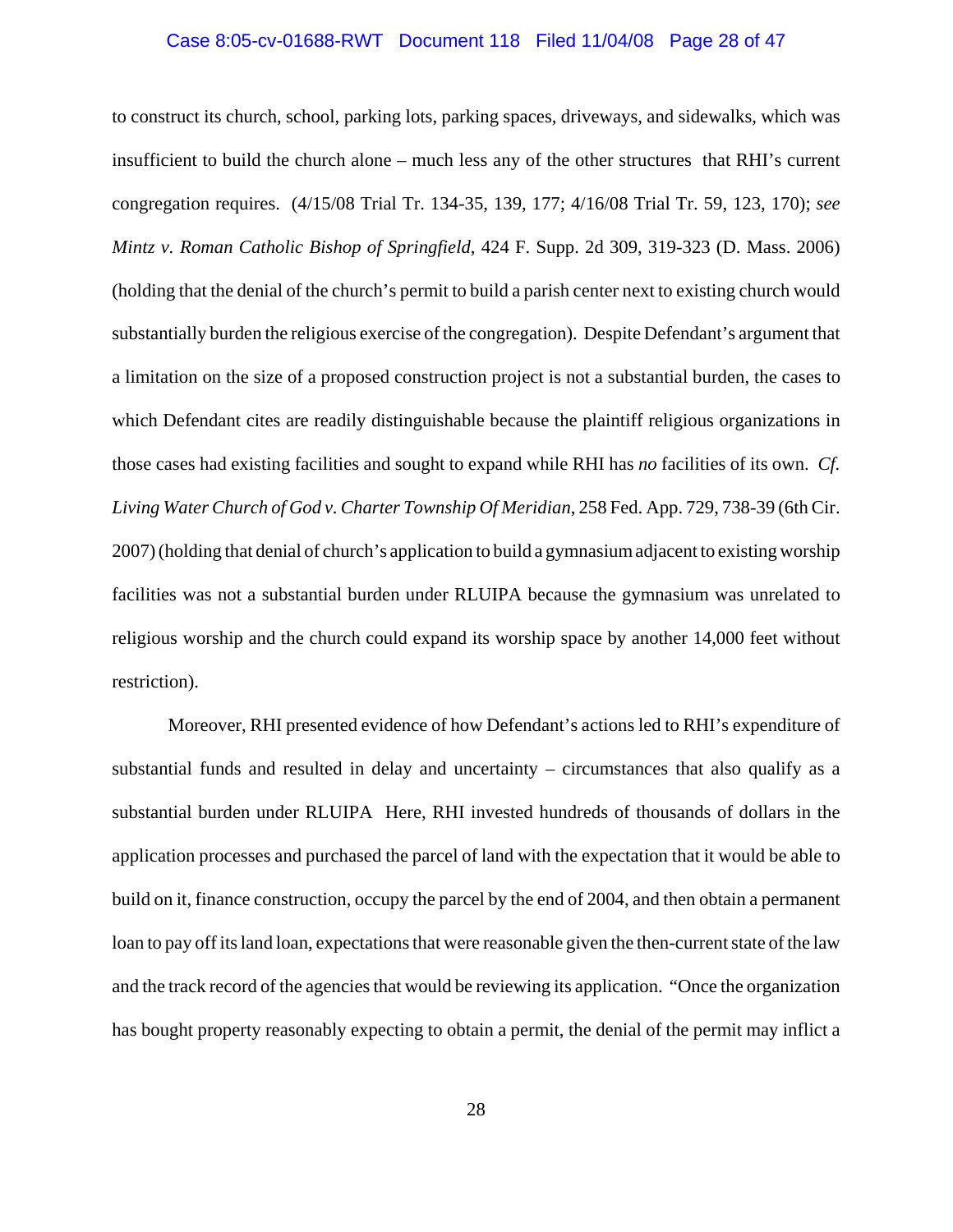to construct its church, school, parking lots, parking spaces, driveways, and sidewalks, which was insufficient to build the church alone – much less any of the other structures that RHI's current congregation requires. (4/15/08 Trial Tr. 134-35, 139, 177; 4/16/08 Trial Tr. 59, 123, 170); *see Mintz v. Roman Catholic Bishop of Springfield*, 424 F. Supp. 2d 309, 319-323 (D. Mass. 2006) (holding that the denial of the church's permit to build a parish center next to existing church would substantially burden the religious exercise of the congregation). Despite Defendant's argument that a limitation on the size of a proposed construction project is not a substantial burden, the cases to which Defendant cites are readily distinguishable because the plaintiff religious organizations in those cases had existing facilities and sought to expand while RHI has *no* facilities of its own. *Cf. Living Water Church of God v. Charter Township Of Meridian*, 258 Fed. App. 729, 738-39 (6th Cir. 2007) (holding that denial of church's application to build a gymnasium adjacent to existing worship facilities was not a substantial burden under RLUIPA because the gymnasium was unrelated to religious worship and the church could expand its worship space by another 14,000 feet without restriction).

Moreover, RHI presented evidence of how Defendant's actions led to RHI's expenditure of substantial funds and resulted in delay and uncertainty – circumstances that also qualify as a substantial burden under RLUIPA Here, RHI invested hundreds of thousands of dollars in the application processes and purchased the parcel of land with the expectation that it would be able to build on it, finance construction, occupy the parcel by the end of 2004, and then obtain a permanent loan to pay off its land loan, expectations that were reasonable given the then-current state of the law and the track record of the agencies that would be reviewing its application. "Once the organization has bought property reasonably expecting to obtain a permit, the denial of the permit may inflict a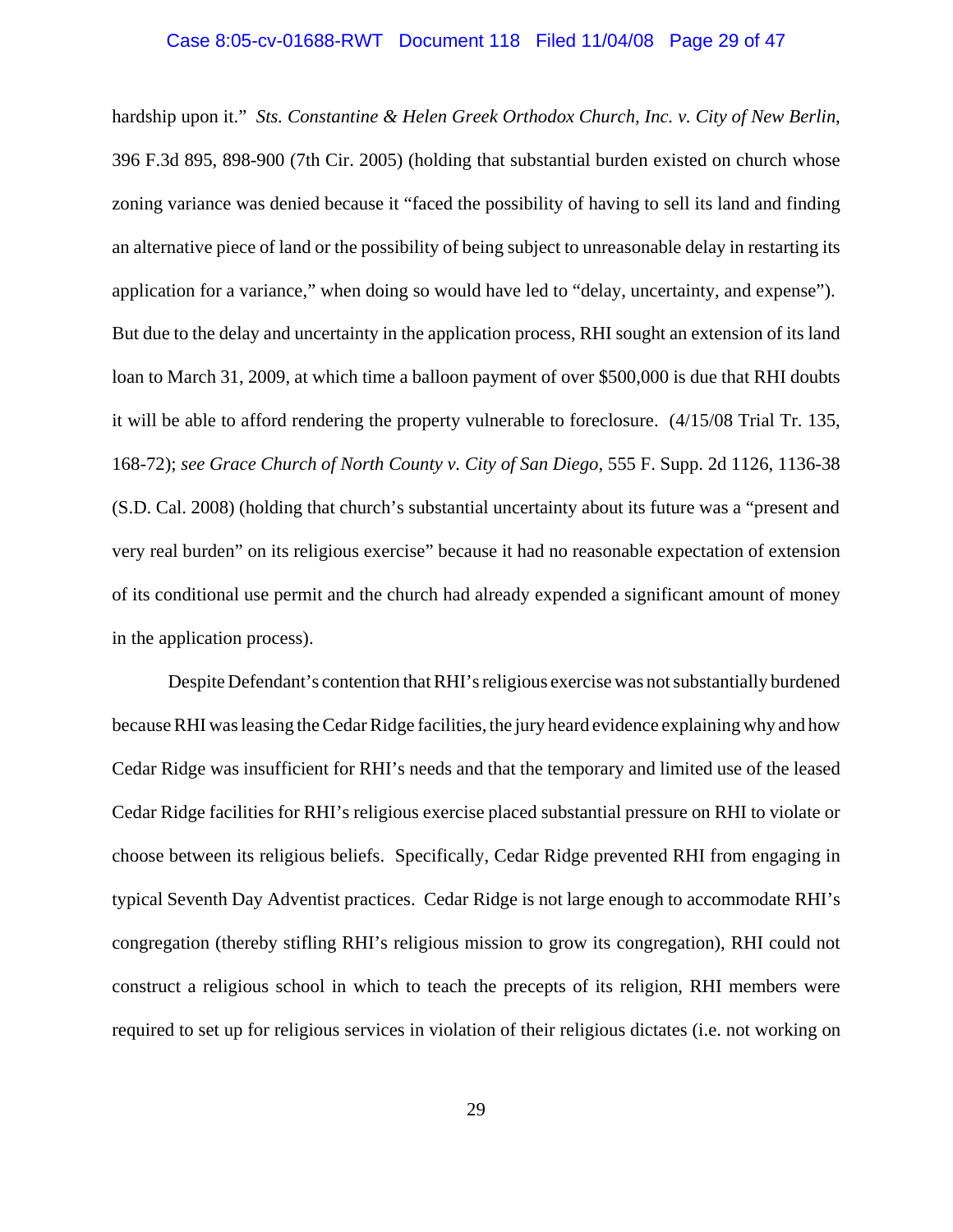hardship upon it." *Sts. Constantine & Helen Greek Orthodox Church, Inc. v. City of New Berlin*, 396 F.3d 895, 898-900 (7th Cir. 2005) (holding that substantial burden existed on church whose zoning variance was denied because it "faced the possibility of having to sell its land and finding an alternative piece of land or the possibility of being subject to unreasonable delay in restarting its application for a variance," when doing so would have led to "delay, uncertainty, and expense"). But due to the delay and uncertainty in the application process, RHI sought an extension of its land loan to March 31, 2009, at which time a balloon payment of over $500,000 is due that RHI doubts it will be able to afford rendering the property vulnerable to foreclosure. (4/15/08 Trial Tr. 135, 168-72); *see Grace Church of North County v. City of San Diego*, 555 F. Supp. 2d 1126, 1136-38 (S.D. Cal. 2008) (holding that church's substantial uncertainty about its future was a "present and very real burden" on its religious exercise" because it had no reasonable expectation of extension of its conditional use permit and the church had already expended a significant amount of money in the application process).

Despite Defendant's contention that RHI's religious exercise was not substantially burdened because RHI was leasing the Cedar Ridge facilities, the jury heard evidence explaining why and how Cedar Ridge was insufficient for RHI's needs and that the temporary and limited use of the leased Cedar Ridge facilities for RHI's religious exercise placed substantial pressure on RHI to violate or choose between its religious beliefs. Specifically, Cedar Ridge prevented RHI from engaging in typical Seventh Day Adventist practices. Cedar Ridge is not large enough to accommodate RHI's congregation (thereby stifling RHI's religious mission to grow its congregation), RHI could not construct a religious school in which to teach the precepts of its religion, RHI members were required to set up for religious services in violation of their religious dictates (i.e. not working on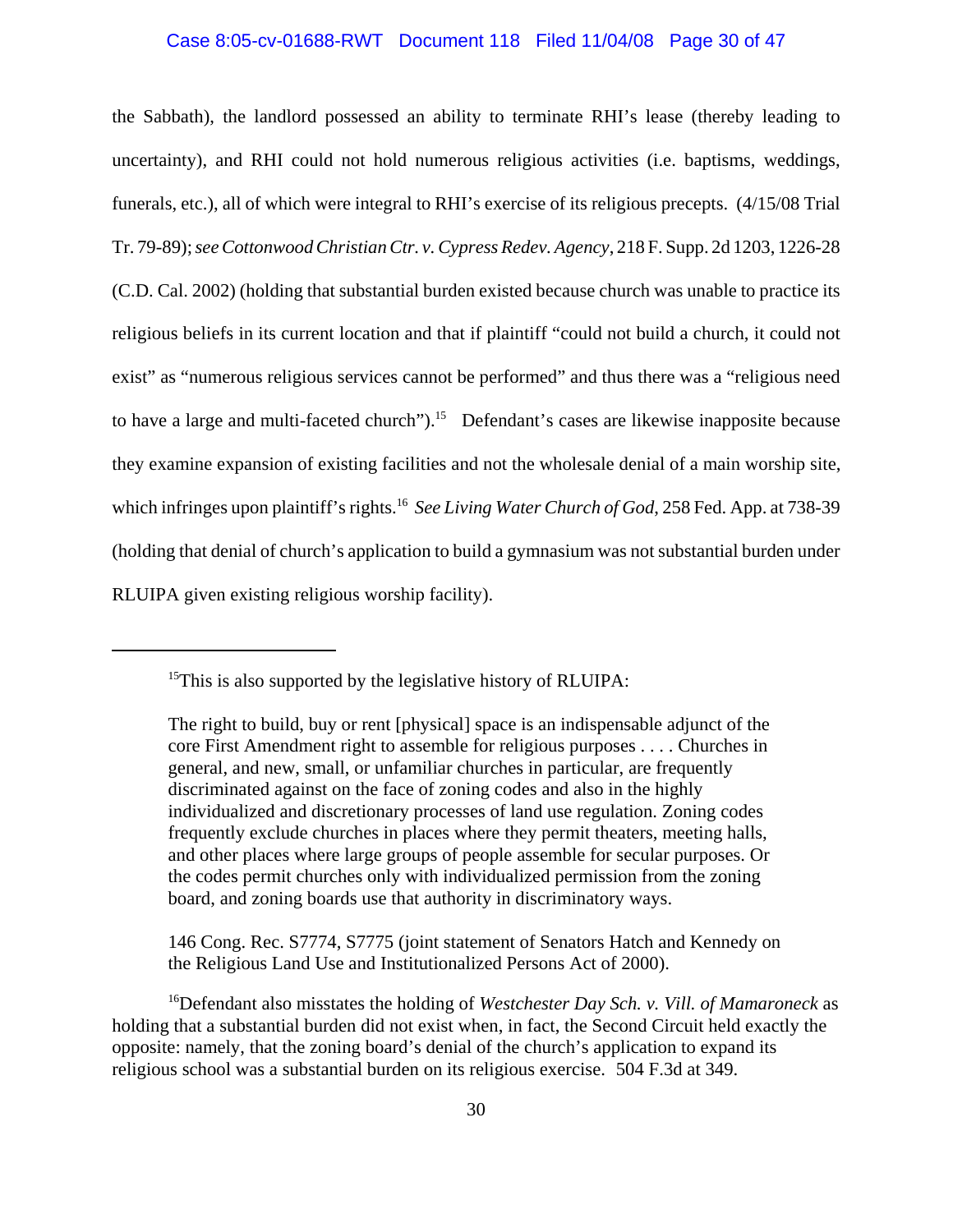the Sabbath), the landlord possessed an ability to terminate RHI's lease (thereby leading to uncertainty), and RHI could not hold numerous religious activities (i.e. baptisms, weddings, funerals, etc.), all of which were integral to RHI's exercise of its religious precepts. (4/15/08 Trial Tr. 79-89); *see Cottonwood Christian Ctr. v. Cypress Redev. Agency*, 218 F. Supp. 2d 1203, 1226-28 (C.D. Cal. 2002) (holding that substantial burden existed because church was unable to practice its religious beliefs in its current location and that if plaintiff "could not build a church, it could not exist" as "numerous religious services cannot be performed" and thus there was a "religious need to have a large and multi-faceted church").[15] Defendant's cases are likewise inapposite because they examine expansion of existing facilities and not the wholesale denial of a main worship site, which infringes upon plaintiff's rights.[16] *See Living Water Church of God*, 258 Fed. App. at 738-39 (holding that denial of church's application to build a gymnasium was not substantial burden under RLUIPA given existing religious worship facility).

---

[15]This is also supported by the legislative history of RLUIPA:

> The right to build, buy or rent [physical] space is an indispensable adjunct of the core First Amendment right to assemble for religious purposes . . . . Churches in general, and new, small, or unfamiliar churches in particular, are frequently discriminated against on the face of zoning codes and also in the highly individualized and discretionary processes of land use regulation. Zoning codes frequently exclude churches in places where they permit theaters, meeting halls, and other places where large groups of people assemble for secular purposes. Or the codes permit churches only with individualized permission from the zoning board, and zoning boards use that authority in discriminatory ways.
>
> 146 Cong. Rec. S7774, S7775 (joint statement of Senators Hatch and Kennedy on the Religious Land Use and Institutionalized Persons Act of 2000).

[16]Defendant also misstates the holding of *Westchester Day Sch. v. Vill. of Mamaroneck* as holding that a substantial burden did not exist when, in fact, the Second Circuit held exactly the opposite: namely, that the zoning board's denial of the church's application to expand its religious school was a substantial burden on its religious exercise. 504 F.3d at 349.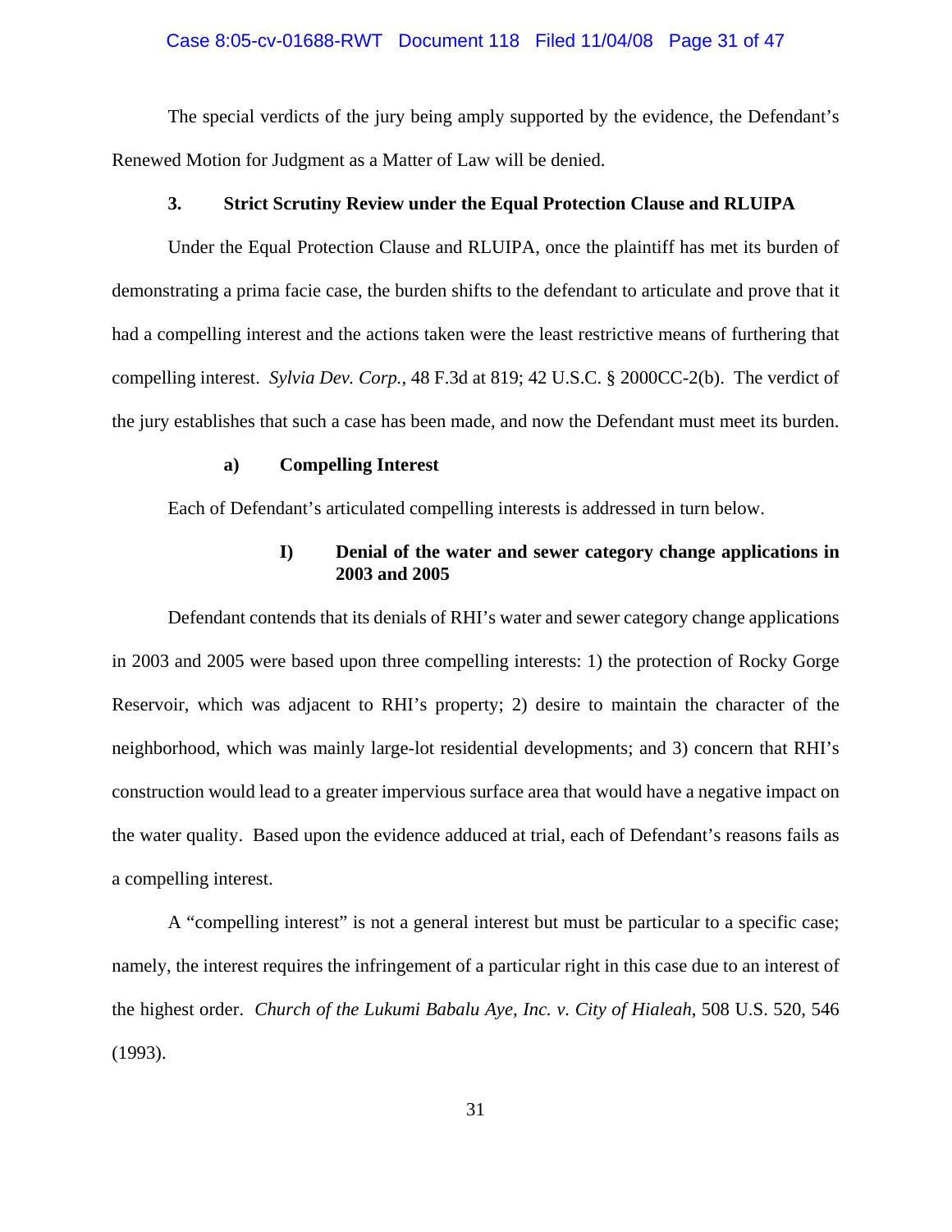The special verdicts of the jury being amply supported by the evidence, the Defendant's Renewed Motion for Judgment as a Matter of Law will be denied.

### 3. Strict Scrutiny Review under the Equal Protection Clause and RLUIPA

Under the Equal Protection Clause and RLUIPA, once the plaintiff has met its burden of demonstrating a prima facie case, the burden shifts to the defendant to articulate and prove that it had a compelling interest and the actions taken were the least restrictive means of furthering that compelling interest. *Sylvia Dev. Corp.*, 48 F.3d at 819; 42 U.S.C. § 2000CC-2(b). The verdict of the jury establishes that such a case has been made, and now the Defendant must meet its burden.

#### a) Compelling Interest

Each of Defendant's articulated compelling interests is addressed in turn below.

##### I) Denial of the water and sewer category change applications in 2003 and 2005

Defendant contends that its denials of RHI's water and sewer category change applications in 2003 and 2005 were based upon three compelling interests: 1) the protection of Rocky Gorge Reservoir, which was adjacent to RHI's property; 2) desire to maintain the character of the neighborhood, which was mainly large-lot residential developments; and 3) concern that RHI's construction would lead to a greater impervious surface area that would have a negative impact on the water quality. Based upon the evidence adduced at trial, each of Defendant's reasons fails as a compelling interest.

A "compelling interest" is not a general interest but must be particular to a specific case; namely, the interest requires the infringement of a particular right in this case due to an interest of the highest order. *Church of the Lukumi Babalu Aye, Inc. v. City of Hialeah*, 508 U.S. 520, 546 (1993).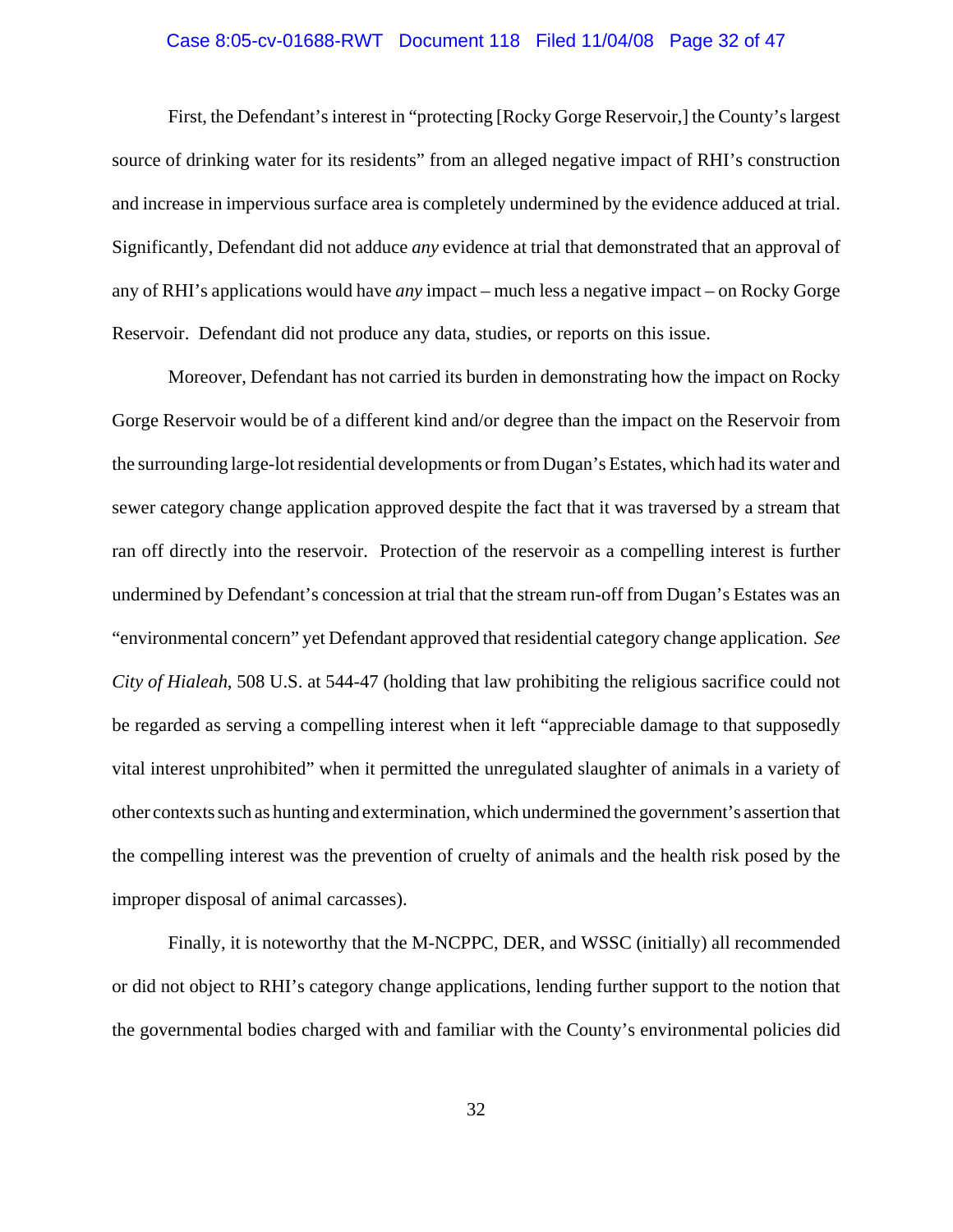First, the Defendant's interest in "protecting [Rocky Gorge Reservoir,] the County's largest source of drinking water for its residents" from an alleged negative impact of RHI's construction and increase in impervious surface area is completely undermined by the evidence adduced at trial. Significantly, Defendant did not adduce *any* evidence at trial that demonstrated that an approval of any of RHI's applications would have *any* impact – much less a negative impact – on Rocky Gorge Reservoir. Defendant did not produce any data, studies, or reports on this issue.

Moreover, Defendant has not carried its burden in demonstrating how the impact on Rocky Gorge Reservoir would be of a different kind and/or degree than the impact on the Reservoir from the surrounding large-lot residential developments or from Dugan's Estates, which had its water and sewer category change application approved despite the fact that it was traversed by a stream that ran off directly into the reservoir. Protection of the reservoir as a compelling interest is further undermined by Defendant's concession at trial that the stream run-off from Dugan's Estates was an "environmental concern" yet Defendant approved that residential category change application. *See City of Hialeah*, 508 U.S. at 544-47 (holding that law prohibiting the religious sacrifice could not be regarded as serving a compelling interest when it left "appreciable damage to that supposedly vital interest unprohibited" when it permitted the unregulated slaughter of animals in a variety of other contexts such as hunting and extermination, which undermined the government's assertion that the compelling interest was the prevention of cruelty of animals and the health risk posed by the improper disposal of animal carcasses).

Finally, it is noteworthy that the M-NCPPC, DER, and WSSC (initially) all recommended or did not object to RHI's category change applications, lending further support to the notion that the governmental bodies charged with and familiar with the County's environmental policies did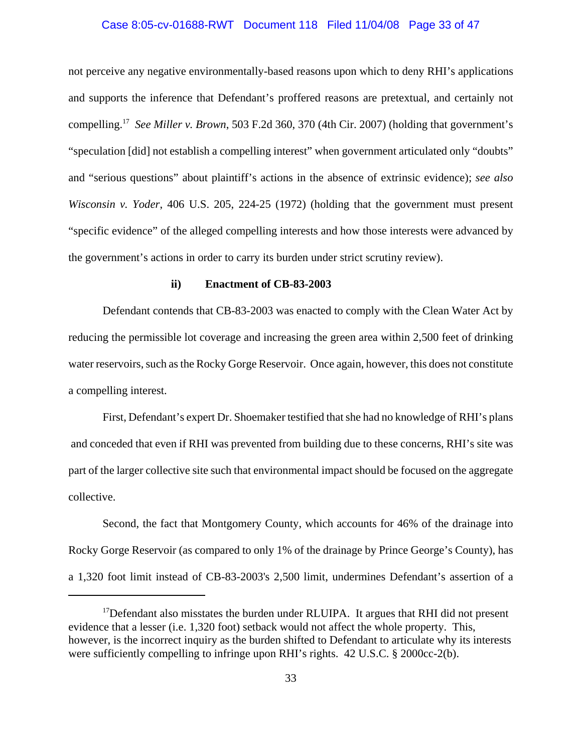not perceive any negative environmentally-based reasons upon which to deny RHI's applications and supports the inference that Defendant's proffered reasons are pretextual, and certainly not compelling.[17] *See Miller v. Brown*, 503 F.2d 360, 370 (4th Cir. 2007) (holding that government's "speculation [did] not establish a compelling interest" when government articulated only "doubts" and "serious questions" about plaintiff's actions in the absence of extrinsic evidence); *see also Wisconsin v. Yoder*, 406 U.S. 205, 224-25 (1972) (holding that the government must present "specific evidence" of the alleged compelling interests and how those interests were advanced by the government's actions in order to carry its burden under strict scrutiny review).

**ii) Enactment of CB-83-2003**

Defendant contends that CB-83-2003 was enacted to comply with the Clean Water Act by reducing the permissible lot coverage and increasing the green area within 2,500 feet of drinking water reservoirs, such as the Rocky Gorge Reservoir. Once again, however, this does not constitute a compelling interest.

First, Defendant's expert Dr. Shoemaker testified that she had no knowledge of RHI's plans and conceded that even if RHI was prevented from building due to these concerns, RHI's site was part of the larger collective site such that environmental impact should be focused on the aggregate collective.

Second, the fact that Montgomery County, which accounts for 46% of the drainage into Rocky Gorge Reservoir (as compared to only 1% of the drainage by Prince George's County), has a 1,320 foot limit instead of CB-83-2003's 2,500 limit, undermines Defendant's assertion of a

---

[17] Defendant also misstates the burden under RLUIPA. It argues that RHI did not present evidence that a lesser (i.e. 1,320 foot) setback would not affect the whole property. This, however, is the incorrect inquiry as the burden shifted to Defendant to articulate why its interests were sufficiently compelling to infringe upon RHI's rights. 42 U.S.C. § 2000cc-2(b).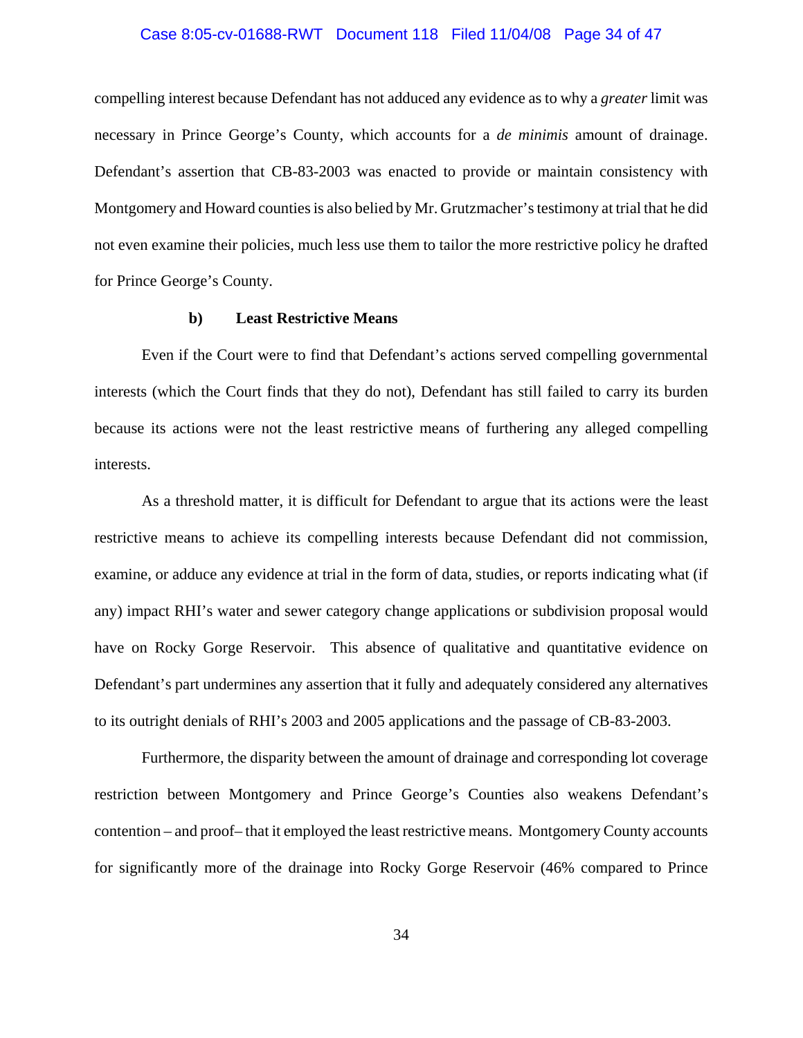compelling interest because Defendant has not adduced any evidence as to why a *greater* limit was necessary in Prince George's County, which accounts for a *de minimis* amount of drainage. Defendant's assertion that CB-83-2003 was enacted to provide or maintain consistency with Montgomery and Howard counties is also belied by Mr. Grutzmacher's testimony at trial that he did not even examine their policies, much less use them to tailor the more restrictive policy he drafted for Prince George's County.

**b) Least Restrictive Means**

Even if the Court were to find that Defendant's actions served compelling governmental interests (which the Court finds that they do not), Defendant has still failed to carry its burden because its actions were not the least restrictive means of furthering any alleged compelling interests.

As a threshold matter, it is difficult for Defendant to argue that its actions were the least restrictive means to achieve its compelling interests because Defendant did not commission, examine, or adduce any evidence at trial in the form of data, studies, or reports indicating what (if any) impact RHI's water and sewer category change applications or subdivision proposal would have on Rocky Gorge Reservoir. This absence of qualitative and quantitative evidence on Defendant's part undermines any assertion that it fully and adequately considered any alternatives to its outright denials of RHI's 2003 and 2005 applications and the passage of CB-83-2003.

Furthermore, the disparity between the amount of drainage and corresponding lot coverage restriction between Montgomery and Prince George's Counties also weakens Defendant's contention – and proof– that it employed the least restrictive means. Montgomery County accounts for significantly more of the drainage into Rocky Gorge Reservoir (46% compared to Prince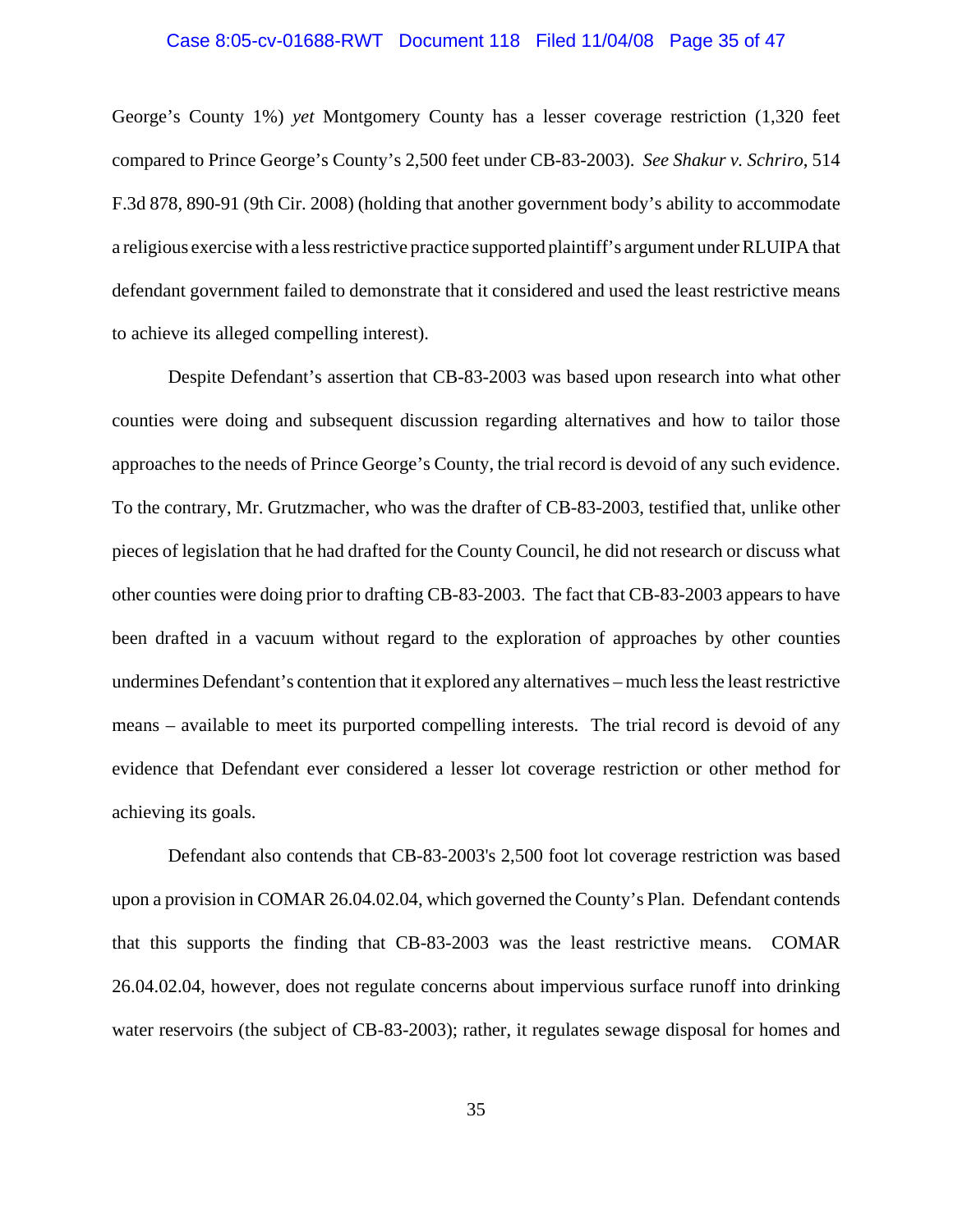George's County 1%) *yet* Montgomery County has a lesser coverage restriction (1,320 feet compared to Prince George's County's 2,500 feet under CB-83-2003). *See Shakur v. Schriro*, 514 F.3d 878, 890-91 (9th Cir. 2008) (holding that another government body's ability to accommodate a religious exercise with a less restrictive practice supported plaintiff's argument under RLUIPA that defendant government failed to demonstrate that it considered and used the least restrictive means to achieve its alleged compelling interest).

Despite Defendant's assertion that CB-83-2003 was based upon research into what other counties were doing and subsequent discussion regarding alternatives and how to tailor those approaches to the needs of Prince George's County, the trial record is devoid of any such evidence. To the contrary, Mr. Grutzmacher, who was the drafter of CB-83-2003, testified that, unlike other pieces of legislation that he had drafted for the County Council, he did not research or discuss what other counties were doing prior to drafting CB-83-2003. The fact that CB-83-2003 appears to have been drafted in a vacuum without regard to the exploration of approaches by other counties undermines Defendant's contention that it explored any alternatives – much less the least restrictive means – available to meet its purported compelling interests. The trial record is devoid of any evidence that Defendant ever considered a lesser lot coverage restriction or other method for achieving its goals.

Defendant also contends that CB-83-2003's 2,500 foot lot coverage restriction was based upon a provision in COMAR 26.04.02.04, which governed the County's Plan. Defendant contends that this supports the finding that CB-83-2003 was the least restrictive means. COMAR 26.04.02.04, however, does not regulate concerns about impervious surface runoff into drinking water reservoirs (the subject of CB-83-2003); rather, it regulates sewage disposal for homes and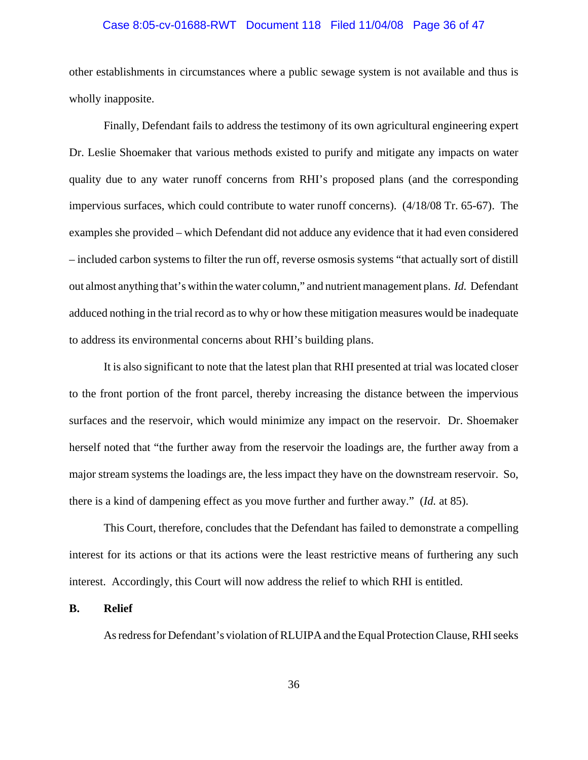other establishments in circumstances where a public sewage system is not available and thus is wholly inapposite.

Finally, Defendant fails to address the testimony of its own agricultural engineering expert Dr. Leslie Shoemaker that various methods existed to purify and mitigate any impacts on water quality due to any water runoff concerns from RHI's proposed plans (and the corresponding impervious surfaces, which could contribute to water runoff concerns). (4/18/08 Tr. 65-67). The examples she provided – which Defendant did not adduce any evidence that it had even considered – included carbon systems to filter the run off, reverse osmosis systems "that actually sort of distill out almost anything that's within the water column," and nutrient management plans. *Id.* Defendant adduced nothing in the trial record as to why or how these mitigation measures would be inadequate to address its environmental concerns about RHI's building plans.

It is also significant to note that the latest plan that RHI presented at trial was located closer to the front portion of the front parcel, thereby increasing the distance between the impervious surfaces and the reservoir, which would minimize any impact on the reservoir. Dr. Shoemaker herself noted that "the further away from the reservoir the loadings are, the further away from a major stream systems the loadings are, the less impact they have on the downstream reservoir. So, there is a kind of dampening effect as you move further and further away." (*Id.* at 85).

This Court, therefore, concludes that the Defendant has failed to demonstrate a compelling interest for its actions or that its actions were the least restrictive means of furthering any such interest. Accordingly, this Court will now address the relief to which RHI is entitled.

**B. Relief**

As redress for Defendant's violation of RLUIPA and the Equal Protection Clause, RHI seeks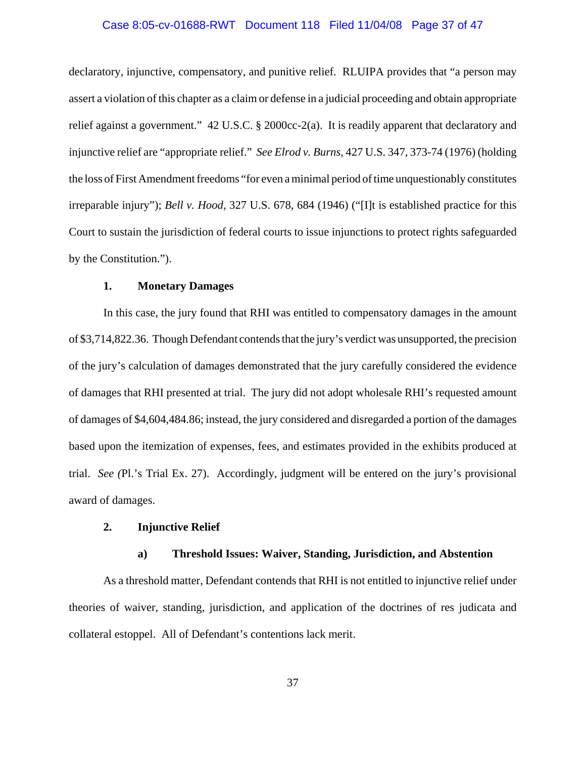declaratory, injunctive, compensatory, and punitive relief. RLUIPA provides that "a person may assert a violation of this chapter as a claim or defense in a judicial proceeding and obtain appropriate relief against a government." 42 U.S.C. § 2000cc-2(a). It is readily apparent that declaratory and injunctive relief are "appropriate relief." *See Elrod v. Burns*, 427 U.S. 347, 373-74 (1976) (holding the loss of First Amendment freedoms "for even a minimal period of time unquestionably constitutes irreparable injury"); *Bell v. Hood*, 327 U.S. 678, 684 (1946) ("[I]t is established practice for this Court to sustain the jurisdiction of federal courts to issue injunctions to protect rights safeguarded by the Constitution.").

### 1. Monetary Damages

In this case, the jury found that RHI was entitled to compensatory damages in the amount of $3,714,822.36. Though Defendant contends that the jury's verdict was unsupported, the precision of the jury's calculation of damages demonstrated that the jury carefully considered the evidence of damages that RHI presented at trial. The jury did not adopt wholesale RHI's requested amount of damages of $4,604,484.86; instead, the jury considered and disregarded a portion of the damages based upon the itemization of expenses, fees, and estimates provided in the exhibits produced at trial. *See (*Pl.'s Trial Ex. 27). Accordingly, judgment will be entered on the jury's provisional award of damages.

### 2. Injunctive Relief

#### a) Threshold Issues: Waiver, Standing, Jurisdiction, and Abstention

As a threshold matter, Defendant contends that RHI is not entitled to injunctive relief under theories of waiver, standing, jurisdiction, and application of the doctrines of res judicata and collateral estoppel. All of Defendant's contentions lack merit.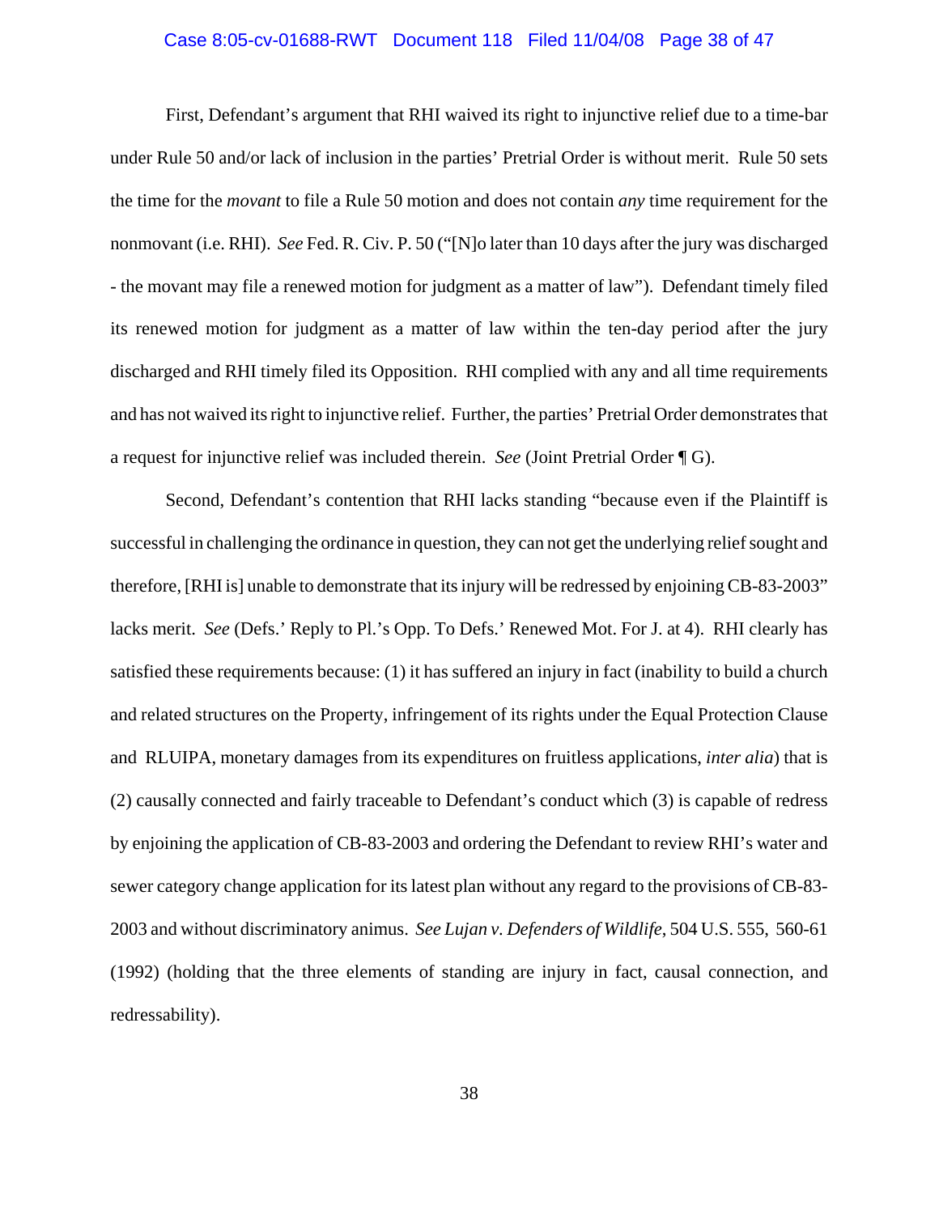First, Defendant's argument that RHI waived its right to injunctive relief due to a time-bar under Rule 50 and/or lack of inclusion in the parties' Pretrial Order is without merit. Rule 50 sets the time for the *movant* to file a Rule 50 motion and does not contain *any* time requirement for the nonmovant (i.e. RHI). *See* Fed. R. Civ. P. 50 ("[N]o later than 10 days after the jury was discharged - the movant may file a renewed motion for judgment as a matter of law"). Defendant timely filed its renewed motion for judgment as a matter of law within the ten-day period after the jury discharged and RHI timely filed its Opposition. RHI complied with any and all time requirements and has not waived its right to injunctive relief. Further, the parties' Pretrial Order demonstrates that a request for injunctive relief was included therein. *See* (Joint Pretrial Order ¶ G).

Second, Defendant's contention that RHI lacks standing "because even if the Plaintiff is successful in challenging the ordinance in question, they can not get the underlying relief sought and therefore, [RHI is] unable to demonstrate that its injury will be redressed by enjoining CB-83-2003" lacks merit. *See* (Defs.' Reply to Pl.'s Opp. To Defs.' Renewed Mot. For J. at 4). RHI clearly has satisfied these requirements because: (1) it has suffered an injury in fact (inability to build a church and related structures on the Property, infringement of its rights under the Equal Protection Clause and RLUIPA, monetary damages from its expenditures on fruitless applications, *inter alia*) that is (2) causally connected and fairly traceable to Defendant's conduct which (3) is capable of redress by enjoining the application of CB-83-2003 and ordering the Defendant to review RHI's water and sewer category change application for its latest plan without any regard to the provisions of CB-83-2003 and without discriminatory animus. *See Lujan v. Defenders of Wildlife*, 504 U.S. 555, 560-61 (1992) (holding that the three elements of standing are injury in fact, causal connection, and redressability).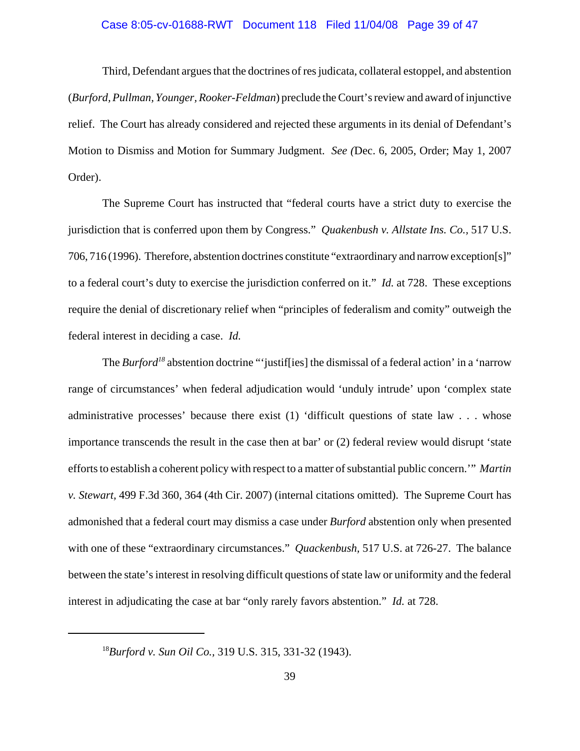Third, Defendant argues that the doctrines of res judicata, collateral estoppel, and abstention (*Burford, Pullman, Younger, Rooker-Feldman*) preclude the Court's review and award of injunctive relief. The Court has already considered and rejected these arguments in its denial of Defendant's Motion to Dismiss and Motion for Summary Judgment. *See (*Dec. 6, 2005, Order; May 1, 2007 Order).

The Supreme Court has instructed that "federal courts have a strict duty to exercise the jurisdiction that is conferred upon them by Congress." *Quakenbush v. Allstate Ins. Co.,* 517 U.S. 706, 716 (1996). Therefore, abstention doctrines constitute "extraordinary and narrow exception[s]" to a federal court's duty to exercise the jurisdiction conferred on it." *Id.* at 728. These exceptions require the denial of discretionary relief when "principles of federalism and comity" outweigh the federal interest in deciding a case. *Id.*

The *Burford*[18] abstention doctrine "'justif[ies] the dismissal of a federal action' in a 'narrow range of circumstances' when federal adjudication would 'unduly intrude' upon 'complex state administrative processes' because there exist (1) 'difficult questions of state law . . . whose importance transcends the result in the case then at bar' or (2) federal review would disrupt 'state efforts to establish a coherent policy with respect to a matter of substantial public concern.'" *Martin v. Stewart,* 499 F.3d 360, 364 (4th Cir. 2007) (internal citations omitted). The Supreme Court has admonished that a federal court may dismiss a case under *Burford* abstention only when presented with one of these "extraordinary circumstances." *Quackenbush,* 517 U.S. at 726-27. The balance between the state's interest in resolving difficult questions of state law or uniformity and the federal interest in adjudicating the case at bar "only rarely favors abstention." *Id.* at 728.

---

[18] *Burford v. Sun Oil Co.,* 319 U.S. 315, 331-32 (1943).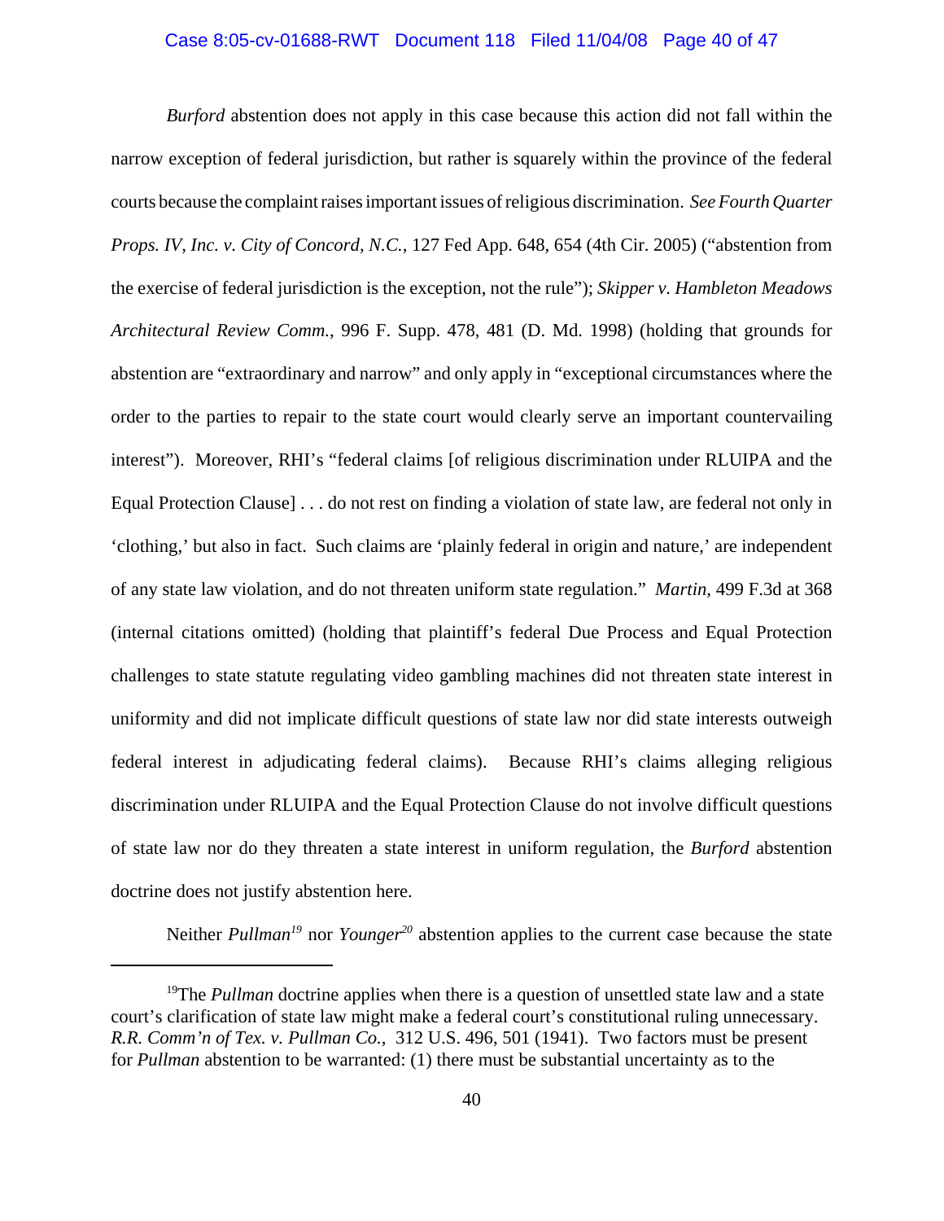*Burford* abstention does not apply in this case because this action did not fall within the narrow exception of federal jurisdiction, but rather is squarely within the province of the federal courts because the complaint raises important issues of religious discrimination. *See Fourth Quarter Props. IV, Inc. v. City of Concord, N.C.*, 127 Fed App. 648, 654 (4th Cir. 2005) ("abstention from the exercise of federal jurisdiction is the exception, not the rule"); *Skipper v. Hambleton Meadows Architectural Review Comm.*, 996 F. Supp. 478, 481 (D. Md. 1998) (holding that grounds for abstention are "extraordinary and narrow" and only apply in "exceptional circumstances where the order to the parties to repair to the state court would clearly serve an important countervailing interest"). Moreover, RHI's "federal claims [of religious discrimination under RLUIPA and the Equal Protection Clause] . . . do not rest on finding a violation of state law, are federal not only in 'clothing,' but also in fact. Such claims are 'plainly federal in origin and nature,' are independent of any state law violation, and do not threaten uniform state regulation." *Martin*, 499 F.3d at 368 (internal citations omitted) (holding that plaintiff's federal Due Process and Equal Protection challenges to state statute regulating video gambling machines did not threaten state interest in uniformity and did not implicate difficult questions of state law nor did state interests outweigh federal interest in adjudicating federal claims). Because RHI's claims alleging religious discrimination under RLUIPA and the Equal Protection Clause do not involve difficult questions of state law nor do they threaten a state interest in uniform regulation, the *Burford* abstention doctrine does not justify abstention here.

Neither *Pullman*[19] nor *Younger*[20] abstention applies to the current case because the state

---

[19]The *Pullman* doctrine applies when there is a question of unsettled state law and a state court's clarification of state law might make a federal court's constitutional ruling unnecessary. *R.R. Comm'n of Tex. v. Pullman Co.*, 312 U.S. 496, 501 (1941). Two factors must be present for *Pullman* abstention to be warranted: (1) there must be substantial uncertainty as to the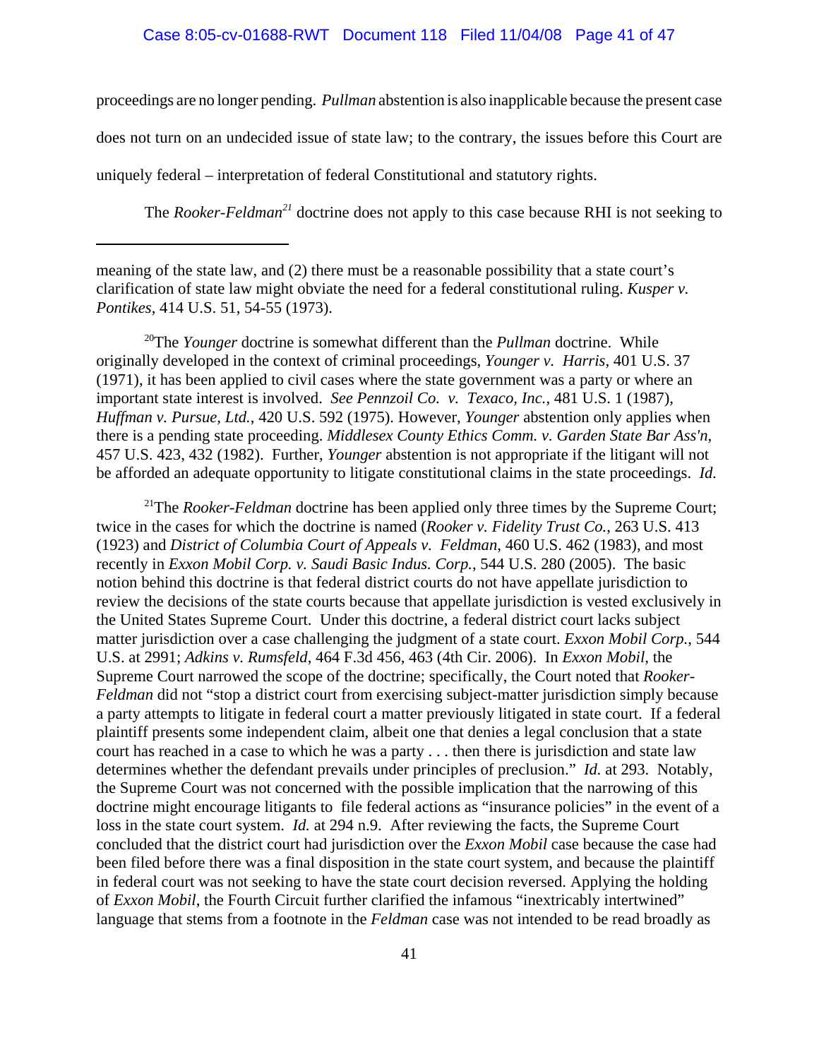proceedings are no longer pending. *Pullman* abstention is also inapplicable because the present case does not turn on an undecided issue of state law; to the contrary, the issues before this Court are uniquely federal – interpretation of federal Constitutional and statutory rights.

The *Rooker-Feldman*[21] doctrine does not apply to this case because RHI is not seeking to

---

meaning of the state law, and (2) there must be a reasonable possibility that a state court's clarification of state law might obviate the need for a federal constitutional ruling. *Kusper v. Pontikes*, 414 U.S. 51, 54-55 (1973).

[20]The *Younger* doctrine is somewhat different than the *Pullman* doctrine. While originally developed in the context of criminal proceedings, *Younger v. Harris*, 401 U.S. 37 (1971), it has been applied to civil cases where the state government was a party or where an important state interest is involved. *See Pennzoil Co. v. Texaco, Inc.*, 481 U.S. 1 (1987), *Huffman v. Pursue, Ltd.*, 420 U.S. 592 (1975). However, *Younger* abstention only applies when there is a pending state proceeding. *Middlesex County Ethics Comm. v. Garden State Bar Ass'n*, 457 U.S. 423, 432 (1982). Further, *Younger* abstention is not appropriate if the litigant will not be afforded an adequate opportunity to litigate constitutional claims in the state proceedings. *Id.*

[21]The *Rooker-Feldman* doctrine has been applied only three times by the Supreme Court; twice in the cases for which the doctrine is named (*Rooker v. Fidelity Trust Co.*, 263 U.S. 413 (1923) and *District of Columbia Court of Appeals v. Feldman*, 460 U.S. 462 (1983), and most recently in *Exxon Mobil Corp. v. Saudi Basic Indus. Corp.*, 544 U.S. 280 (2005). The basic notion behind this doctrine is that federal district courts do not have appellate jurisdiction to review the decisions of the state courts because that appellate jurisdiction is vested exclusively in the United States Supreme Court. Under this doctrine, a federal district court lacks subject matter jurisdiction over a case challenging the judgment of a state court. *Exxon Mobil Corp.*, 544 U.S. at 2991; *Adkins v. Rumsfeld*, 464 F.3d 456, 463 (4th Cir. 2006). In *Exxon Mobil*, the Supreme Court narrowed the scope of the doctrine; specifically, the Court noted that *Rooker-Feldman* did not "stop a district court from exercising subject-matter jurisdiction simply because a party attempts to litigate in federal court a matter previously litigated in state court. If a federal plaintiff presents some independent claim, albeit one that denies a legal conclusion that a state court has reached in a case to which he was a party . . . then there is jurisdiction and state law determines whether the defendant prevails under principles of preclusion." *Id.* at 293. Notably, the Supreme Court was not concerned with the possible implication that the narrowing of this doctrine might encourage litigants to file federal actions as "insurance policies" in the event of a loss in the state court system. *Id.* at 294 n.9. After reviewing the facts, the Supreme Court concluded that the district court had jurisdiction over the *Exxon Mobil* case because the case had been filed before there was a final disposition in the state court system, and because the plaintiff in federal court was not seeking to have the state court decision reversed. Applying the holding of *Exxon Mobil*, the Fourth Circuit further clarified the infamous "inextricably intertwined" language that stems from a footnote in the *Feldman* case was not intended to be read broadly as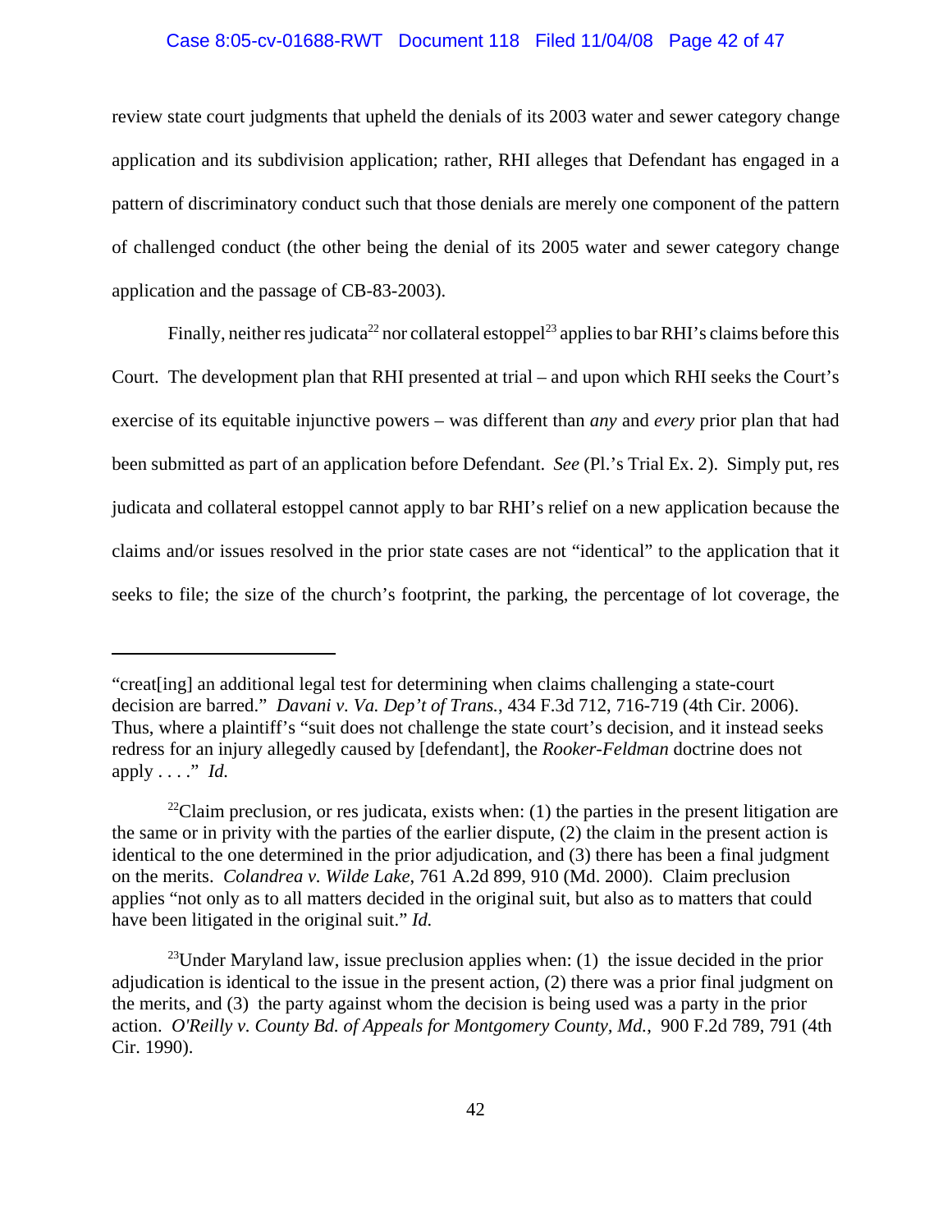review state court judgments that upheld the denials of its 2003 water and sewer category change application and its subdivision application; rather, RHI alleges that Defendant has engaged in a pattern of discriminatory conduct such that those denials are merely one component of the pattern of challenged conduct (the other being the denial of its 2005 water and sewer category change application and the passage of CB-83-2003).

Finally, neither res judicata[22] nor collateral estoppel[23] applies to bar RHI's claims before this Court. The development plan that RHI presented at trial – and upon which RHI seeks the Court's exercise of its equitable injunctive powers – was different than *any* and *every* prior plan that had been submitted as part of an application before Defendant. *See* (Pl.'s Trial Ex. 2). Simply put, res judicata and collateral estoppel cannot apply to bar RHI's relief on a new application because the claims and/or issues resolved in the prior state cases are not "identical" to the application that it seeks to file; the size of the church's footprint, the parking, the percentage of lot coverage, the

---

"creat[ing] an additional legal test for determining when claims challenging a state-court decision are barred." *Davani v. Va. Dep't of Trans.*, 434 F.3d 712, 716-719 (4th Cir. 2006). Thus, where a plaintiff's "suit does not challenge the state court's decision, and it instead seeks redress for an injury allegedly caused by [defendant], the *Rooker-Feldman* doctrine does not apply . . . ." *Id.*

[22] Claim preclusion, or res judicata, exists when: (1) the parties in the present litigation are the same or in privity with the parties of the earlier dispute, (2) the claim in the present action is identical to the one determined in the prior adjudication, and (3) there has been a final judgment on the merits. *Colandrea v. Wilde Lake*, 761 A.2d 899, 910 (Md. 2000). Claim preclusion applies "not only as to all matters decided in the original suit, but also as to matters that could have been litigated in the original suit." *Id.*

[23] Under Maryland law, issue preclusion applies when: (1) the issue decided in the prior adjudication is identical to the issue in the present action, (2) there was a prior final judgment on the merits, and (3) the party against whom the decision is being used was a party in the prior action. *O'Reilly v. County Bd. of Appeals for Montgomery County, Md.*, 900 F.2d 789, 791 (4th Cir. 1990).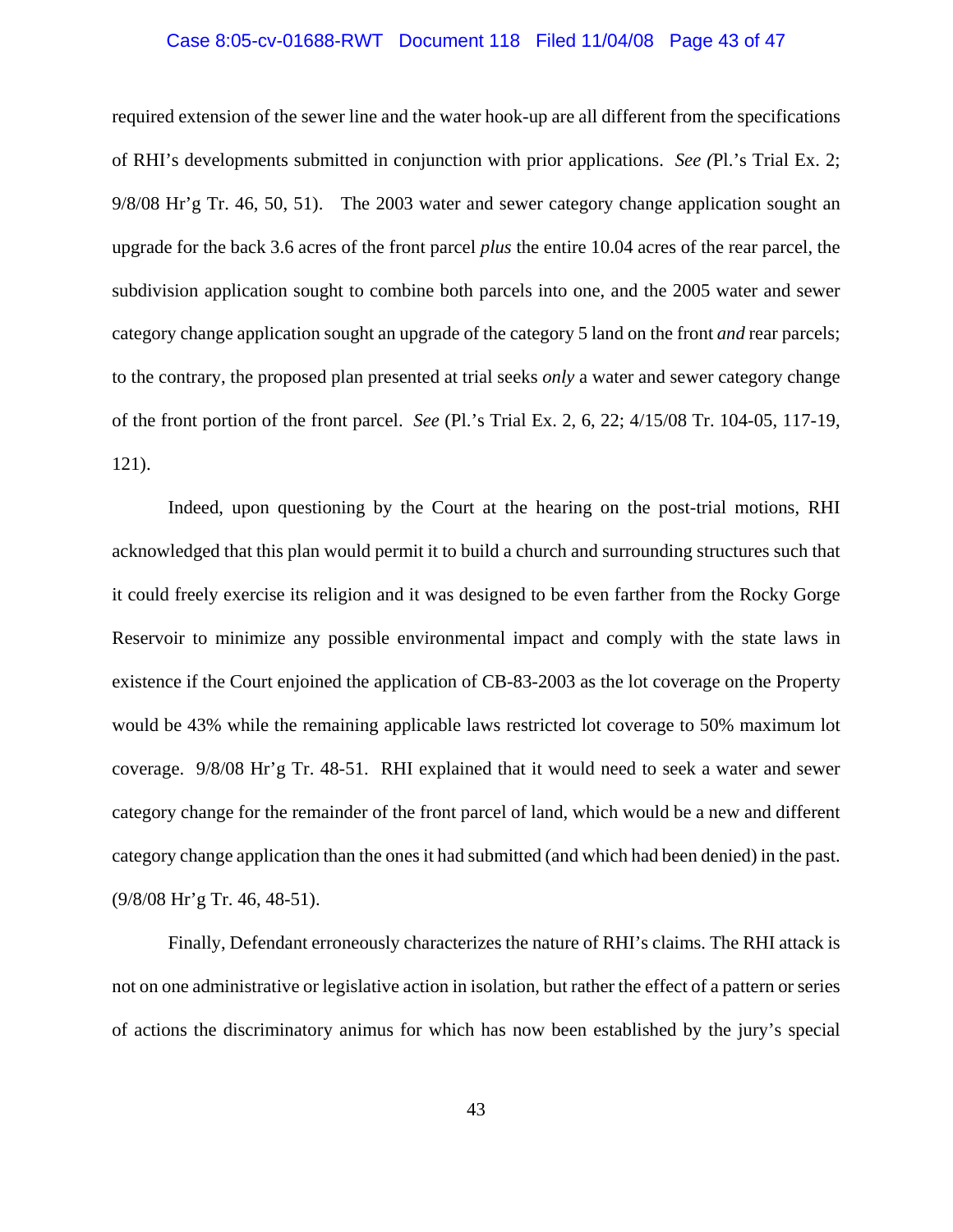required extension of the sewer line and the water hook-up are all different from the specifications of RHI's developments submitted in conjunction with prior applications. *See (*Pl.'s Trial Ex. 2; 9/8/08 Hr'g Tr. 46, 50, 51). The 2003 water and sewer category change application sought an upgrade for the back 3.6 acres of the front parcel *plus* the entire 10.04 acres of the rear parcel, the subdivision application sought to combine both parcels into one, and the 2005 water and sewer category change application sought an upgrade of the category 5 land on the front *and* rear parcels; to the contrary, the proposed plan presented at trial seeks *only* a water and sewer category change of the front portion of the front parcel. *See* (Pl.'s Trial Ex. 2, 6, 22; 4/15/08 Tr. 104-05, 117-19, 121).

Indeed, upon questioning by the Court at the hearing on the post-trial motions, RHI acknowledged that this plan would permit it to build a church and surrounding structures such that it could freely exercise its religion and it was designed to be even farther from the Rocky Gorge Reservoir to minimize any possible environmental impact and comply with the state laws in existence if the Court enjoined the application of CB-83-2003 as the lot coverage on the Property would be 43% while the remaining applicable laws restricted lot coverage to 50% maximum lot coverage. 9/8/08 Hr'g Tr. 48-51. RHI explained that it would need to seek a water and sewer category change for the remainder of the front parcel of land, which would be a new and different category change application than the ones it had submitted (and which had been denied) in the past. (9/8/08 Hr'g Tr. 46, 48-51).

Finally, Defendant erroneously characterizes the nature of RHI's claims. The RHI attack is not on one administrative or legislative action in isolation, but rather the effect of a pattern or series of actions the discriminatory animus for which has now been established by the jury's special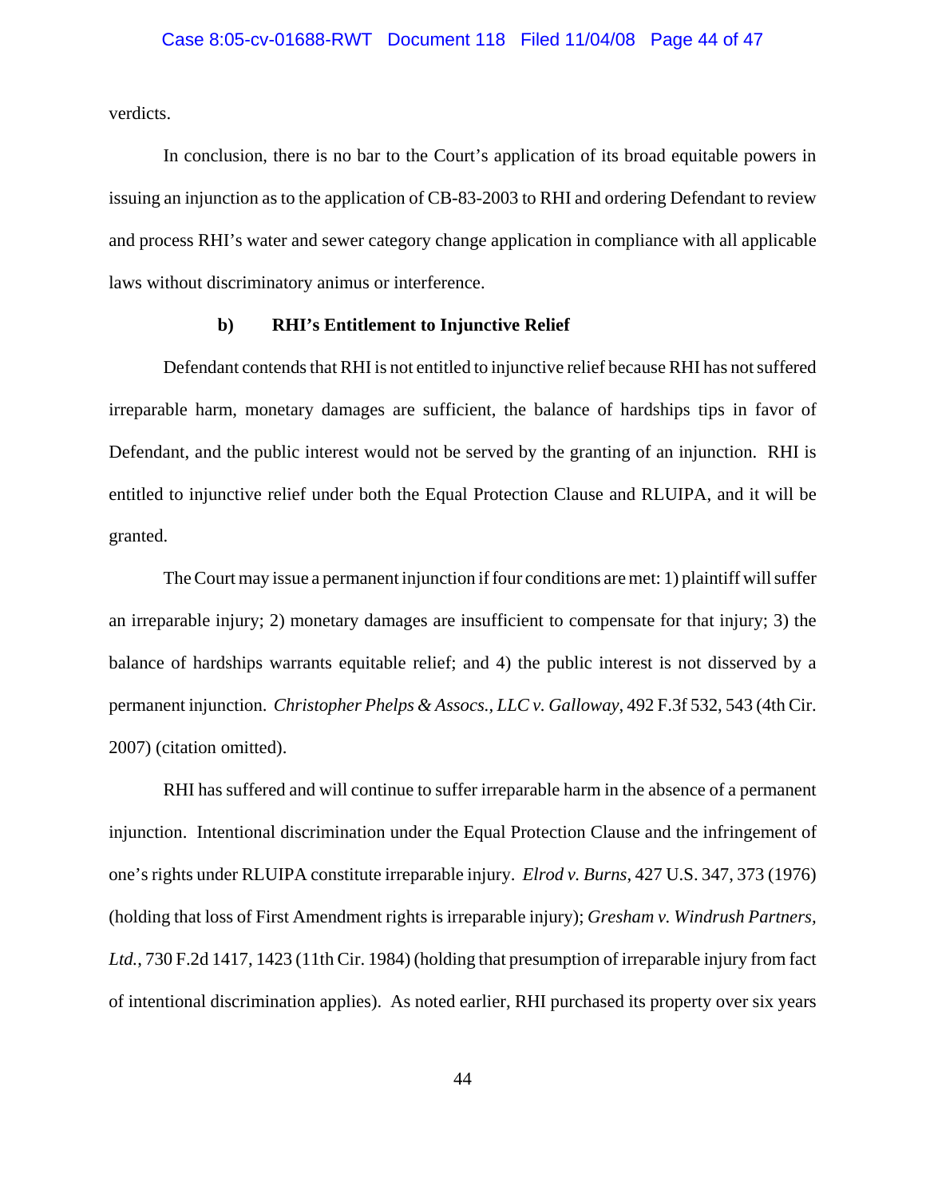verdicts.

In conclusion, there is no bar to the Court's application of its broad equitable powers in issuing an injunction as to the application of CB-83-2003 to RHI and ordering Defendant to review and process RHI's water and sewer category change application in compliance with all applicable laws without discriminatory animus or interference.

### b) RHI's Entitlement to Injunctive Relief

Defendant contends that RHI is not entitled to injunctive relief because RHI has not suffered irreparable harm, monetary damages are sufficient, the balance of hardships tips in favor of Defendant, and the public interest would not be served by the granting of an injunction. RHI is entitled to injunctive relief under both the Equal Protection Clause and RLUIPA, and it will be granted.

The Court may issue a permanent injunction if four conditions are met: 1) plaintiff will suffer an irreparable injury; 2) monetary damages are insufficient to compensate for that injury; 3) the balance of hardships warrants equitable relief; and 4) the public interest is not disserved by a permanent injunction. *Christopher Phelps & Assocs., LLC v. Galloway*, 492 F.3f 532, 543 (4th Cir. 2007) (citation omitted).

RHI has suffered and will continue to suffer irreparable harm in the absence of a permanent injunction. Intentional discrimination under the Equal Protection Clause and the infringement of one's rights under RLUIPA constitute irreparable injury. *Elrod v. Burns*, 427 U.S. 347, 373 (1976) (holding that loss of First Amendment rights is irreparable injury); *Gresham v. Windrush Partners, Ltd.*, 730 F.2d 1417, 1423 (11th Cir. 1984) (holding that presumption of irreparable injury from fact of intentional discrimination applies). As noted earlier, RHI purchased its property over six years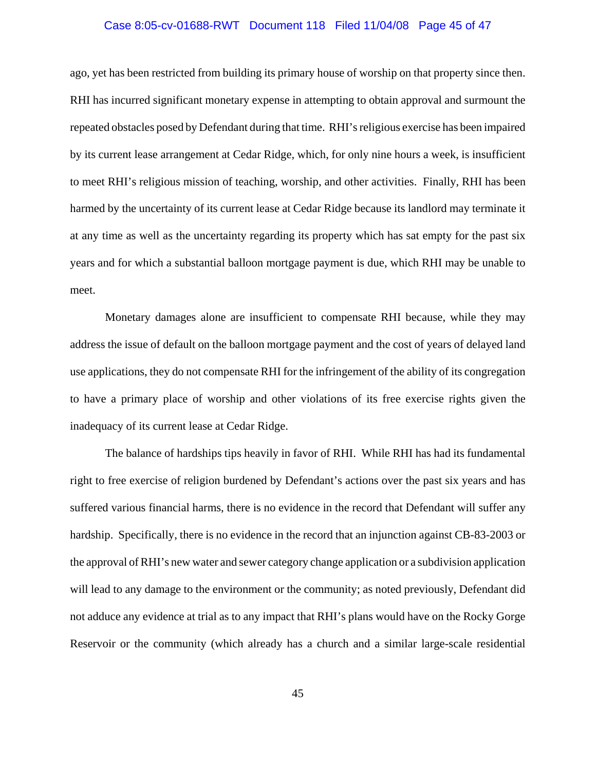ago, yet has been restricted from building its primary house of worship on that property since then. RHI has incurred significant monetary expense in attempting to obtain approval and surmount the repeated obstacles posed by Defendant during that time. RHI's religious exercise has been impaired by its current lease arrangement at Cedar Ridge, which, for only nine hours a week, is insufficient to meet RHI's religious mission of teaching, worship, and other activities. Finally, RHI has been harmed by the uncertainty of its current lease at Cedar Ridge because its landlord may terminate it at any time as well as the uncertainty regarding its property which has sat empty for the past six years and for which a substantial balloon mortgage payment is due, which RHI may be unable to meet.

Monetary damages alone are insufficient to compensate RHI because, while they may address the issue of default on the balloon mortgage payment and the cost of years of delayed land use applications, they do not compensate RHI for the infringement of the ability of its congregation to have a primary place of worship and other violations of its free exercise rights given the inadequacy of its current lease at Cedar Ridge.

The balance of hardships tips heavily in favor of RHI. While RHI has had its fundamental right to free exercise of religion burdened by Defendant's actions over the past six years and has suffered various financial harms, there is no evidence in the record that Defendant will suffer any hardship. Specifically, there is no evidence in the record that an injunction against CB-83-2003 or the approval of RHI's new water and sewer category change application or a subdivision application will lead to any damage to the environment or the community; as noted previously, Defendant did not adduce any evidence at trial as to any impact that RHI's plans would have on the Rocky Gorge Reservoir or the community (which already has a church and a similar large-scale residential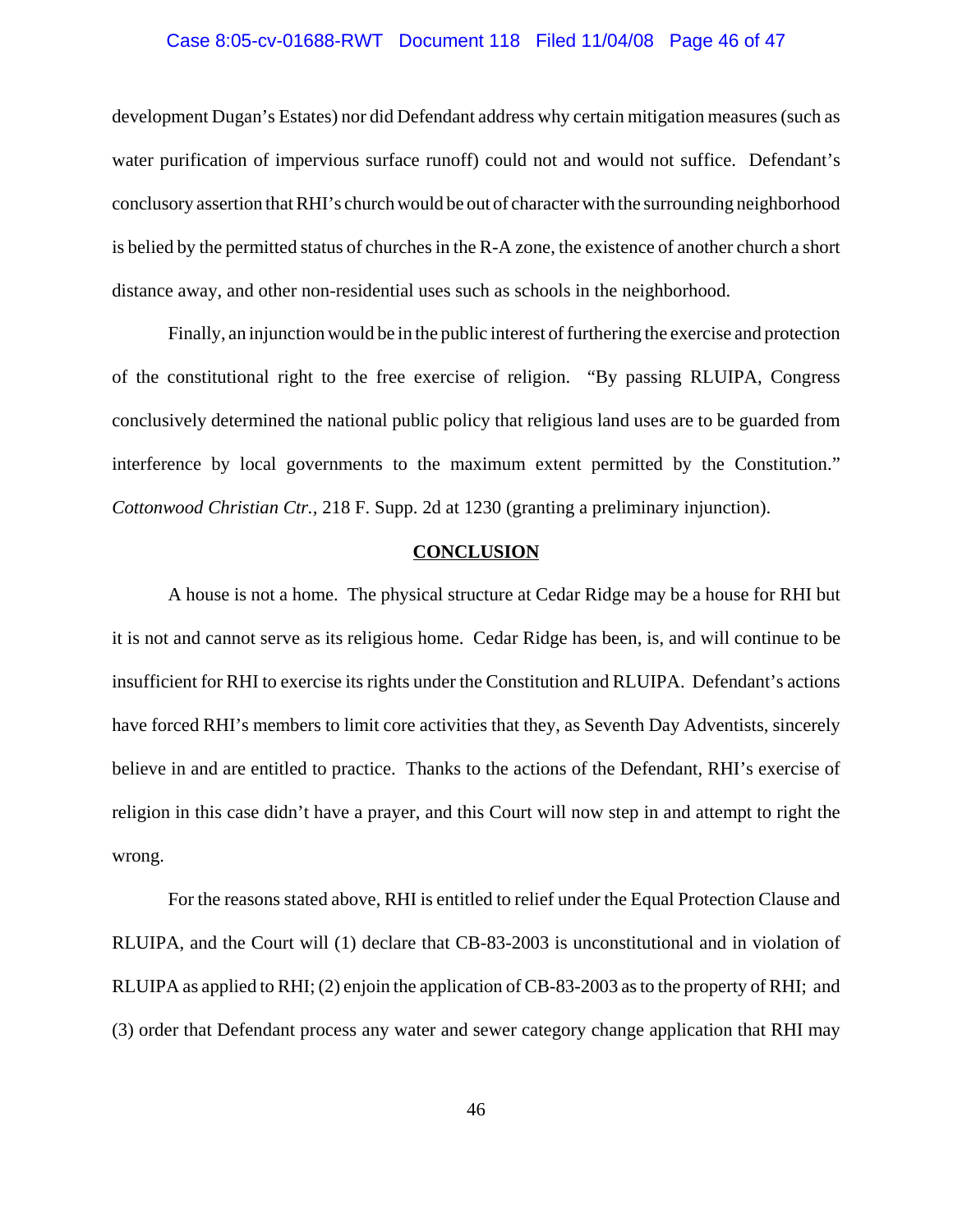development Dugan's Estates) nor did Defendant address why certain mitigation measures (such as water purification of impervious surface runoff) could not and would not suffice. Defendant's conclusory assertion that RHI's church would be out of character with the surrounding neighborhood is belied by the permitted status of churches in the R-A zone, the existence of another church a short distance away, and other non-residential uses such as schools in the neighborhood.

Finally, an injunction would be in the public interest of furthering the exercise and protection of the constitutional right to the free exercise of religion. "By passing RLUIPA, Congress conclusively determined the national public policy that religious land uses are to be guarded from interference by local governments to the maximum extent permitted by the Constitution." *Cottonwood Christian Ctr.*, 218 F. Supp. 2d at 1230 (granting a preliminary injunction).

## **CONCLUSION**

A house is not a home. The physical structure at Cedar Ridge may be a house for RHI but it is not and cannot serve as its religious home. Cedar Ridge has been, is, and will continue to be insufficient for RHI to exercise its rights under the Constitution and RLUIPA. Defendant's actions have forced RHI's members to limit core activities that they, as Seventh Day Adventists, sincerely believe in and are entitled to practice. Thanks to the actions of the Defendant, RHI's exercise of religion in this case didn't have a prayer, and this Court will now step in and attempt to right the wrong.

For the reasons stated above, RHI is entitled to relief under the Equal Protection Clause and RLUIPA, and the Court will (1) declare that CB-83-2003 is unconstitutional and in violation of RLUIPA as applied to RHI; (2) enjoin the application of CB-83-2003 as to the property of RHI; and (3) order that Defendant process any water and sewer category change application that RHI may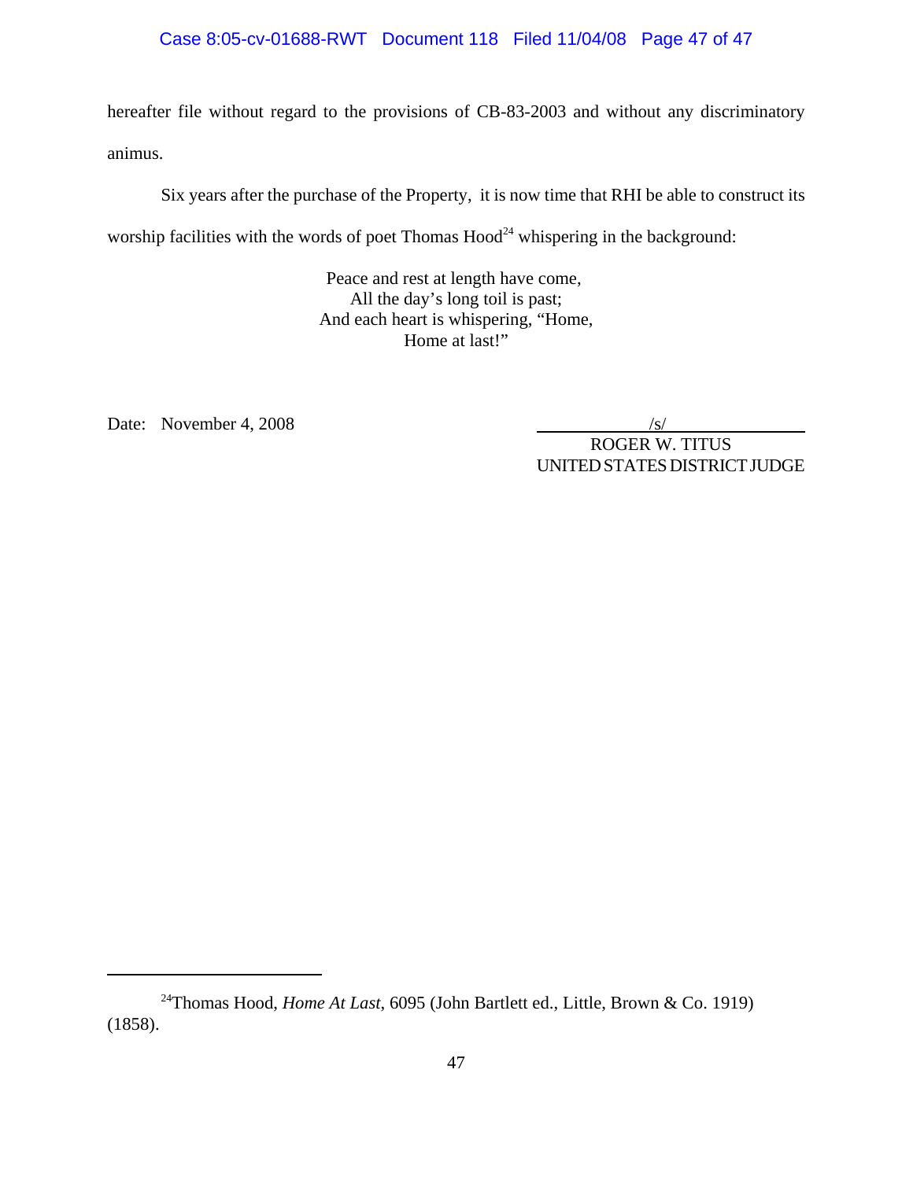hereafter file without regard to the provisions of CB-83-2003 and without any discriminatory animus.

Six years after the purchase of the Property, it is now time that RHI be able to construct its worship facilities with the words of poet Thomas Hood[24] whispering in the background:

> Peace and rest at length have come,
> All the day's long toil is past;
> And each heart is whispering, "Home,
> Home at last!"

Date: November 4, 2008

/s/
ROGER W. TITUS
UNITED STATES DISTRICT JUDGE

---

[24]Thomas Hood, *Home At Last*, 6095 (John Bartlett ed., Little, Brown & Co. 1919) (1858).